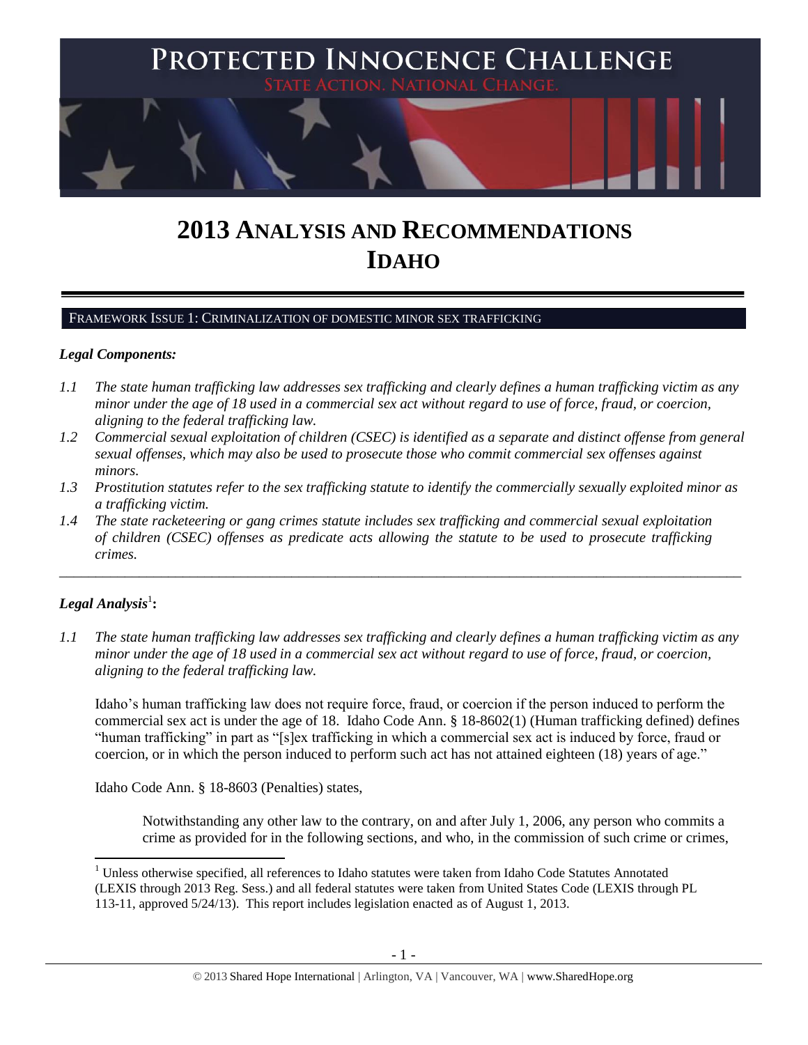# PROTECTED INNOCENCE CHALLENGE

STATE ACTION. NATIONAL CHANGE.

# 2013 ANALYSIS AND RECOMMENDATIONS IDAHO

## FRAMEWORK ISSUE 1: CRIMINALIZATION OF DOMESTIC MINOR SEX TRAFFICKING

### *Legal Components:*

*1.1 The state human trafficking law addresses sex trafficking and clearly defines a human trafficking victim as any minor under the age of 18 used in a commercial sex act without regard to use of force, fraud, or coercion, aligning to the federal trafficking law.*

*1.2 Commercial sexual exploitation of children (CSEC) is identified as a separate and distinct offense from general sexual offenses, which may also be used to prosecute those who commit commercial sex offenses against minors.*

*1.3 Prostitution statutes refer to the sex trafficking statute to identify the commercially sexually exploited minor as a trafficking victim.*

*1.4 The state racketeering or gang crimes statute includes sex trafficking and commercial sexual exploitation of children (CSEC) offenses as predicate acts allowing the statute to be used to prosecute trafficking crimes.*

---

### *Legal Analysis*[1]**:**

*1.1 The state human trafficking law addresses sex trafficking and clearly defines a human trafficking victim as any minor under the age of 18 used in a commercial sex act without regard to use of force, fraud, or coercion, aligning to the federal trafficking law.*

Idaho's human trafficking law does not require force, fraud, or coercion if the person induced to perform the commercial sex act is under the age of 18. Idaho Code Ann. § 18-8602(1) (Human trafficking defined) defines "human trafficking" in part as "[s]ex trafficking in which a commercial sex act is induced by force, fraud or coercion, or in which the person induced to perform such act has not attained eighteen (18) years of age."

Idaho Code Ann. § 18-8603 (Penalties) states,

> Notwithstanding any other law to the contrary, on and after July 1, 2006, any person who commits a crime as provided for in the following sections, and who, in the commission of such crime or crimes,

[1] Unless otherwise specified, all references to Idaho statutes were taken from Idaho Code Statutes Annotated (LEXIS through 2013 Reg. Sess.) and all federal statutes were taken from United States Code (LEXIS through PL 113-11, approved 5/24/13). This report includes legislation enacted as of August 1, 2013.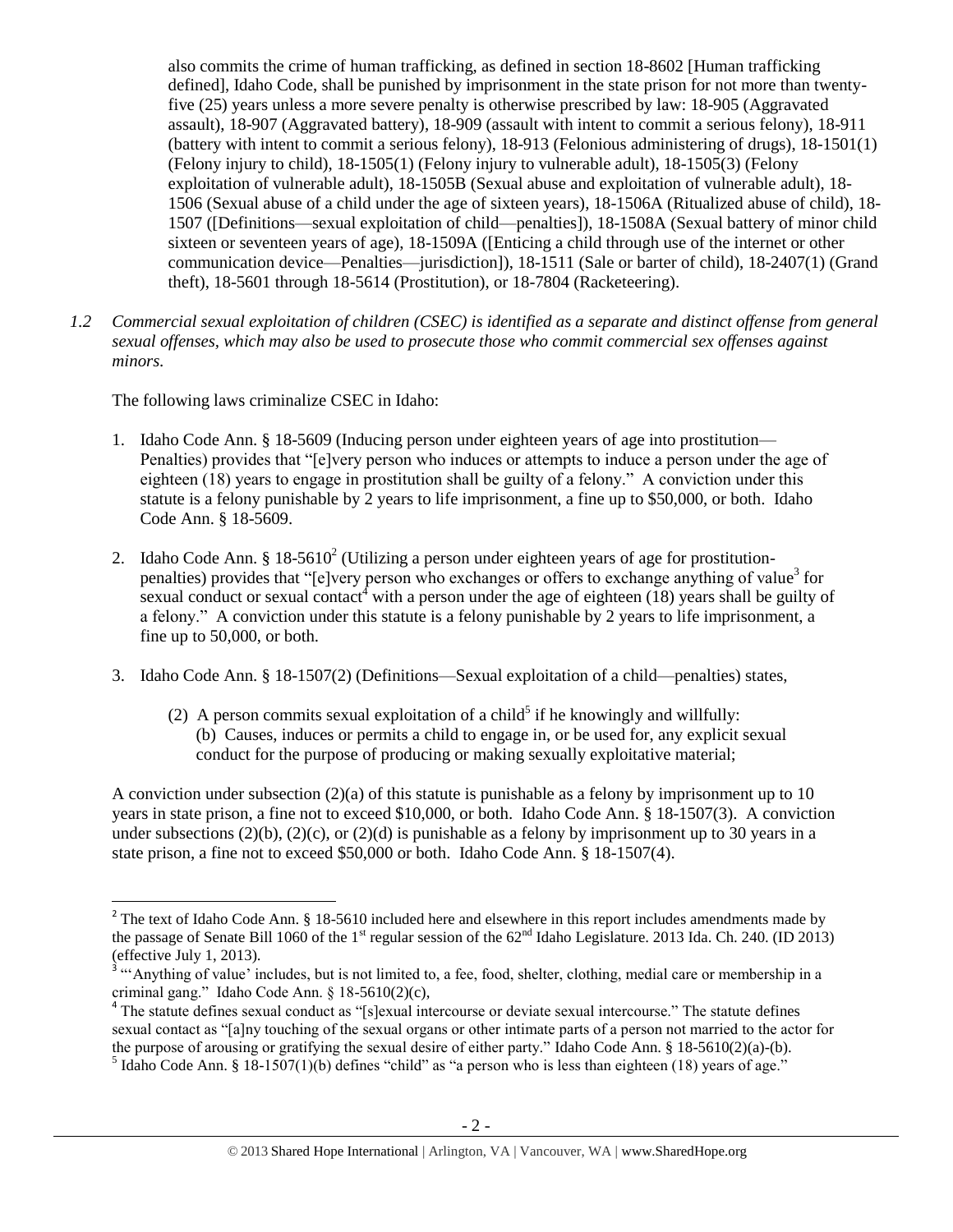also commits the crime of human trafficking, as defined in section 18-8602 [Human trafficking defined], Idaho Code, shall be punished by imprisonment in the state prison for not more than twenty-five (25) years unless a more severe penalty is otherwise prescribed by law: 18-905 (Aggravated assault), 18-907 (Aggravated battery), 18-909 (assault with intent to commit a serious felony), 18-911 (battery with intent to commit a serious felony), 18-913 (Felonious administering of drugs), 18-1501(1) (Felony injury to child), 18-1505(1) (Felony injury to vulnerable adult), 18-1505(3) (Felony exploitation of vulnerable adult), 18-1505B (Sexual abuse and exploitation of vulnerable adult), 18-1506 (Sexual abuse of a child under the age of sixteen years), 18-1506A (Ritualized abuse of child), 18-1507 ([Definitions—sexual exploitation of child—penalties]), 18-1508A (Sexual battery of minor child sixteen or seventeen years of age), 18-1509A ([Enticing a child through use of the internet or other communication device—Penalties—jurisdiction]), 18-1511 (Sale or barter of child), 18-2407(1) (Grand theft), 18-5601 through 18-5614 (Prostitution), or 18-7804 (Racketeering).

*1.2 Commercial sexual exploitation of children (CSEC) is identified as a separate and distinct offense from general sexual offenses, which may also be used to prosecute those who commit commercial sex offenses against minors.*

The following laws criminalize CSEC in Idaho:

1. Idaho Code Ann. § 18-5609 (Inducing person under eighteen years of age into prostitution—Penalties) provides that "[e]very person who induces or attempts to induce a person under the age of eighteen (18) years to engage in prostitution shall be guilty of a felony." A conviction under this statute is a felony punishable by 2 years to life imprisonment, a fine up to $50,000, or both. Idaho Code Ann. § 18-5609.

2. Idaho Code Ann. § 18-5610[2] (Utilizing a person under eighteen years of age for prostitution-penalties) provides that "[e]very person who exchanges or offers to exchange anything of value[3] for sexual conduct or sexual contact[4] with a person under the age of eighteen (18) years shall be guilty of a felony." A conviction under this statute is a felony punishable by 2 years to life imprisonment, a fine up to 50,000, or both.

3. Idaho Code Ann. § 18-1507(2) (Definitions—Sexual exploitation of a child—penalties) states,

   (2) A person commits sexual exploitation of a child[5] if he knowingly and willfully:
   (b) Causes, induces or permits a child to engage in, or be used for, any explicit sexual conduct for the purpose of producing or making sexually exploitative material;

A conviction under subsection (2)(a) of this statute is punishable as a felony by imprisonment up to 10 years in state prison, a fine not to exceed $10,000, or both. Idaho Code Ann. § 18-1507(3). A conviction under subsections (2)(b), (2)(c), or (2)(d) is punishable as a felony by imprisonment up to 30 years in a state prison, a fine not to exceed $50,000 or both. Idaho Code Ann. § 18-1507(4).

---

[2] The text of Idaho Code Ann. § 18-5610 included here and elsewhere in this report includes amendments made by the passage of Senate Bill 1060 of the 1st regular session of the 62nd Idaho Legislature. 2013 Ida. Ch. 240. (ID 2013) (effective July 1, 2013).

[3] "'Anything of value' includes, but is not limited to, a fee, food, shelter, clothing, medial care or membership in a criminal gang." Idaho Code Ann. § 18-5610(2)(c),

[4] The statute defines sexual conduct as "[s]exual intercourse or deviate sexual intercourse." The statute defines sexual contact as "[a]ny touching of the sexual organs or other intimate parts of a person not married to the actor for the purpose of arousing or gratifying the sexual desire of either party." Idaho Code Ann. § 18-5610(2)(a)-(b).

[5] Idaho Code Ann. § 18-1507(1)(b) defines "child" as "a person who is less than eighteen (18) years of age."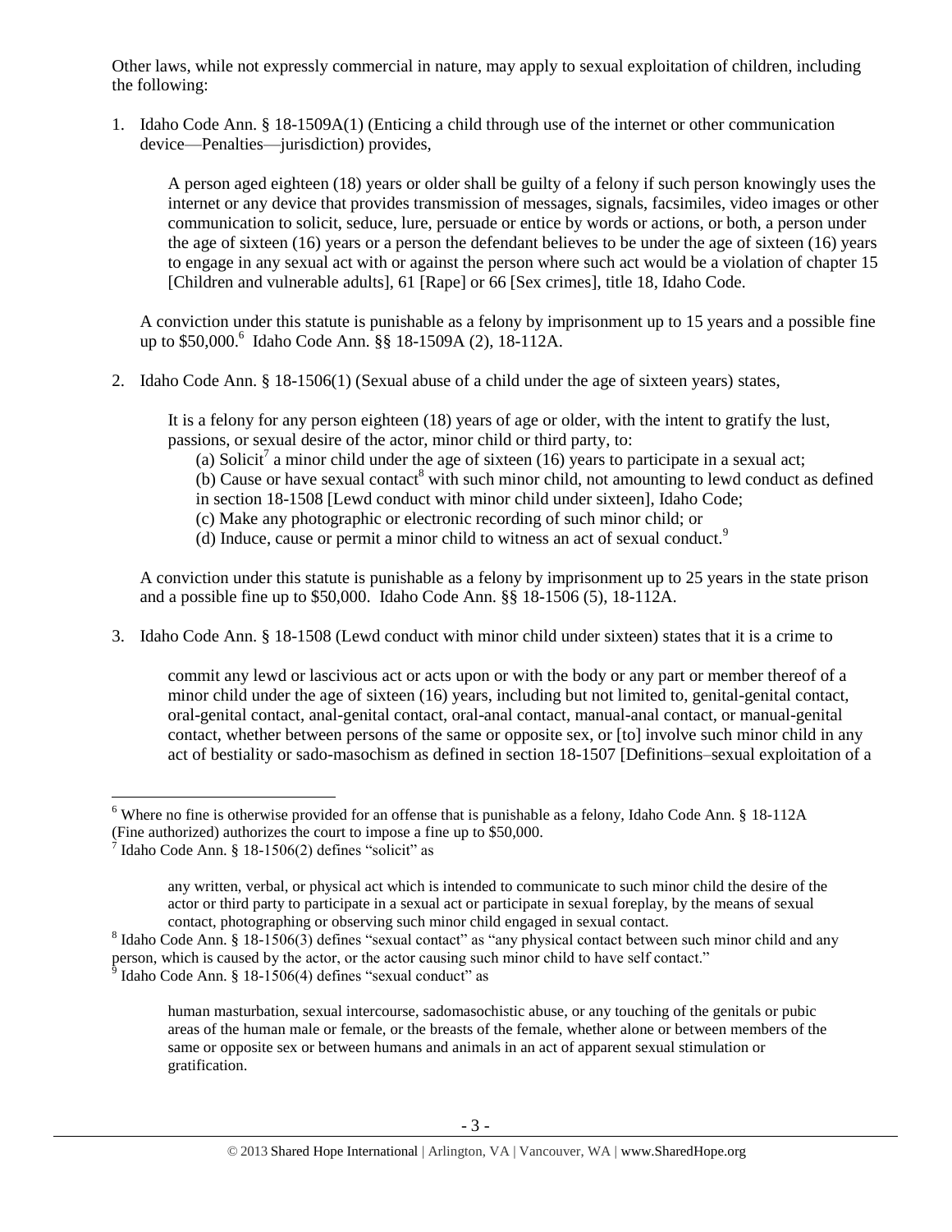Other laws, while not expressly commercial in nature, may apply to sexual exploitation of children, including the following:

1. Idaho Code Ann. § 18-1509A(1) (Enticing a child through use of the internet or other communication device—Penalties—jurisdiction) provides,

   > A person aged eighteen (18) years or older shall be guilty of a felony if such person knowingly uses the internet or any device that provides transmission of messages, signals, facsimiles, video images or other communication to solicit, seduce, lure, persuade or entice by words or actions, or both, a person under the age of sixteen (16) years or a person the defendant believes to be under the age of sixteen (16) years to engage in any sexual act with or against the person where such act would be a violation of chapter 15 [Children and vulnerable adults], 61 [Rape] or 66 [Sex crimes], title 18, Idaho Code.

   A conviction under this statute is punishable as a felony by imprisonment up to 15 years and a possible fine up to $50,000.[6] Idaho Code Ann. §§ 18-1509A (2), 18-112A.

2. Idaho Code Ann. § 18-1506(1) (Sexual abuse of a child under the age of sixteen years) states,

   > It is a felony for any person eighteen (18) years of age or older, with the intent to gratify the lust, passions, or sexual desire of the actor, minor child or third party, to:
   > (a) Solicit[7] a minor child under the age of sixteen (16) years to participate in a sexual act;
   > (b) Cause or have sexual contact[8] with such minor child, not amounting to lewd conduct as defined in section 18-1508 [Lewd conduct with minor child under sixteen], Idaho Code;
   > (c) Make any photographic or electronic recording of such minor child; or
   > (d) Induce, cause or permit a minor child to witness an act of sexual conduct.[9]

   A conviction under this statute is punishable as a felony by imprisonment up to 25 years in the state prison and a possible fine up to $50,000. Idaho Code Ann. §§ 18-1506 (5), 18-112A.

3. Idaho Code Ann. § 18-1508 (Lewd conduct with minor child under sixteen) states that it is a crime to

   > commit any lewd or lascivious act or acts upon or with the body or any part or member thereof of a minor child under the age of sixteen (16) years, including but not limited to, genital-genital contact, oral-genital contact, anal-genital contact, oral-anal contact, manual-anal contact, or manual-genital contact, whether between persons of the same or opposite sex, or [to] involve such minor child in any act of bestiality or sado-masochism as defined in section 18-1507 [Definitions–sexual exploitation of a

---

[6] Where no fine is otherwise provided for an offense that is punishable as a felony, Idaho Code Ann. § 18-112A (Fine authorized) authorizes the court to impose a fine up to $50,000.

[7] Idaho Code Ann. § 18-1506(2) defines "solicit" as

> any written, verbal, or physical act which is intended to communicate to such minor child the desire of the actor or third party to participate in a sexual act or participate in sexual foreplay, by the means of sexual contact, photographing or observing such minor child engaged in sexual contact.

[8] Idaho Code Ann. § 18-1506(3) defines "sexual contact" as "any physical contact between such minor child and any person, which is caused by the actor, or the actor causing such minor child to have self contact."

[9] Idaho Code Ann. § 18-1506(4) defines "sexual conduct" as

> human masturbation, sexual intercourse, sadomasochistic abuse, or any touching of the genitals or pubic areas of the human male or female, or the breasts of the female, whether alone or between members of the same or opposite sex or between humans and animals in an act of apparent sexual stimulation or gratification.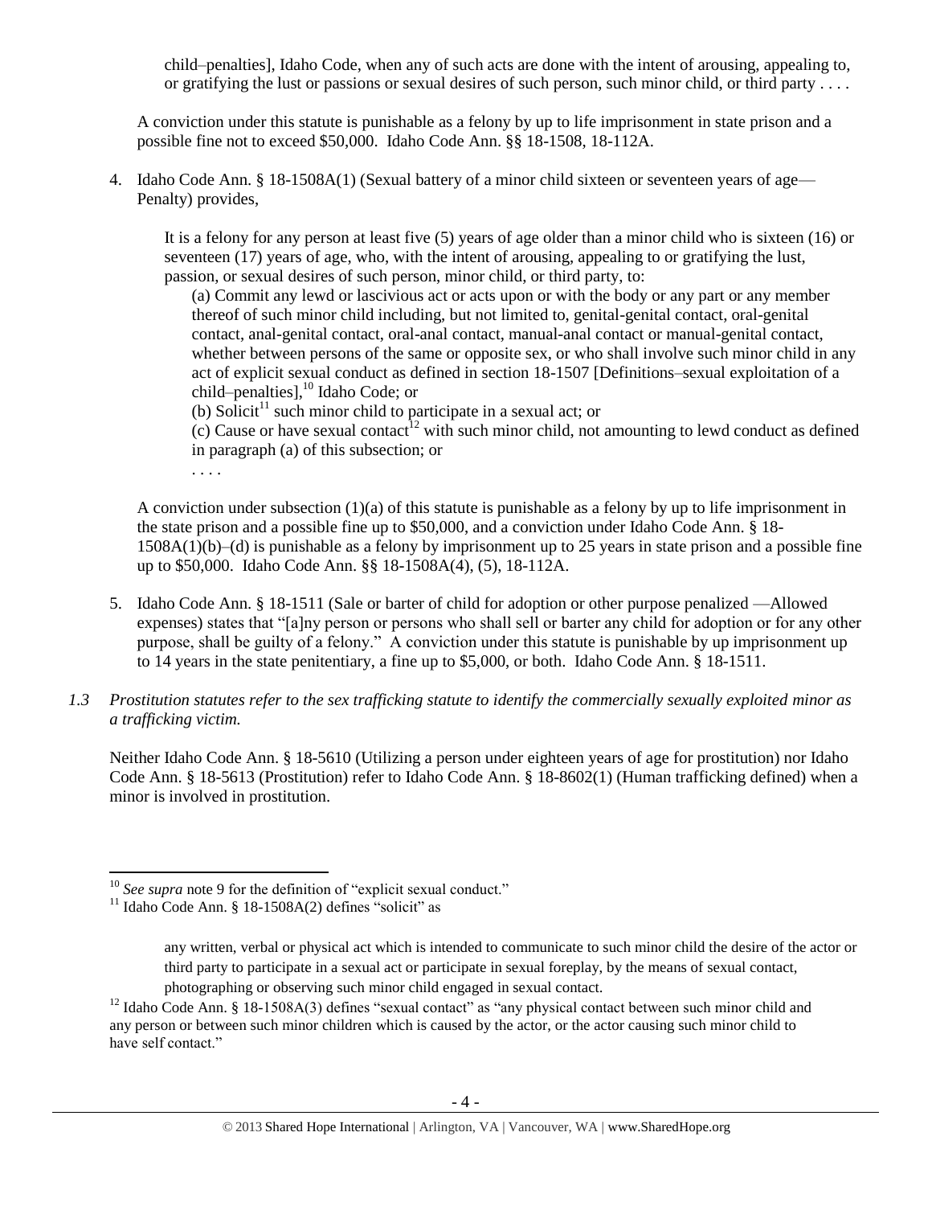child–penalties], Idaho Code, when any of such acts are done with the intent of arousing, appealing to, or gratifying the lust or passions or sexual desires of such person, such minor child, or third party . . . .

A conviction under this statute is punishable as a felony by up to life imprisonment in state prison and a possible fine not to exceed $50,000. Idaho Code Ann. §§ 18-1508, 18-112A.

4. Idaho Code Ann. § 18-1508A(1) (Sexual battery of a minor child sixteen or seventeen years of age—Penalty) provides,

   It is a felony for any person at least five (5) years of age older than a minor child who is sixteen (16) or seventeen (17) years of age, who, with the intent of arousing, appealing to or gratifying the lust, passion, or sexual desires of such person, minor child, or third party, to:

   (a) Commit any lewd or lascivious act or acts upon or with the body or any part or any member thereof of such minor child including, but not limited to, genital-genital contact, oral-genital contact, anal-genital contact, oral-anal contact, manual-anal contact or manual-genital contact, whether between persons of the same or opposite sex, or who shall involve such minor child in any act of explicit sexual conduct as defined in section 18-1507 [Definitions–sexual exploitation of a child–penalties],[10] Idaho Code; or

   (b) Solicit[11] such minor child to participate in a sexual act; or

   (c) Cause or have sexual contact[12] with such minor child, not amounting to lewd conduct as defined in paragraph (a) of this subsection; or

   . . . .

   A conviction under subsection (1)(a) of this statute is punishable as a felony by up to life imprisonment in the state prison and a possible fine up to $50,000, and a conviction under Idaho Code Ann. § 18-1508A(1)(b)–(d) is punishable as a felony by imprisonment up to 25 years in state prison and a possible fine up to $50,000. Idaho Code Ann. §§ 18-1508A(4), (5), 18-112A.

5. Idaho Code Ann. § 18-1511 (Sale or barter of child for adoption or other purpose penalized —Allowed expenses) states that "[a]ny person or persons who shall sell or barter any child for adoption or for any other purpose, shall be guilty of a felony." A conviction under this statute is punishable by up imprisonment up to 14 years in the state penitentiary, a fine up to $5,000, or both. Idaho Code Ann. § 18-1511.

*1.3 Prostitution statutes refer to the sex trafficking statute to identify the commercially sexually exploited minor as a trafficking victim.*

Neither Idaho Code Ann. § 18-5610 (Utilizing a person under eighteen years of age for prostitution) nor Idaho Code Ann. § 18-5613 (Prostitution) refer to Idaho Code Ann. § 18-8602(1) (Human trafficking defined) when a minor is involved in prostitution.

---

[10] *See supra* note 9 for the definition of "explicit sexual conduct."

[11] Idaho Code Ann. § 18-1508A(2) defines "solicit" as

> any written, verbal or physical act which is intended to communicate to such minor child the desire of the actor or third party to participate in a sexual act or participate in sexual foreplay, by the means of sexual contact, photographing or observing such minor child engaged in sexual contact.

[12] Idaho Code Ann. § 18-1508A(3) defines "sexual contact" as "any physical contact between such minor child and any person or between such minor children which is caused by the actor, or the actor causing such minor child to have self contact."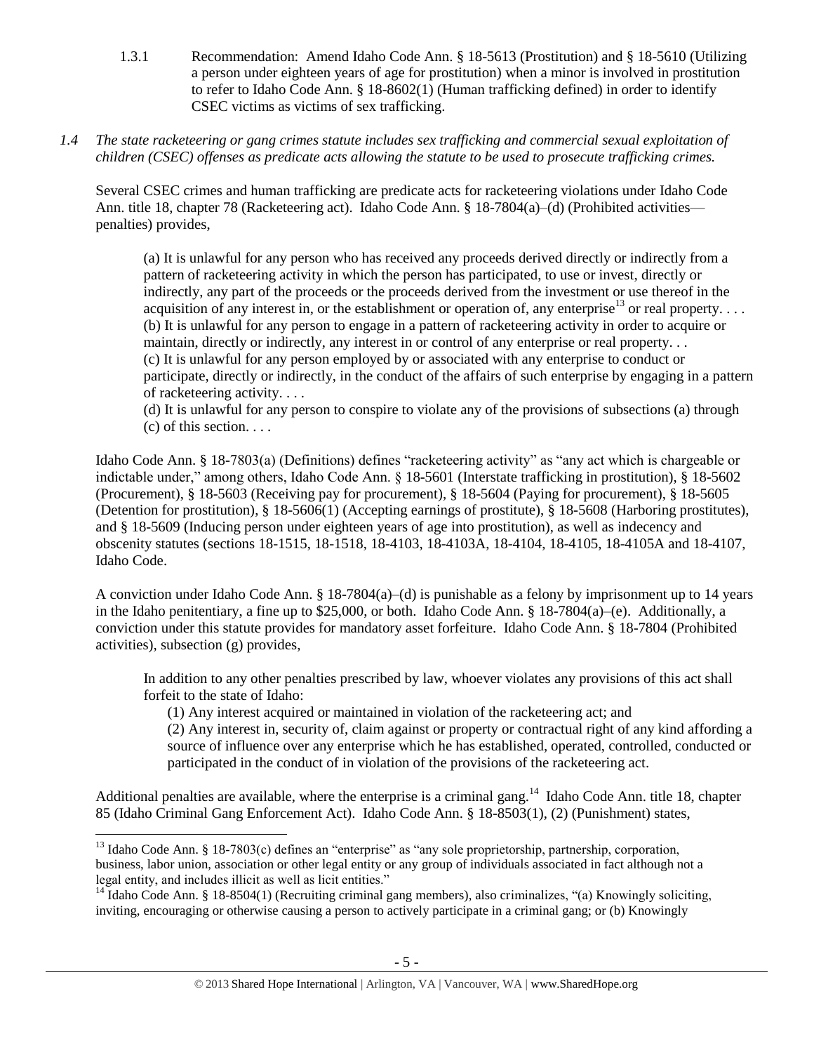1.3.1 Recommendation: Amend Idaho Code Ann. § 18-5613 (Prostitution) and § 18-5610 (Utilizing a person under eighteen years of age for prostitution) when a minor is involved in prostitution to refer to Idaho Code Ann. § 18-8602(1) (Human trafficking defined) in order to identify CSEC victims as victims of sex trafficking.

*1.4 The state racketeering or gang crimes statute includes sex trafficking and commercial sexual exploitation of children (CSEC) offenses as predicate acts allowing the statute to be used to prosecute trafficking crimes.*

Several CSEC crimes and human trafficking are predicate acts for racketeering violations under Idaho Code Ann. title 18, chapter 78 (Racketeering act). Idaho Code Ann. § 18-7804(a)–(d) (Prohibited activities—penalties) provides,

> (a) It is unlawful for any person who has received any proceeds derived directly or indirectly from a pattern of racketeering activity in which the person has participated, to use or invest, directly or indirectly, any part of the proceeds or the proceeds derived from the investment or use thereof in the acquisition of any interest in, or the establishment or operation of, any enterprise[13] or real property. . . .
> (b) It is unlawful for any person to engage in a pattern of racketeering activity in order to acquire or maintain, directly or indirectly, any interest in or control of any enterprise or real property. . .
> (c) It is unlawful for any person employed by or associated with any enterprise to conduct or participate, directly or indirectly, in the conduct of the affairs of such enterprise by engaging in a pattern of racketeering activity. . . .
> (d) It is unlawful for any person to conspire to violate any of the provisions of subsections (a) through (c) of this section. . . .

Idaho Code Ann. § 18-7803(a) (Definitions) defines "racketeering activity" as "any act which is chargeable or indictable under," among others, Idaho Code Ann. § 18-5601 (Interstate trafficking in prostitution), § 18-5602 (Procurement), § 18-5603 (Receiving pay for procurement), § 18-5604 (Paying for procurement), § 18-5605 (Detention for prostitution), § 18-5606(1) (Accepting earnings of prostitute), § 18-5608 (Harboring prostitutes), and § 18-5609 (Inducing person under eighteen years of age into prostitution), as well as indecency and obscenity statutes (sections 18-1515, 18-1518, 18-4103, 18-4103A, 18-4104, 18-4105, 18-4105A and 18-4107, Idaho Code.

A conviction under Idaho Code Ann. § 18-7804(a)–(d) is punishable as a felony by imprisonment up to 14 years in the Idaho penitentiary, a fine up to $25,000, or both. Idaho Code Ann. § 18-7804(a)–(e). Additionally, a conviction under this statute provides for mandatory asset forfeiture. Idaho Code Ann. § 18-7804 (Prohibited activities), subsection (g) provides,

> In addition to any other penalties prescribed by law, whoever violates any provisions of this act shall forfeit to the state of Idaho:
> (1) Any interest acquired or maintained in violation of the racketeering act; and
> (2) Any interest in, security of, claim against or property or contractual right of any kind affording a source of influence over any enterprise which he has established, operated, controlled, conducted or participated in the conduct of in violation of the provisions of the racketeering act.

Additionally penalties are available, where the enterprise is a criminal gang.[14] Idaho Code Ann. title 18, chapter 85 (Idaho Criminal Gang Enforcement Act). Idaho Code Ann. § 18-8503(1), (2) (Punishment) states,

---

[13] Idaho Code Ann. § 18-7803(c) defines an "enterprise" as "any sole proprietorship, partnership, corporation, business, labor union, association or other legal entity or any group of individuals associated in fact although not a legal entity, and includes illicit as well as licit entities."

[14] Idaho Code Ann. § 18-8504(1) (Recruiting criminal gang members), also criminalizes, "(a) Knowingly soliciting, inviting, encouraging or otherwise causing a person to actively participate in a criminal gang; or (b) Knowingly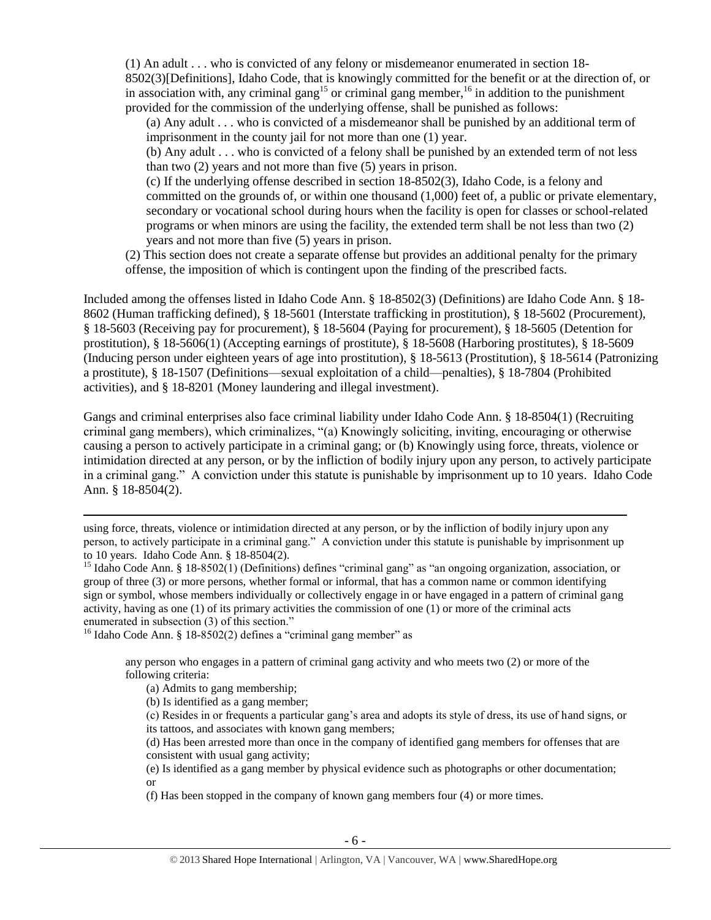> (1) An adult . . . who is convicted of any felony or misdemeanor enumerated in section 18-8502(3)[Definitions], Idaho Code, that is knowingly committed for the benefit or at the direction of, or in association with, any criminal gang[15] or criminal gang member,[16] in addition to the punishment provided for the commission of the underlying offense, shall be punished as follows:
>
> (a) Any adult . . . who is convicted of a misdemeanor shall be punished by an additional term of imprisonment in the county jail for not more than one (1) year.
>
> (b) Any adult . . . who is convicted of a felony shall be punished by an extended term of not less than two (2) years and not more than five (5) years in prison.
>
> (c) If the underlying offense described in section 18-8502(3), Idaho Code, is a felony and committed on the grounds of, or within one thousand (1,000) feet of, a public or private elementary, secondary or vocational school during hours when the facility is open for classes or school-related programs or when minors are using the facility, the extended term shall be not less than two (2) years and not more than five (5) years in prison.
>
> (2) This section does not create a separate offense but provides an additional penalty for the primary offense, the imposition of which is contingent upon the finding of the prescribed facts.

Included among the offenses listed in Idaho Code Ann. § 18-8502(3) (Definitions) are Idaho Code Ann. § 18-8602 (Human trafficking defined), § 18-5601 (Interstate trafficking in prostitution), § 18-5602 (Procurement), § 18-5603 (Receiving pay for procurement), § 18-5604 (Paying for procurement), § 18-5605 (Detention for prostitution), § 18-5606(1) (Accepting earnings of prostitute), § 18-5608 (Harboring prostitutes), § 18-5609 (Inducing person under eighteen years of age into prostitution), § 18-5613 (Prostitution), § 18-5614 (Patronizing a prostitute), § 18-1507 (Definitions—sexual exploitation of a child—penalties), § 18-7804 (Prohibited activities), and § 18-8201 (Money laundering and illegal investment).

Gangs and criminal enterprises also face criminal liability under Idaho Code Ann. § 18-8504(1) (Recruiting criminal gang members), which criminalizes, "(a) Knowingly soliciting, inviting, encouraging or otherwise causing a person to actively participate in a criminal gang; or (b) Knowingly using force, threats, violence or intimidation directed at any person, or by the infliction of bodily injury upon any person, to actively participate in a criminal gang." A conviction under this statute is punishable by imprisonment up to 10 years. Idaho Code Ann. § 18-8504(2).

---

using force, threats, violence or intimidation directed at any person, or by the infliction of bodily injury upon any person, to actively participate in a criminal gang." A conviction under this statute is punishable by imprisonment up to 10 years. Idaho Code Ann. § 18-8504(2).

[15] Idaho Code Ann. § 18-8502(1) (Definitions) defines "criminal gang" as "an ongoing organization, association, or group of three (3) or more persons, whether formal or informal, that has a common name or common identifying sign or symbol, whose members individually or collectively engage in or have engaged in a pattern of criminal gang activity, having as one (1) of its primary activities the commission of one (1) or more of the criminal acts enumerated in subsection (3) of this section."

[16] Idaho Code Ann. § 18-8502(2) defines a "criminal gang member" as

> any person who engages in a pattern of criminal gang activity and who meets two (2) or more of the following criteria:
>
> (a) Admits to gang membership;
>
> (b) Is identified as a gang member;
>
> (c) Resides in or frequents a particular gang's area and adopts its style of dress, its use of hand signs, or its tattoos, and associates with known gang members;
>
> (d) Has been arrested more than once in the company of identified gang members for offenses that are consistent with usual gang activity;
>
> (e) Is identified as a gang member by physical evidence such as photographs or other documentation; or
>
> (f) Has been stopped in the company of known gang members four (4) or more times.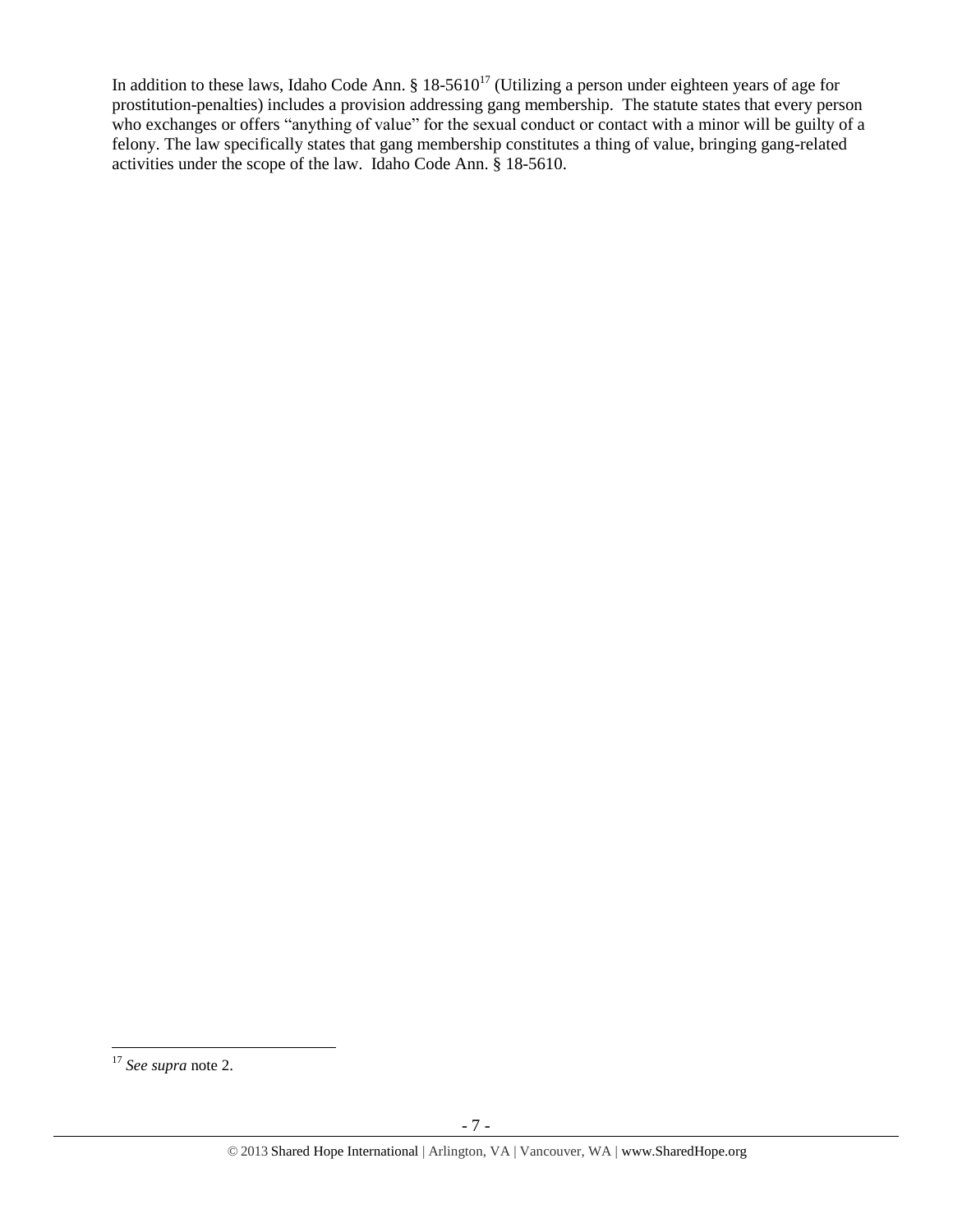In addition to these laws, Idaho Code Ann. § 18-5610[17] (Utilizing a person under eighteen years of age for prostitution-penalties) includes a provision addressing gang membership. The statute states that every person who exchanges or offers "anything of value" for the sexual conduct or contact with a minor will be guilty of a felony. The law specifically states that gang membership constitutes a thing of value, bringing gang-related activities under the scope of the law. Idaho Code Ann. § 18-5610.

[17] *See supra* note 2.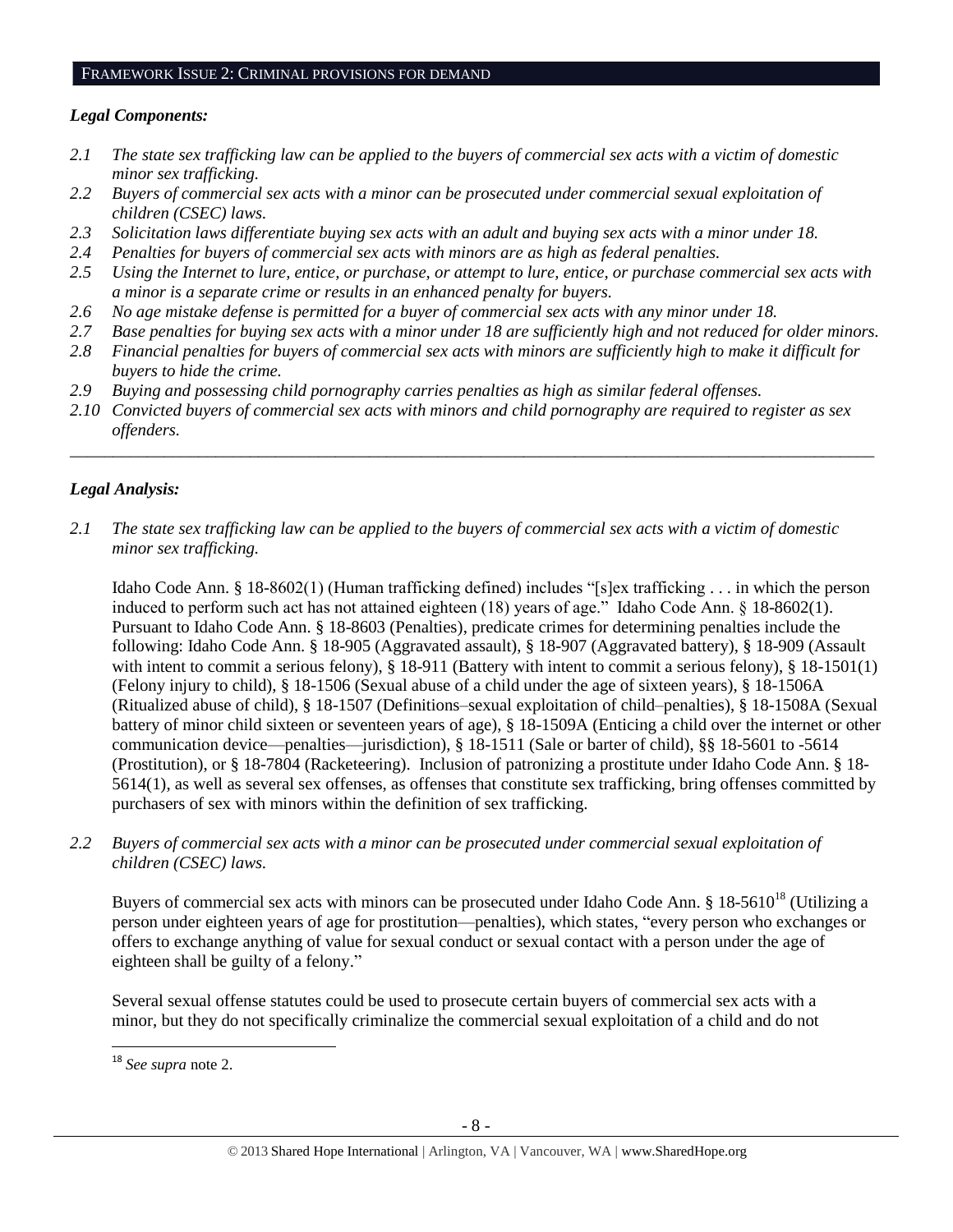## FRAMEWORK ISSUE 2: CRIMINAL PROVISIONS FOR DEMAND

### *Legal Components:*

*2.1 The state sex trafficking law can be applied to the buyers of commercial sex acts with a victim of domestic minor sex trafficking.*

*2.2 Buyers of commercial sex acts with a minor can be prosecuted under commercial sexual exploitation of children (CSEC) laws.*

*2.3 Solicitation laws differentiate buying sex acts with an adult and buying sex acts with a minor under 18.*

*2.4 Penalties for buyers of commercial sex acts with minors are as high as federal penalties.*

*2.5 Using the Internet to lure, entice, or purchase, or attempt to lure, entice, or purchase commercial sex acts with a minor is a separate crime or results in an enhanced penalty for buyers.*

*2.6 No age mistake defense is permitted for a buyer of commercial sex acts with any minor under 18.*

*2.7 Base penalties for buying sex acts with a minor under 18 are sufficiently high and not reduced for older minors.*

*2.8 Financial penalties for buyers of commercial sex acts with minors are sufficiently high to make it difficult for buyers to hide the crime.*

*2.9 Buying and possessing child pornography carries penalties as high as similar federal offenses.*

*2.10 Convicted buyers of commercial sex acts with minors and child pornography are required to register as sex offenders.*

---

### *Legal Analysis:*

*2.1 The state sex trafficking law can be applied to the buyers of commercial sex acts with a victim of domestic minor sex trafficking.*

Idaho Code Ann. § 18-8602(1) (Human trafficking defined) includes "[s]ex trafficking . . . in which the person induced to perform such act has not attained eighteen (18) years of age." Idaho Code Ann. § 18-8602(1). Pursuant to Idaho Code Ann. § 18-8603 (Penalties), predicate crimes for determining penalties include the following: Idaho Code Ann. § 18-905 (Aggravated assault), § 18-907 (Aggravated battery), § 18-909 (Assault with intent to commit a serious felony), § 18-911 (Battery with intent to commit a serious felony), § 18-1501(1) (Felony injury to child), § 18-1506 (Sexual abuse of a child under the age of sixteen years), § 18-1506A (Ritualized abuse of child), § 18-1507 (Definitions–sexual exploitation of child–penalties), § 18-1508A (Sexual battery of minor child sixteen or seventeen years of age), § 18-1509A (Enticing a child over the internet or other communication device—penalties—jurisdiction), § 18-1511 (Sale or barter of child), §§ 18-5601 to -5614 (Prostitution), or § 18-7804 (Racketeering). Inclusion of patronizing a prostitute under Idaho Code Ann. § 18-5614(1), as well as several sex offenses, as offenses that constitute sex trafficking, bring offenses committed by purchasers of sex with minors within the definition of sex trafficking.

*2.2 Buyers of commercial sex acts with a minor can be prosecuted under commercial sexual exploitation of children (CSEC) laws.*

Buyers of commercial sex acts with minors can be prosecuted under Idaho Code Ann. § 18-5610[18] (Utilizing a person under eighteen years of age for prostitution—penalties), which states, "every person who exchanges or offers to exchange anything of value for sexual conduct or sexual contact with a person under the age of eighteen shall be guilty of a felony."

Several sexual offense statutes could be used to prosecute certain buyers of commercial sex acts with a minor, but they do not specifically criminalize the commercial sexual exploitation of a child and do not

---

[18] *See supra* note 2.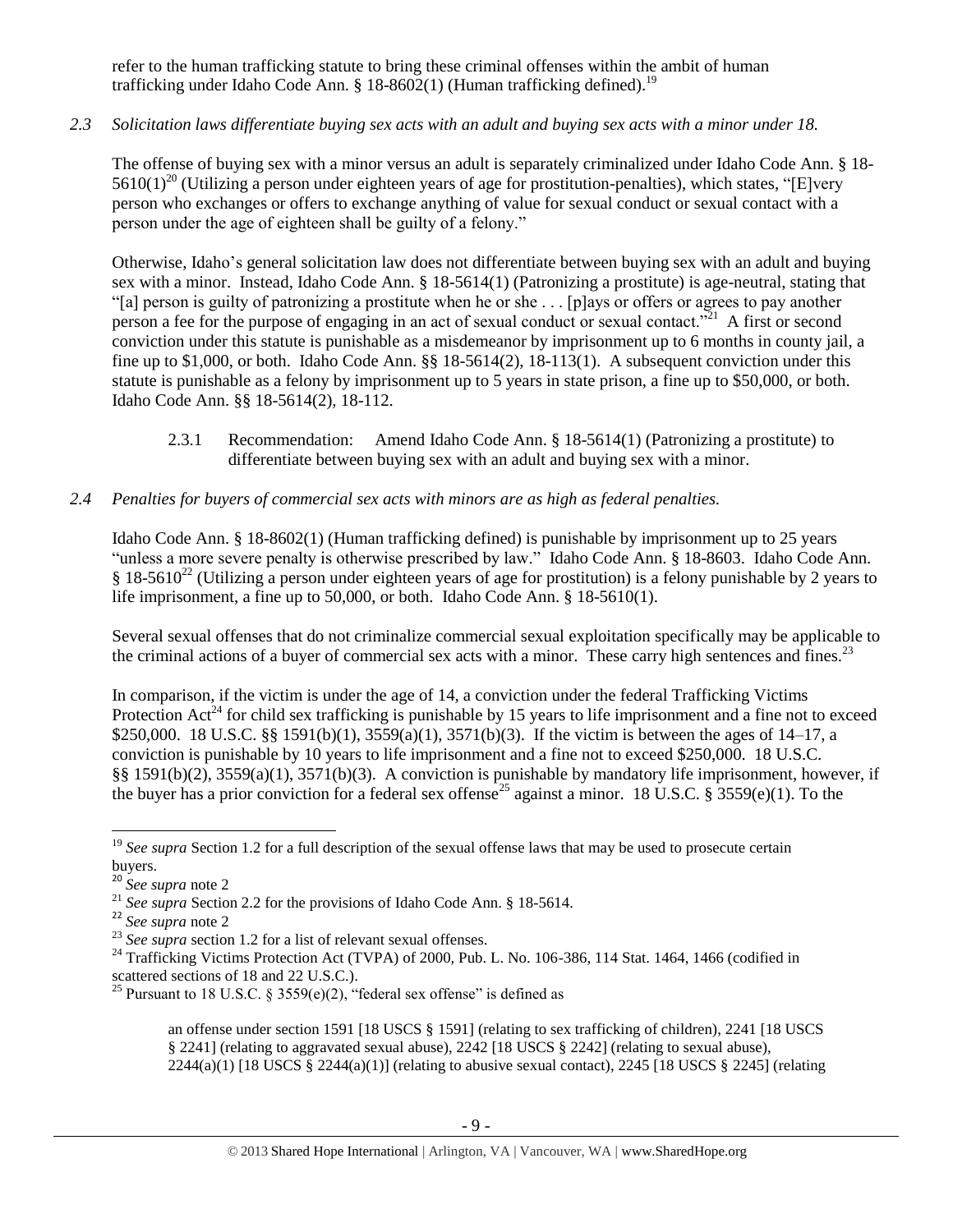refer to the human trafficking statute to bring these criminal offenses within the ambit of human trafficking under Idaho Code Ann. § 18-8602(1) (Human trafficking defined).[19]

*2.3 Solicitation laws differentiate buying sex acts with an adult and buying sex acts with a minor under 18.*

The offense of buying sex with a minor versus an adult is separately criminalized under Idaho Code Ann. § 18-5610(1)[20] (Utilizing a person under eighteen years of age for prostitution-penalties), which states, "[E]very person who exchanges or offers to exchange anything of value for sexual conduct or sexual contact with a person under the age of eighteen shall be guilty of a felony."

Otherwise, Idaho's general solicitation law does not differentiate between buying sex with an adult and buying sex with a minor. Instead, Idaho Code Ann. § 18-5614(1) (Patronizing a prostitute) is age-neutral, stating that "[a] person is guilty of patronizing a prostitute when he or she . . . [p]ays or offers or agrees to pay another person a fee for the purpose of engaging in an act of sexual conduct or sexual contact."[21] A first or second conviction under this statute is punishable as a misdemeanor by imprisonment up to 6 months in county jail, a fine up to $1,000, or both. Idaho Code Ann. §§ 18-5614(2), 18-113(1). A subsequent conviction under this statute is punishable as a felony by imprisonment up to 5 years in state prison, a fine up to $50,000, or both. Idaho Code Ann. §§ 18-5614(2), 18-112.

2.3.1 Recommendation: Amend Idaho Code Ann. § 18-5614(1) (Patronizing a prostitute) to differentiate between buying sex with an adult and buying sex with a minor.

*2.4 Penalties for buyers of commercial sex acts with minors are as high as federal penalties.*

Idaho Code Ann. § 18-8602(1) (Human trafficking defined) is punishable by imprisonment up to 25 years "unless a more severe penalty is otherwise prescribed by law." Idaho Code Ann. § 18-8603. Idaho Code Ann. § 18-5610[22] (Utilizing a person under eighteen years of age for prostitution) is a felony punishable by 2 years to life imprisonment, a fine up to 50,000, or both. Idaho Code Ann. § 18-5610(1).

Several sexual offenses that do not criminalize commercial sexual exploitation specifically may be applicable to the criminal actions of a buyer of commercial sex acts with a minor. These carry high sentences and fines.[23]

In comparison, if the victim is under the age of 14, a conviction under the federal Trafficking Victims Protection Act[24] for child sex trafficking is punishable by 15 years to life imprisonment and a fine not to exceed $250,000. 18 U.S.C. §§ 1591(b)(1), 3559(a)(1), 3571(b)(3). If the victim is between the ages of 14–17, a conviction is punishable by 10 years to life imprisonment and a fine not to exceed $250,000. 18 U.S.C. §§ 1591(b)(2), 3559(a)(1), 3571(b)(3). A conviction is punishable by mandatory life imprisonment, however, if the buyer has a prior conviction for a federal sex offense[25] against a minor. 18 U.S.C. § 3559(e)(1). To the

---

[19] *See supra* Section 1.2 for a full description of the sexual offense laws that may be used to prosecute certain buyers.

[20] *See supra* note 2

[21] *See supra* Section 2.2 for the provisions of Idaho Code Ann. § 18-5614.

[22] *See supra* note 2

[23] *See supra* section 1.2 for a list of relevant sexual offenses.

[24] Trafficking Victims Protection Act (TVPA) of 2000, Pub. L. No. 106-386, 114 Stat. 1464, 1466 (codified in scattered sections of 18 and 22 U.S.C.).

[25] Pursuant to 18 U.S.C. § 3559(e)(2), "federal sex offense" is defined as

> an offense under section 1591 [18 USCS § 1591] (relating to sex trafficking of children), 2241 [18 USCS § 2241] (relating to aggravated sexual abuse), 2242 [18 USCS § 2242] (relating to sexual abuse), 2244(a)(1) [18 USCS § 2244(a)(1)] (relating to abusive sexual contact), 2245 [18 USCS § 2245] (relating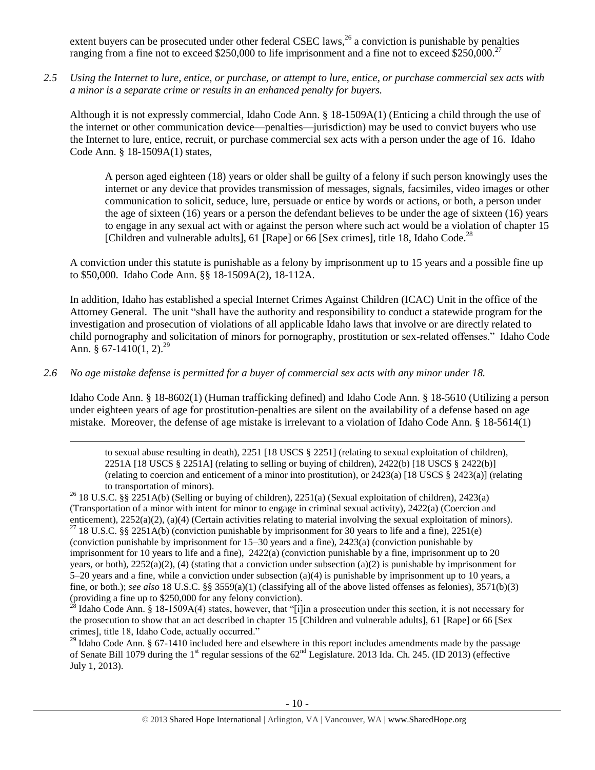extent buyers can be prosecuted under other federal CSEC laws,[26] a conviction is punishable by penalties ranging from a fine not to exceed $250,000 to life imprisonment and a fine not to exceed $250,000.[27]

*2.5 Using the Internet to lure, entice, or purchase, or attempt to lure, entice, or purchase commercial sex acts with a minor is a separate crime or results in an enhanced penalty for buyers.*

Although it is not expressly commercial, Idaho Code Ann. § 18-1509A(1) (Enticing a child through the use of the internet or other communication device—penalties—jurisdiction) may be used to convict buyers who use the Internet to lure, entice, recruit, or purchase commercial sex acts with a person under the age of 16. Idaho Code Ann. § 18-1509A(1) states,

> A person aged eighteen (18) years or older shall be guilty of a felony if such person knowingly uses the internet or any device that provides transmission of messages, signals, facsimiles, video images or other communication to solicit, seduce, lure, persuade or entice by words or actions, or both, a person under the age of sixteen (16) years or a person the defendant believes to be under the age of sixteen (16) years to engage in any sexual act with or against the person where such act would be a violation of chapter 15 [Children and vulnerable adults], 61 [Rape] or 66 [Sex crimes], title 18, Idaho Code.[28]

A conviction under this statute is punishable as a felony by imprisonment up to 15 years and a possible fine up to $50,000. Idaho Code Ann. §§ 18-1509A(2), 18-112A.

In addition, Idaho has established a special Internet Crimes Against Children (ICAC) Unit in the office of the Attorney General. The unit "shall have the authority and responsibility to conduct a statewide program for the investigation and prosecution of violations of all applicable Idaho laws that involve or are directly related to child pornography and solicitation of minors for pornography, prostitution or sex-related offenses." Idaho Code Ann. § 67-1410(1, 2).[29]

*2.6 No age mistake defense is permitted for a buyer of commercial sex acts with any minor under 18.*

Idaho Code Ann. § 18-8602(1) (Human trafficking defined) and Idaho Code Ann. § 18-5610 (Utilizing a person under eighteen years of age for prostitution-penalties are silent on the availability of a defense based on age mistake. Moreover, the defense of age mistake is irrelevant to a violation of Idaho Code Ann. § 18-5614(1)

---

to sexual abuse resulting in death), 2251 [18 USCS § 2251] (relating to sexual exploitation of children), 2251A [18 USCS § 2251A] (relating to selling or buying of children), 2422(b) [18 USCS § 2422(b)] (relating to coercion and enticement of a minor into prostitution), or 2423(a) [18 USCS § 2423(a)] (relating to transportation of minors).

[26] 18 U.S.C. §§ 2251A(b) (Selling or buying of children), 2251(a) (Sexual exploitation of children), 2423(a) (Transportation of a minor with intent for minor to engage in criminal sexual activity), 2422(a) (Coercion and enticement), 2252(a)(2), (a)(4) (Certain activities relating to material involving the sexual exploitation of minors).

[27] 18 U.S.C. §§ 2251A(b) (conviction punishable by imprisonment for 30 years to life and a fine), 2251(e) (conviction punishable by imprisonment for 15–30 years and a fine), 2423(a) (conviction punishable by imprisonment for 10 years to life and a fine), 2422(a) (conviction punishable by a fine, imprisonment up to 20 years, or both), 2252(a)(2), (4) (stating that a conviction under subsection (a)(2) is punishable by imprisonment for 5–20 years and a fine, while a conviction under subsection (a)(4) is punishable by imprisonment up to 10 years, a fine, or both.); *see also* 18 U.S.C. §§ 3559(a)(1) (classifying all of the above listed offenses as felonies), 3571(b)(3) (providing a fine up to $250,000 for any felony conviction).

[28] Idaho Code Ann. § 18-1509A(4) states, however, that "[i]in a prosecution under this section, it is not necessary for the prosecution to show that an act described in chapter 15 [Children and vulnerable adults], 61 [Rape] or 66 [Sex crimes], title 18, Idaho Code, actually occurred."

[29] Idaho Code Ann. § 67-1410 included here and elsewhere in this report includes amendments made by the passage of Senate Bill 1079 during the 1st regular sessions of the 62nd Legislature. 2013 Ida. Ch. 245. (ID 2013) (effective July 1, 2013).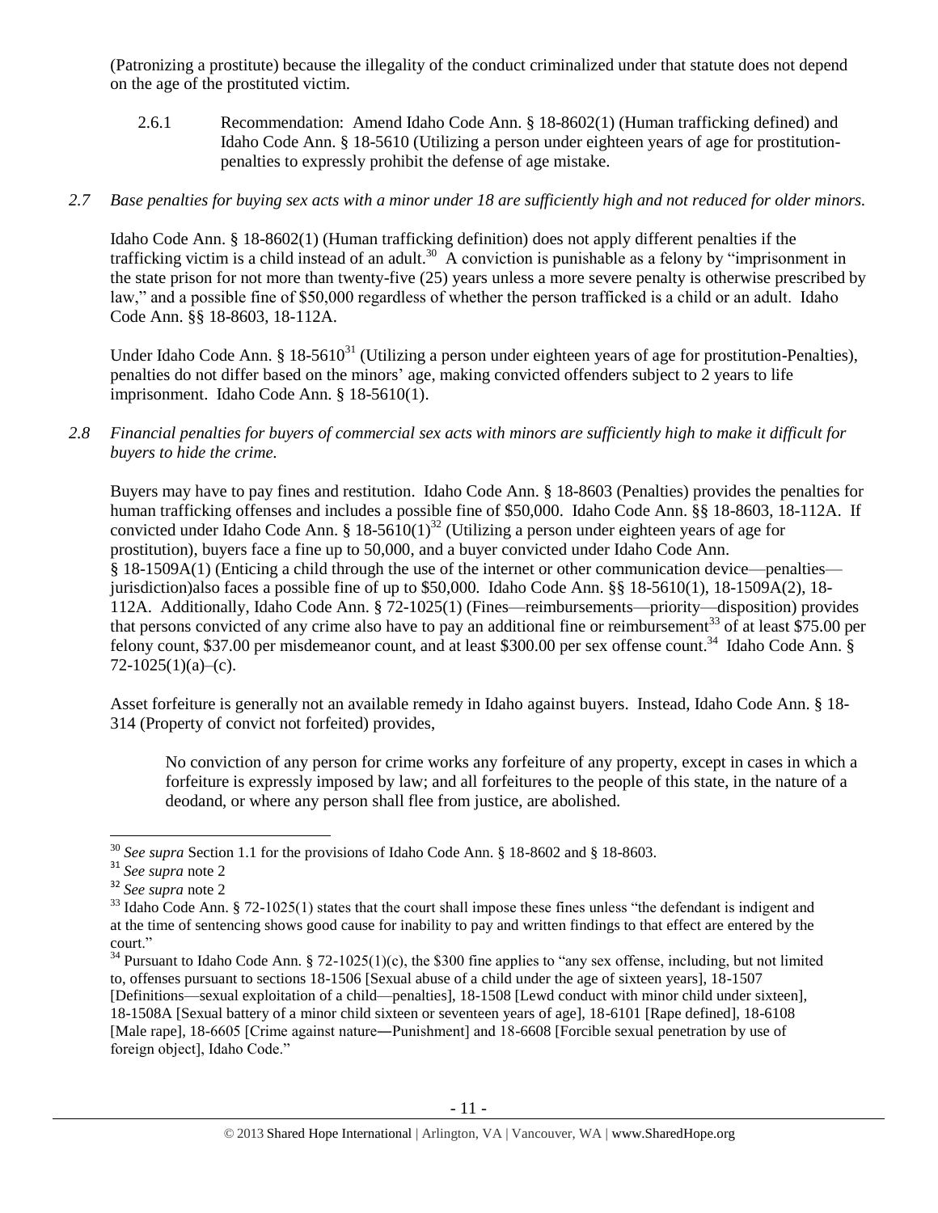(Patronizing a prostitute) because the illegality of the conduct criminalized under that statute does not depend on the age of the prostituted victim.

2.6.1 Recommendation: Amend Idaho Code Ann. § 18-8602(1) (Human trafficking defined) and Idaho Code Ann. § 18-5610 (Utilizing a person under eighteen years of age for prostitution-penalties to expressly prohibit the defense of age mistake.

*2.7 Base penalties for buying sex acts with a minor under 18 are sufficiently high and not reduced for older minors.*

Idaho Code Ann. § 18-8602(1) (Human trafficking definition) does not apply different penalties if the trafficking victim is a child instead of an adult.[30] A conviction is punishable as a felony by "imprisonment in the state prison for not more than twenty-five (25) years unless a more severe penalty is otherwise prescribed by law," and a possible fine of $50,000 regardless of whether the person trafficked is a child or an adult. Idaho Code Ann. §§ 18-8603, 18-112A.

Under Idaho Code Ann. § 18-5610[31] (Utilizing a person under eighteen years of age for prostitution-Penalties), penalties do not differ based on the minors' age, making convicted offenders subject to 2 years to life imprisonment. Idaho Code Ann. § 18-5610(1).

*2.8 Financial penalties for buyers of commercial sex acts with minors are sufficiently high to make it difficult for buyers to hide the crime.*

Buyers may have to pay fines and restitution. Idaho Code Ann. § 18-8603 (Penalties) provides the penalties for human trafficking offenses and includes a possible fine of $50,000. Idaho Code Ann. §§ 18-8603, 18-112A. If convicted under Idaho Code Ann. § 18-5610(1)[32] (Utilizing a person under eighteen years of age for prostitution), buyers face a fine up to 50,000, and a buyer convicted under Idaho Code Ann. § 18-1509A(1) (Enticing a child through the use of the internet or other communication device—penalties—jurisdiction)also faces a possible fine of up to $50,000. Idaho Code Ann. §§ 18-5610(1), 18-1509A(2), 18-112A. Additionally, Idaho Code Ann. § 72-1025(1) (Fines—reimbursements—priority—disposition) provides that persons convicted of any crime also have to pay an additional fine or reimbursement[33] of at least $75.00 per felony count, $37.00 per misdemeanor count, and at least $300.00 per sex offense count.[34] Idaho Code Ann. § 72-1025(1)(a)–(c).

Asset forfeiture is generally not an available remedy in Idaho against buyers. Instead, Idaho Code Ann. § 18-314 (Property of convict not forfeited) provides,

> No conviction of any person for crime works any forfeiture of any property, except in cases in which a forfeiture is expressly imposed by law; and all forfeitures to the people of this state, in the nature of a deodand, or where any person shall flee from justice, are abolished.

---

[30] *See supra* Section 1.1 for the provisions of Idaho Code Ann. § 18-8602 and § 18-8603.

[31] *See supra* note 2

[32] *See supra* note 2

[33] Idaho Code Ann. § 72-1025(1) states that the court shall impose these fines unless "the defendant is indigent and at the time of sentencing shows good cause for inability to pay and written findings to that effect are entered by the court."

[34] Pursuant to Idaho Code Ann. § 72-1025(1)(c), the $300 fine applies to "any sex offense, including, but not limited to, offenses pursuant to sections 18-1506 [Sexual abuse of a child under the age of sixteen years], 18-1507 [Definitions—sexual exploitation of a child—penalties], 18-1508 [Lewd conduct with minor child under sixteen], 18-1508A [Sexual battery of a minor child sixteen or seventeen years of age], 18-6101 [Rape defined], 18-6108 [Male rape], 18-6605 [Crime against nature—Punishment] and 18-6608 [Forcible sexual penetration by use of foreign object], Idaho Code."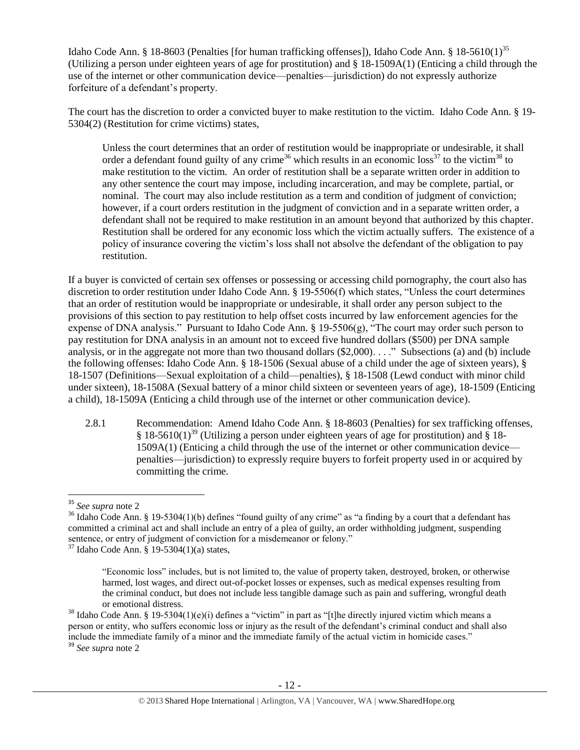Idaho Code Ann. § 18-8603 (Penalties [for human trafficking offenses]), Idaho Code Ann. § 18-5610(1)[35] (Utilizing a person under eighteen years of age for prostitution) and § 18-1509A(1) (Enticing a child through the use of the internet or other communication device—penalties—jurisdiction) do not expressly authorize forfeiture of a defendant's property.

The court has the discretion to order a convicted buyer to make restitution to the victim. Idaho Code Ann. § 19-5304(2) (Restitution for crime victims) states,

> Unless the court determines that an order of restitution would be inappropriate or undesirable, it shall order a defendant found guilty of any crime[36] which results in an economic loss[37] to the victim[38] to make restitution to the victim. An order of restitution shall be a separate written order in addition to any other sentence the court may impose, including incarceration, and may be complete, partial, or nominal. The court may also include restitution as a term and condition of judgment of conviction; however, if a court orders restitution in the judgment of conviction and in a separate written order, a defendant shall not be required to make restitution in an amount beyond that authorized by this chapter. Restitution shall be ordered for any economic loss which the victim actually suffers. The existence of a policy of insurance covering the victim's loss shall not absolve the defendant of the obligation to pay restitution.

If a buyer is convicted of certain sex offenses or possessing or accessing child pornography, the court also has discretion to order restitution under Idaho Code Ann. § 19-5506(f) which states, "Unless the court determines that an order of restitution would be inappropriate or undesirable, it shall order any person subject to the provisions of this section to pay restitution to help offset costs incurred by law enforcement agencies for the expense of DNA analysis." Pursuant to Idaho Code Ann. § 19-5506(g), "The court may order such person to pay restitution for DNA analysis in an amount not to exceed five hundred dollars ($500) per DNA sample analysis, or in the aggregate not more than two thousand dollars ($2,000). . . ." Subsections (a) and (b) include the following offenses: Idaho Code Ann. § 18-1506 (Sexual abuse of a child under the age of sixteen years), § 18-1507 (Definitions—Sexual exploitation of a child—penalties), § 18-1508 (Lewd conduct with minor child under sixteen), 18-1508A (Sexual battery of a minor child sixteen or seventeen years of age), 18-1509 (Enticing a child), 18-1509A (Enticing a child through use of the internet or other communication device).

2.8.1 Recommendation: Amend Idaho Code Ann. § 18-8603 (Penalties) for sex trafficking offenses, § 18-5610(1)[39] (Utilizing a person under eighteen years of age for prostitution) and § 18-1509A(1) (Enticing a child through the use of the internet or other communication device—penalties—jurisdiction) to expressly require buyers to forfeit property used in or acquired by committing the crime.

---

[35] *See supra* note 2

[36] Idaho Code Ann. § 19-5304(1)(b) defines "found guilty of any crime" as "a finding by a court that a defendant has committed a criminal act and shall include an entry of a plea of guilty, an order withholding judgment, suspending sentence, or entry of judgment of conviction for a misdemeanor or felony."

[37] Idaho Code Ann. § 19-5304(1)(a) states,

> "Economic loss" includes, but is not limited to, the value of property taken, destroyed, broken, or otherwise harmed, lost wages, and direct out-of-pocket losses or expenses, such as medical expenses resulting from the criminal conduct, but does not include less tangible damage such as pain and suffering, wrongful death or emotional distress.

[38] Idaho Code Ann. § 19-5304(1)(e)(i) defines a "victim" in part as "[t]he directly injured victim which means a person or entity, who suffers economic loss or injury as the result of the defendant's criminal conduct and shall also include the immediate family of a minor and the immediate family of the actual victim in homicide cases."

[39] *See supra* note 2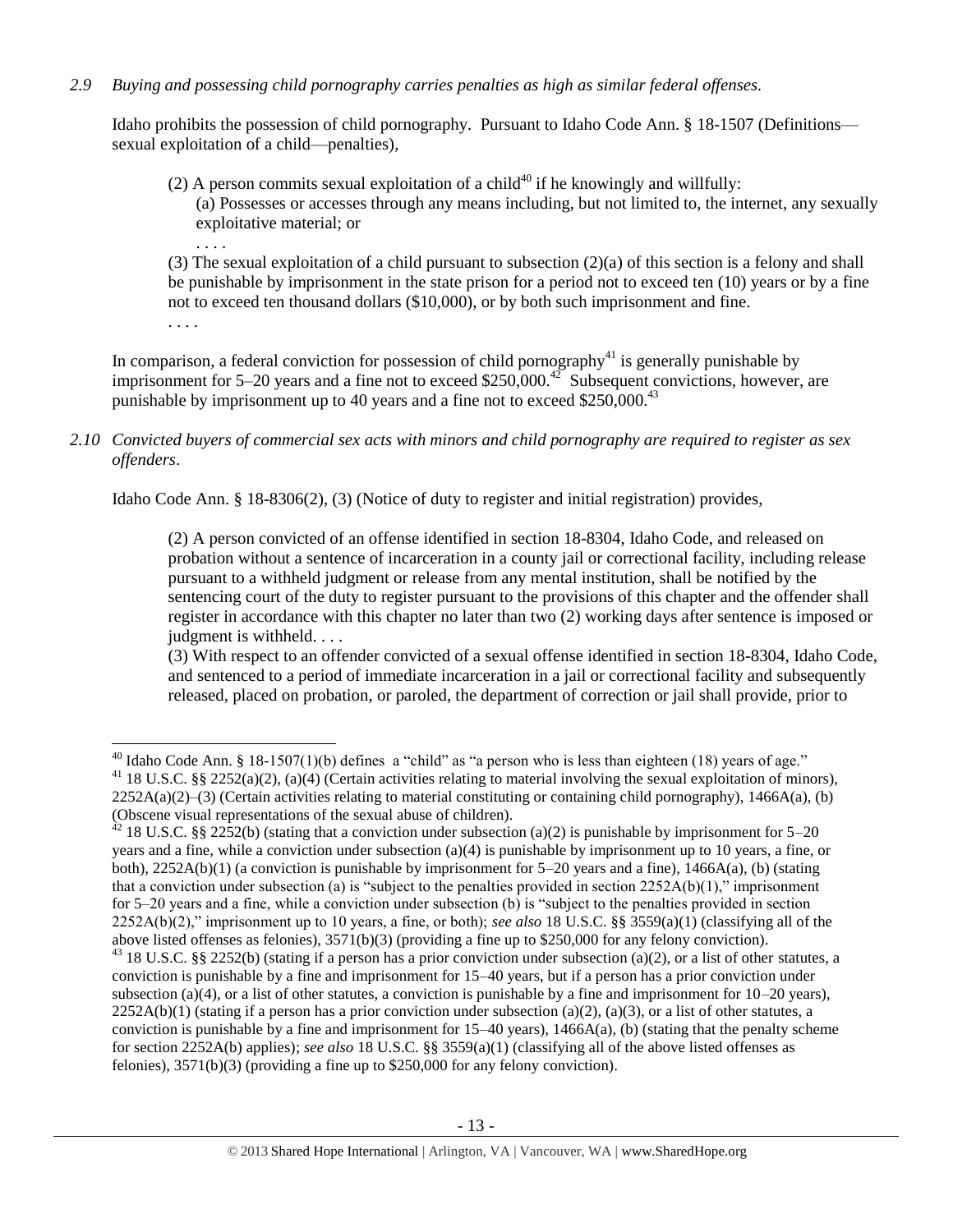*2.9 Buying and possessing child pornography carries penalties as high as similar federal offenses.*

Idaho prohibits the possession of child pornography. Pursuant to Idaho Code Ann. § 18-1507 (Definitions—sexual exploitation of a child—penalties),

> (2) A person commits sexual exploitation of a child[40] if he knowingly and willfully:
> (a) Possesses or accesses through any means including, but not limited to, the internet, any sexually exploitative material; or
> . . . .
> (3) The sexual exploitation of a child pursuant to subsection (2)(a) of this section is a felony and shall be punishable by imprisonment in the state prison for a period not to exceed ten (10) years or by a fine not to exceed ten thousand dollars ($10,000), or by both such imprisonment and fine.
> . . . .

In comparison, a federal conviction for possession of child pornography[41] is generally punishable by imprisonment for 5–20 years and a fine not to exceed $250,000.[42] Subsequent convictions, however, are punishable by imprisonment up to 40 years and a fine not to exceed $250,000.[43]

*2.10 Convicted buyers of commercial sex acts with minors and child pornography are required to register as sex offenders.*

Idaho Code Ann. § 18-8306(2), (3) (Notice of duty to register and initial registration) provides,

> (2) A person convicted of an offense identified in section 18-8304, Idaho Code, and released on probation without a sentence of incarceration in a county jail or correctional facility, including release pursuant to a withheld judgment or release from any mental institution, shall be notified by the sentencing court of the duty to register pursuant to the provisions of this chapter and the offender shall register in accordance with this chapter no later than two (2) working days after sentence is imposed or judgment is withheld. . . .
> (3) With respect to an offender convicted of a sexual offense identified in section 18-8304, Idaho Code, and sentenced to a period of immediate incarceration in a jail or correctional facility and subsequently released, placed on probation, or paroled, the department of correction or jail shall provide, prior to

---

[40] Idaho Code Ann. § 18-1507(1)(b) defines a "child" as "a person who is less than eighteen (18) years of age."

[41] 18 U.S.C. §§ 2252(a)(2), (a)(4) (Certain activities relating to material involving the sexual exploitation of minors), 2252A(a)(2)–(3) (Certain activities relating to material constituting or containing child pornography), 1466A(a), (b) (Obscene visual representations of the sexual abuse of children).

[42] 18 U.S.C. §§ 2252(b) (stating that a conviction under subsection (a)(2) is punishable by imprisonment for 5–20 years and a fine, while a conviction under subsection (a)(4) is punishable by imprisonment up to 10 years, a fine, or both), 2252A(b)(1) (a conviction is punishable by imprisonment for 5–20 years and a fine), 1466A(a), (b) (stating that a conviction under subsection (a) is "subject to the penalties provided in section 2252A(b)(1)," imprisonment for 5–20 years and a fine, while a conviction under subsection (b) is "subject to the penalties provided in section 2252A(b)(2)," imprisonment up to 10 years, a fine, or both); *see also* 18 U.S.C. §§ 3559(a)(1) (classifying all of the above listed offenses as felonies), 3571(b)(3) (providing a fine up to $250,000 for any felony conviction).

[43] 18 U.S.C. §§ 2252(b) (stating if a person has a prior conviction under subsection (a)(2), or a list of other statutes, a conviction is punishable by a fine and imprisonment for 15–40 years, but if a person has a prior conviction under subsection (a)(4), or a list of other statutes, a conviction is punishable by a fine and imprisonment for 10–20 years), 2252A(b)(1) (stating if a person has a prior conviction under subsection (a)(2), (a)(3), or a list of other statutes, a conviction is punishable by a fine and imprisonment for 15–40 years), 1466A(a), (b) (stating that the penalty scheme for section 2252A(b) applies); *see also* 18 U.S.C. §§ 3559(a)(1) (classifying all of the above listed offenses as felonies), 3571(b)(3) (providing a fine up to $250,000 for any felony conviction).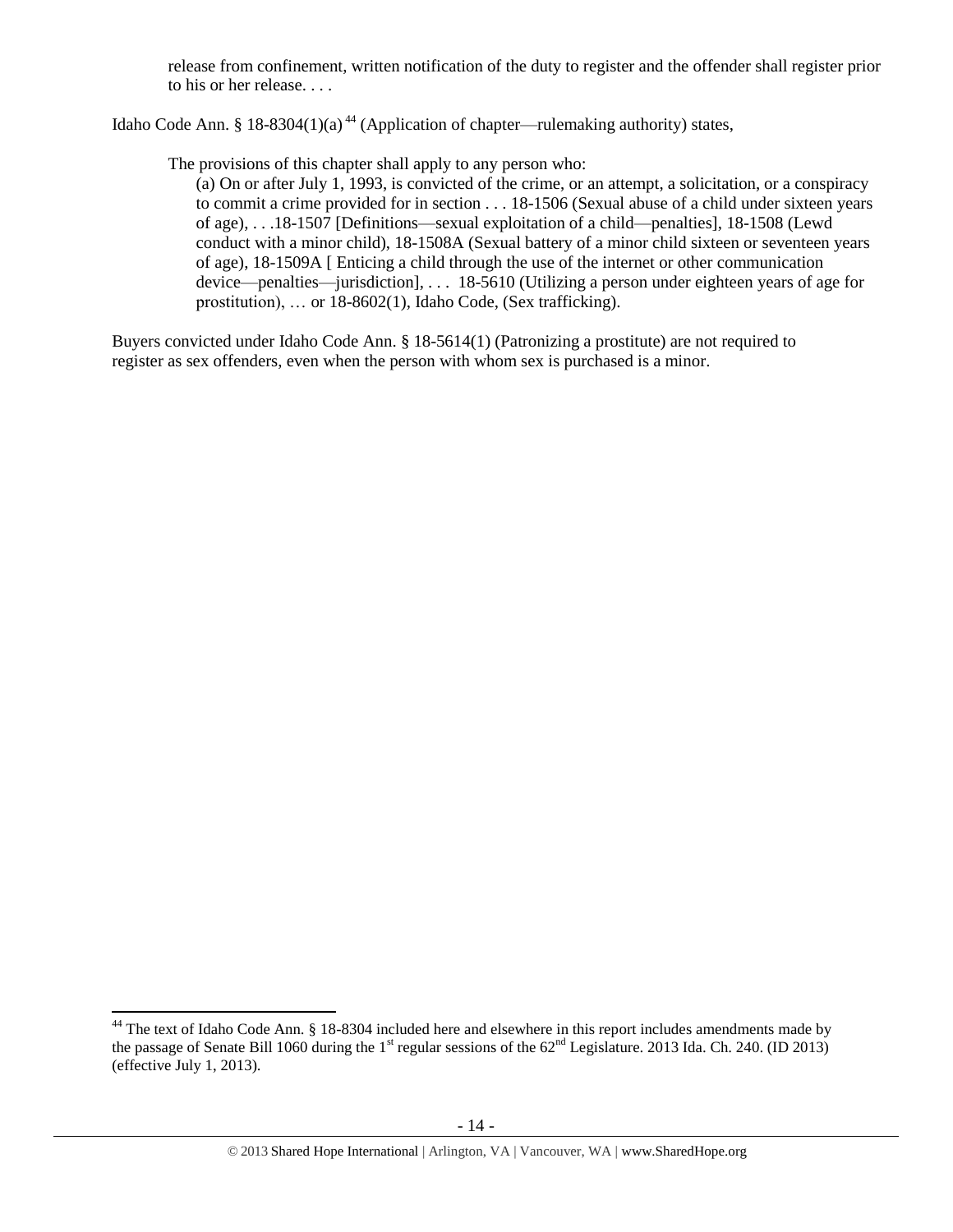> release from confinement, written notification of the duty to register and the offender shall register prior to his or her release. . . .

Idaho Code Ann. § 18-8304(1)(a)[44] (Application of chapter—rulemaking authority) states,

> The provisions of this chapter shall apply to any person who:
>
> (a) On or after July 1, 1993, is convicted of the crime, or an attempt, a solicitation, or a conspiracy to commit a crime provided for in section . . . 18-1506 (Sexual abuse of a child under sixteen years of age), . . .18-1507 [Definitions—sexual exploitation of a child—penalties], 18-1508 (Lewd conduct with a minor child), 18-1508A (Sexual battery of a minor child sixteen or seventeen years of age), 18-1509A [ Enticing a child through the use of the internet or other communication device—penalties—jurisdiction], . . . 18-5610 (Utilizing a person under eighteen years of age for prostitution), … or 18-8602(1), Idaho Code, (Sex trafficking).

Buyers convicted under Idaho Code Ann. § 18-5614(1) (Patronizing a prostitute) are not required to register as sex offenders, even when the person with whom sex is purchased is a minor.

---

[44] The text of Idaho Code Ann. § 18-8304 included here and elsewhere in this report includes amendments made by the passage of Senate Bill 1060 during the 1st regular sessions of the 62nd Legislature. 2013 Ida. Ch. 240. (ID 2013) (effective July 1, 2013).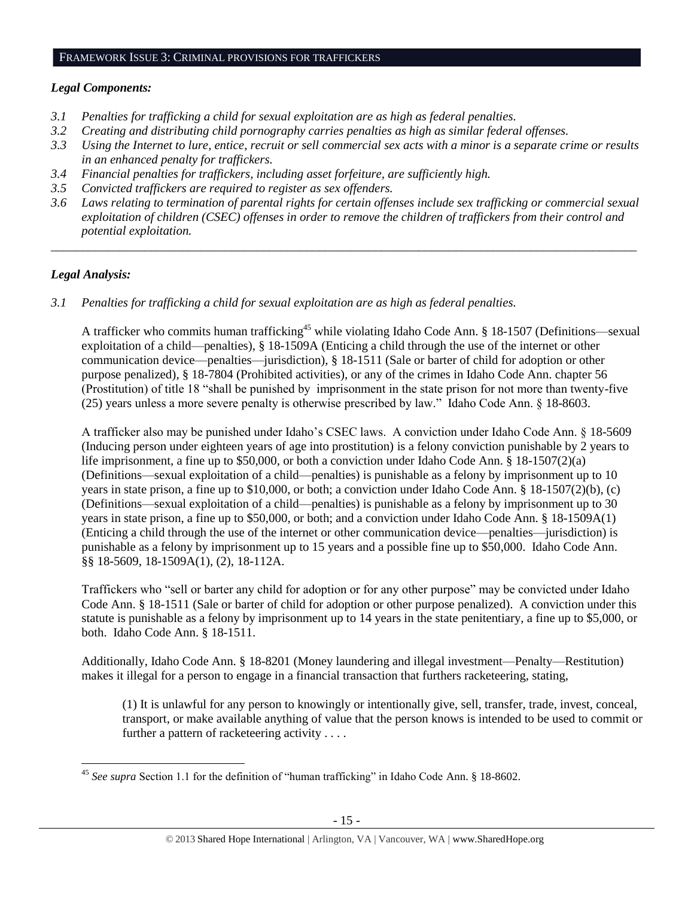## FRAMEWORK ISSUE 3: CRIMINAL PROVISIONS FOR TRAFFICKERS

### *Legal Components:*

- *3.1 Penalties for trafficking a child for sexual exploitation are as high as federal penalties.*
- *3.2 Creating and distributing child pornography carries penalties as high as similar federal offenses.*
- *3.3 Using the Internet to lure, entice, recruit or sell commercial sex acts with a minor is a separate crime or results in an enhanced penalty for traffickers.*
- *3.4 Financial penalties for traffickers, including asset forfeiture, are sufficiently high.*
- *3.5 Convicted traffickers are required to register as sex offenders.*
- *3.6 Laws relating to termination of parental rights for certain offenses include sex trafficking or commercial sexual exploitation of children (CSEC) offenses in order to remove the children of traffickers from their control and potential exploitation.*

---

### *Legal Analysis:*

*3.1 Penalties for trafficking a child for sexual exploitation are as high as federal penalties.*

A trafficker who commits human trafficking[45] while violating Idaho Code Ann. § 18-1507 (Definitions—sexual exploitation of a child—penalties), § 18-1509A (Enticing a child through the use of the internet or other communication device—penalties—jurisdiction), § 18-1511 (Sale or barter of child for adoption or other purpose penalized), § 18-7804 (Prohibited activities), or any of the crimes in Idaho Code Ann. chapter 56 (Prostitution) of title 18 "shall be punished by imprisonment in the state prison for not more than twenty-five (25) years unless a more severe penalty is otherwise prescribed by law." Idaho Code Ann. § 18-8603.

A trafficker also may be punished under Idaho's CSEC laws. A conviction under Idaho Code Ann. § 18-5609 (Inducing person under eighteen years of age into prostitution) is a felony conviction punishable by 2 years to life imprisonment, a fine up to $50,000, or both a conviction under Idaho Code Ann. § 18-1507(2)(a) (Definitions—sexual exploitation of a child—penalties) is punishable as a felony by imprisonment up to 10 years in state prison, a fine up to $10,000, or both; a conviction under Idaho Code Ann. § 18-1507(2)(b), (c) (Definitions—sexual exploitation of a child—penalties) is punishable as a felony by imprisonment up to 30 years in state prison, a fine up to $50,000, or both; and a conviction under Idaho Code Ann. § 18-1509A(1) (Enticing a child through the use of the internet or other communication device—penalties—jurisdiction) is punishable as a felony by imprisonment up to 15 years and a possible fine up to $50,000. Idaho Code Ann. §§ 18-5609, 18-1509A(1), (2), 18-112A.

Traffickers who "sell or barter any child for adoption or for any other purpose" may be convicted under Idaho Code Ann. § 18-1511 (Sale or barter of child for adoption or other purpose penalized). A conviction under this statute is punishable as a felony by imprisonment up to 14 years in the state penitentiary, a fine up to $5,000, or both. Idaho Code Ann. § 18-1511.

Additionally, Idaho Code Ann. § 18-8201 (Money laundering and illegal investment—Penalty—Restitution) makes it illegal for a person to engage in a financial transaction that furthers racketeering, stating,

> (1) It is unlawful for any person to knowingly or intentionally give, sell, transfer, trade, invest, conceal, transport, or make available anything of value that the person knows is intended to be used to commit or further a pattern of racketeering activity . . . .

---

[45] *See supra* Section 1.1 for the definition of "human trafficking" in Idaho Code Ann. § 18-8602.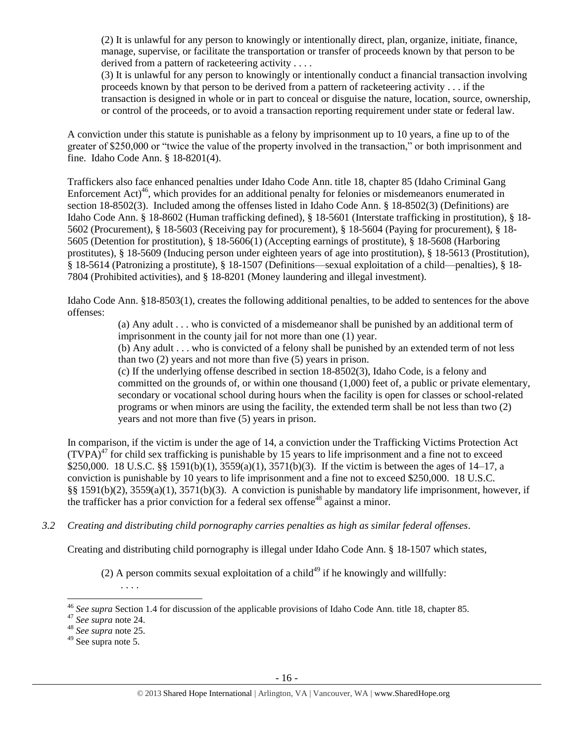(2) It is unlawful for any person to knowingly or intentionally direct, plan, organize, initiate, finance, manage, supervise, or facilitate the transportation or transfer of proceeds known by that person to be derived from a pattern of racketeering activity . . . .

(3) It is unlawful for any person to knowingly or intentionally conduct a financial transaction involving proceeds known by that person to be derived from a pattern of racketeering activity . . . if the transaction is designed in whole or in part to conceal or disguise the nature, location, source, ownership, or control of the proceeds, or to avoid a transaction reporting requirement under state or federal law.

A conviction under this statute is punishable as a felony by imprisonment up to 10 years, a fine up to of the greater of $250,000 or "twice the value of the property involved in the transaction," or both imprisonment and fine. Idaho Code Ann. § 18-8201(4).

Traffickers also face enhanced penalties under Idaho Code Ann. title 18, chapter 85 (Idaho Criminal Gang Enforcement Act)[46], which provides for an additional penalty for felonies or misdemeanors enumerated in section 18-8502(3). Included among the offenses listed in Idaho Code Ann. § 18-8502(3) (Definitions) are Idaho Code Ann. § 18-8602 (Human trafficking defined), § 18-5601 (Interstate trafficking in prostitution), § 18-5602 (Procurement), § 18-5603 (Receiving pay for procurement), § 18-5604 (Paying for procurement), § 18-5605 (Detention for prostitution), § 18-5606(1) (Accepting earnings of prostitute), § 18-5608 (Harboring prostitutes), § 18-5609 (Inducing person under eighteen years of age into prostitution), § 18-5613 (Prostitution), § 18-5614 (Patronizing a prostitute), § 18-1507 (Definitions—sexual exploitation of a child—penalties), § 18-7804 (Prohibited activities), and § 18-8201 (Money laundering and illegal investment).

Idaho Code Ann. §18-8503(1), creates the following additional penalties, to be added to sentences for the above offenses:

> (a) Any adult . . . who is convicted of a misdemeanor shall be punished by an additional term of imprisonment in the county jail for not more than one (1) year.
>
> (b) Any adult . . . who is convicted of a felony shall be punished by an extended term of not less than two (2) years and not more than five (5) years in prison.
>
> (c) If the underlying offense described in section 18-8502(3), Idaho Code, is a felony and committed on the grounds of, or within one thousand (1,000) feet of, a public or private elementary, secondary or vocational school during hours when the facility is open for classes or school-related programs or when minors are using the facility, the extended term shall be not less than two (2) years and not more than five (5) years in prison.

In comparison, if the victim is under the age of 14, a conviction under the Trafficking Victims Protection Act (TVPA)[47] for child sex trafficking is punishable by 15 years to life imprisonment and a fine not to exceed $250,000. 18 U.S.C. §§ 1591(b)(1), 3559(a)(1), 3571(b)(3). If the victim is between the ages of 14–17, a conviction is punishable by 10 years to life imprisonment and a fine not to exceed $250,000. 18 U.S.C. §§ 1591(b)(2), 3559(a)(1), 3571(b)(3). A conviction is punishable by mandatory life imprisonment, however, if the trafficker has a prior conviction for a federal sex offense[48] against a minor.

*3.2 Creating and distributing child pornography carries penalties as high as similar federal offenses.*

Creating and distributing child pornography is illegal under Idaho Code Ann. § 18-1507 which states,

> (2) A person commits sexual exploitation of a child[49] if he knowingly and willfully:
>
> . . . .

[46] *See supra* Section 1.4 for discussion of the applicable provisions of Idaho Code Ann. title 18, chapter 85.

[47] *See supra* note 24.

[48] *See supra* note 25.

[49] See supra note 5.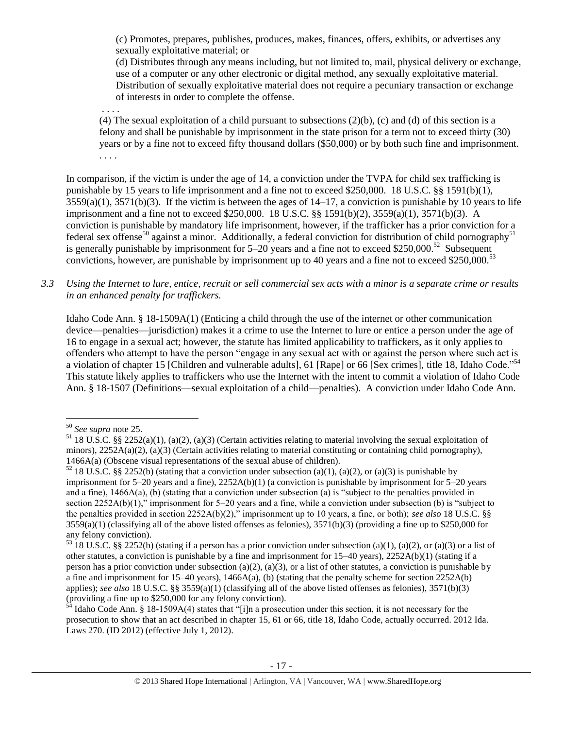> (c) Promotes, prepares, publishes, produces, makes, finances, offers, exhibits, or advertises any sexually exploitative material; or
>
> (d) Distributes through any means including, but not limited to, mail, physical delivery or exchange, use of a computer or any other electronic or digital method, any sexually exploitative material. Distribution of sexually exploitative material does not require a pecuniary transaction or exchange of interests in order to complete the offense.
>
> . . . .
>
> (4) The sexual exploitation of a child pursuant to subsections (2)(b), (c) and (d) of this section is a felony and shall be punishable by imprisonment in the state prison for a term not to exceed thirty (30) years or by a fine not to exceed fifty thousand dollars ($50,000) or by both such fine and imprisonment.
>
> . . . .

In comparison, if the victim is under the age of 14, a conviction under the TVPA for child sex trafficking is punishable by 15 years to life imprisonment and a fine not to exceed $250,000. 18 U.S.C. §§ 1591(b)(1), 3559(a)(1), 3571(b)(3). If the victim is between the ages of 14–17, a conviction is punishable by 10 years to life imprisonment and a fine not to exceed $250,000. 18 U.S.C. §§ 1591(b)(2), 3559(a)(1), 3571(b)(3). A conviction is punishable by mandatory life imprisonment, however, if the trafficker has a prior conviction for a federal sex offense[50] against a minor. Additionally, a federal conviction for distribution of child pornography[51] is generally punishable by imprisonment for 5–20 years and a fine not to exceed $250,000.[52] Subsequent convictions, however, are punishable by imprisonment up to 40 years and a fine not to exceed $250,000.[53]

*3.3 Using the Internet to lure, entice, recruit or sell commercial sex acts with a minor is a separate crime or results in an enhanced penalty for traffickers.*

Idaho Code Ann. § 18-1509A(1) (Enticing a child through the use of the internet or other communication device—penalties—jurisdiction) makes it a crime to use the Internet to lure or entice a person under the age of 16 to engage in a sexual act; however, the statute has limited applicability to traffickers, as it only applies to offenders who attempt to have the person "engage in any sexual act with or against the person where such act is a violation of chapter 15 [Children and vulnerable adults], 61 [Rape] or 66 [Sex crimes], title 18, Idaho Code."[54] This statute likely applies to traffickers who use the Internet with the intent to commit a violation of Idaho Code Ann. § 18-1507 (Definitions—sexual exploitation of a child—penalties). A conviction under Idaho Code Ann.

---

[50] *See supra* note 25.

[51] 18 U.S.C. §§ 2252(a)(1), (a)(2), (a)(3) (Certain activities relating to material involving the sexual exploitation of minors), 2252A(a)(2), (a)(3) (Certain activities relating to material constituting or containing child pornography), 1466A(a) (Obscene visual representations of the sexual abuse of children).

[52] 18 U.S.C. §§ 2252(b) (stating that a conviction under subsection (a)(1), (a)(2), or (a)(3) is punishable by imprisonment for 5–20 years and a fine), 2252A(b)(1) (a conviction is punishable by imprisonment for 5–20 years and a fine), 1466A(a), (b) (stating that a conviction under subsection (a) is "subject to the penalties provided in section 2252A(b)(1)," imprisonment for 5–20 years and a fine, while a conviction under subsection (b) is "subject to the penalties provided in section 2252A(b)(2)," imprisonment up to 10 years, a fine, or both); *see also* 18 U.S.C. §§ 3559(a)(1) (classifying all of the above listed offenses as felonies), 3571(b)(3) (providing a fine up to $250,000 for any felony conviction).

[53] 18 U.S.C. §§ 2252(b) (stating if a person has a prior conviction under subsection (a)(1), (a)(2), or (a)(3) or a list of other statutes, a conviction is punishable by a fine and imprisonment for 15–40 years), 2252A(b)(1) (stating if a person has a prior conviction under subsection (a)(2), (a)(3), or a list of other statutes, a conviction is punishable by a fine and imprisonment for 15–40 years), 1466A(a), (b) (stating that the penalty scheme for section 2252A(b) applies); *see also* 18 U.S.C. §§ 3559(a)(1) (classifying all of the above listed offenses as felonies), 3571(b)(3) (providing a fine up to $250,000 for any felony conviction).

[54] Idaho Code Ann. § 18-1509A(4) states that "[i]n a prosecution under this section, it is not necessary for the prosecution to show that an act described in chapter 15, 61 or 66, title 18, Idaho Code, actually occurred. 2012 Ida. Laws 270. (ID 2012) (effective July 1, 2012).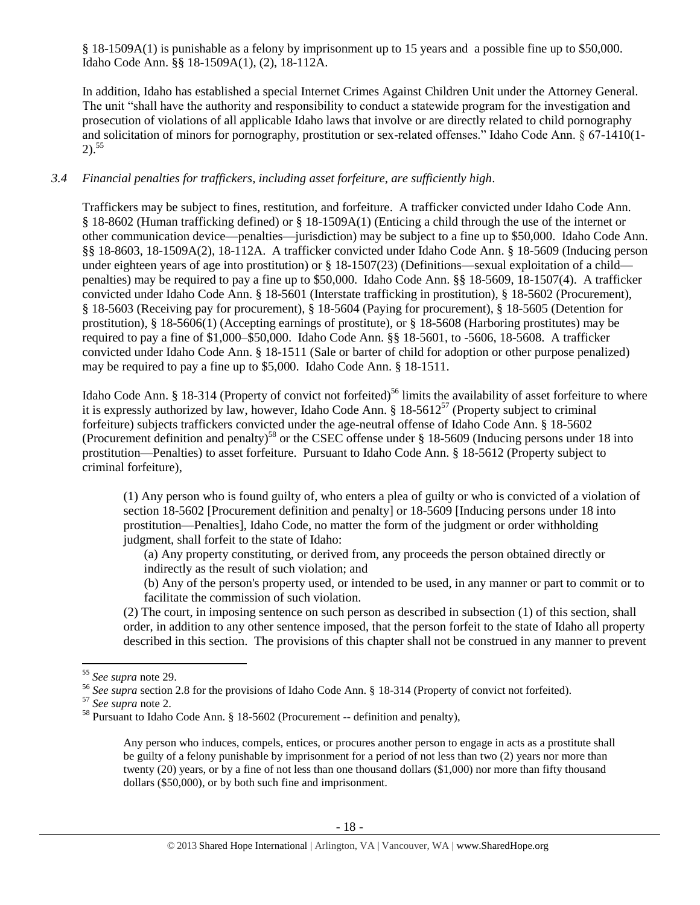§ 18-1509A(1) is punishable as a felony by imprisonment up to 15 years and a possible fine up to $50,000. Idaho Code Ann. §§ 18-1509A(1), (2), 18-112A.

In addition, Idaho has established a special Internet Crimes Against Children Unit under the Attorney General. The unit "shall have the authority and responsibility to conduct a statewide program for the investigation and prosecution of violations of all applicable Idaho laws that involve or are directly related to child pornography and solicitation of minors for pornography, prostitution or sex-related offenses." Idaho Code Ann. § 67-1410(1-2).[55]

*3.4 Financial penalties for traffickers, including asset forfeiture, are sufficiently high.*

Traffickers may be subject to fines, restitution, and forfeiture. A trafficker convicted under Idaho Code Ann. § 18-8602 (Human trafficking defined) or § 18-1509A(1) (Enticing a child through the use of the internet or other communication device—penalties—jurisdiction) may be subject to a fine up to $50,000. Idaho Code Ann. §§ 18-8603, 18-1509A(2), 18-112A. A trafficker convicted under Idaho Code Ann. § 18-5609 (Inducing person under eighteen years of age into prostitution) or § 18-1507(23) (Definitions—sexual exploitation of a child—penalties) may be required to pay a fine up to $50,000. Idaho Code Ann. §§ 18-5609, 18-1507(4). A trafficker convicted under Idaho Code Ann. § 18-5601 (Interstate trafficking in prostitution), § 18-5602 (Procurement), § 18-5603 (Receiving pay for procurement), § 18-5604 (Paying for procurement), § 18-5605 (Detention for prostitution), § 18-5606(1) (Accepting earnings of prostitute), or § 18-5608 (Harboring prostitutes) may be required to pay a fine of $1,000–$50,000. Idaho Code Ann. §§ 18-5601, to -5606, 18-5608. A trafficker convicted under Idaho Code Ann. § 18-1511 (Sale or barter of child for adoption or other purpose penalized) may be required to pay a fine up to $5,000. Idaho Code Ann. § 18-1511.

Idaho Code Ann. § 18-314 (Property of convict not forfeited)[56] limits the availability of asset forfeiture to where it is expressly authorized by law, however, Idaho Code Ann. § 18-5612[57] (Property subject to criminal forfeiture) subjects traffickers convicted under the age-neutral offense of Idaho Code Ann. § 18-5602 (Procurement definition and penalty)[58] or the CSEC offense under § 18-5609 (Inducing persons under 18 into prostitution—Penalties) to asset forfeiture. Pursuant to Idaho Code Ann. § 18-5612 (Property subject to criminal forfeiture),

> (1) Any person who is found guilty of, who enters a plea of guilty or who is convicted of a violation of section 18-5602 [Procurement definition and penalty] or 18-5609 [Inducing persons under 18 into prostitution—Penalties], Idaho Code, no matter the form of the judgment or order withholding judgment, shall forfeit to the state of Idaho:
>
> > (a) Any property constituting, or derived from, any proceeds the person obtained directly or indirectly as the result of such violation; and
> >
> > (b) Any of the person's property used, or intended to be used, in any manner or part to commit or to facilitate the commission of such violation.
>
> (2) The court, in imposing sentence on such person as described in subsection (1) of this section, shall order, in addition to any other sentence imposed, that the person forfeit to the state of Idaho all property described in this section. The provisions of this chapter shall not be construed in any manner to prevent

---

[55] *See supra* note 29.

[56] *See supra* section 2.8 for the provisions of Idaho Code Ann. § 18-314 (Property of convict not forfeited).

[57] *See supra* note 2.

[58] Pursuant to Idaho Code Ann. § 18-5602 (Procurement -- definition and penalty),

> Any person who induces, compels, entices, or procures another person to engage in acts as a prostitute shall be guilty of a felony punishable by imprisonment for a period of not less than two (2) years nor more than twenty (20) years, or by a fine of not less than one thousand dollars ($1,000) nor more than fifty thousand dollars ($50,000), or by both such fine and imprisonment.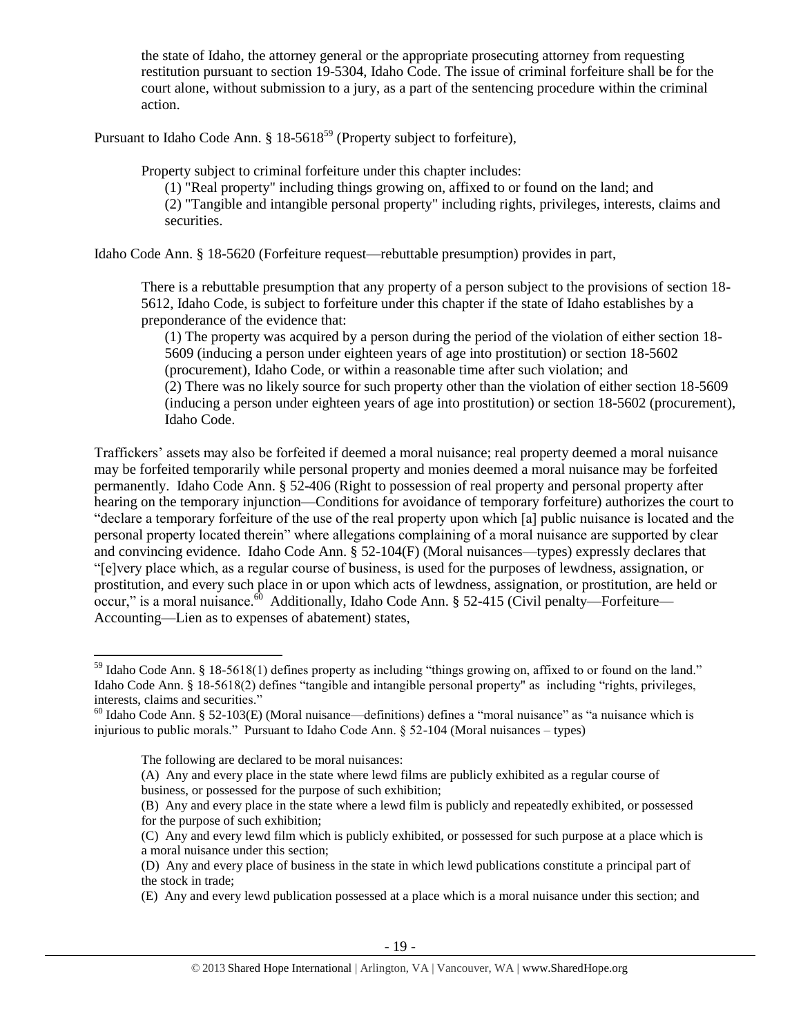the state of Idaho, the attorney general or the appropriate prosecuting attorney from requesting restitution pursuant to section 19-5304, Idaho Code. The issue of criminal forfeiture shall be for the court alone, without submission to a jury, as a part of the sentencing procedure within the criminal action.

Pursuant to Idaho Code Ann. § 18-5618[59] (Property subject to forfeiture),

> Property subject to criminal forfeiture under this chapter includes:
>
> (1) "Real property" including things growing on, affixed to or found on the land; and
>
> (2) "Tangible and intangible personal property" including rights, privileges, interests, claims and securities.

Idaho Code Ann. § 18-5620 (Forfeiture request—rebuttable presumption) provides in part,

> There is a rebuttable presumption that any property of a person subject to the provisions of section 18-5612, Idaho Code, is subject to forfeiture under this chapter if the state of Idaho establishes by a preponderance of the evidence that:
>
> (1) The property was acquired by a person during the period of the violation of either section 18-5609 (inducing a person under eighteen years of age into prostitution) or section 18-5602 (procurement), Idaho Code, or within a reasonable time after such violation; and
>
> (2) There was no likely source for such property other than the violation of either section 18-5609 (inducing a person under eighteen years of age into prostitution) or section 18-5602 (procurement), Idaho Code.

Traffickers' assets may also be forfeited if deemed a moral nuisance; real property deemed a moral nuisance may be forfeited temporarily while personal property and monies deemed a moral nuisance may be forfeited permanently. Idaho Code Ann. § 52-406 (Right to possession of real property and personal property after hearing on the temporary injunction—Conditions for avoidance of temporary forfeiture) authorizes the court to "declare a temporary forfeiture of the use of the real property upon which [a] public nuisance is located and the personal property located therein" where allegations complaining of a moral nuisance are supported by clear and convincing evidence. Idaho Code Ann. § 52-104(F) (Moral nuisances—types) expressly declares that "[e]very place which, as a regular course of business, is used for the purposes of lewdness, assignation, or prostitution, and every such place in or upon which acts of lewdness, assignation, or prostitution, are held or occur," is a moral nuisance.[60] Additionally, Idaho Code Ann. § 52-415 (Civil penalty—Forfeiture—Accounting—Lien as to expenses of abatement) states,

---

[59] Idaho Code Ann. § 18-5618(1) defines property as including "things growing on, affixed to or found on the land." Idaho Code Ann. § 18-5618(2) defines "tangible and intangible personal property" as including "rights, privileges, interests, claims and securities."

[60] Idaho Code Ann. § 52-103(E) (Moral nuisance—definitions) defines a "moral nuisance" as "a nuisance which is injurious to public morals." Pursuant to Idaho Code Ann. § 52-104 (Moral nuisances – types)

> The following are declared to be moral nuisances:
>
> (A) Any and every place in the state where lewd films are publicly exhibited as a regular course of business, or possessed for the purpose of such exhibition;
>
> (B) Any and every place in the state where a lewd film is publicly and repeatedly exhibited, or possessed for the purpose of such exhibition;
>
> (C) Any and every lewd film which is publicly exhibited, or possessed for such purpose at a place which is a moral nuisance under this section;
>
> (D) Any and every place of business in the state in which lewd publications constitute a principal part of the stock in trade;
>
> (E) Any and every lewd publication possessed at a place which is a moral nuisance under this section; and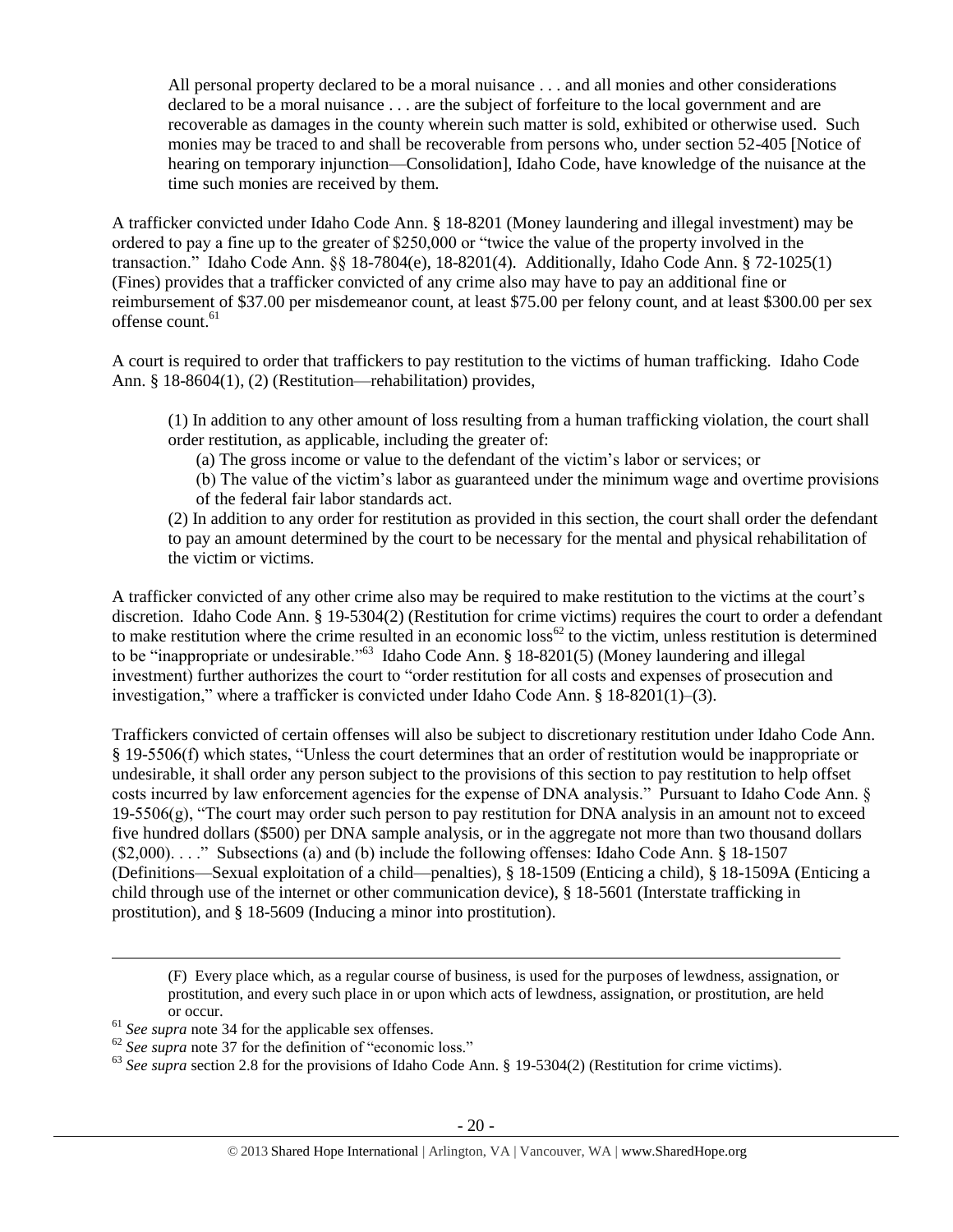> All personal property declared to be a moral nuisance . . . and all monies and other considerations declared to be a moral nuisance . . . are the subject of forfeiture to the local government and are recoverable as damages in the county wherein such matter is sold, exhibited or otherwise used. Such monies may be traced to and shall be recoverable from persons who, under section 52-405 [Notice of hearing on temporary injunction—Consolidation], Idaho Code, have knowledge of the nuisance at the time such monies are received by them.

A trafficker convicted under Idaho Code Ann. § 18-8201 (Money laundering and illegal investment) may be ordered to pay a fine up to the greater of $250,000 or "twice the value of the property involved in the transaction." Idaho Code Ann. §§ 18-7804(e), 18-8201(4). Additionally, Idaho Code Ann. § 72-1025(1) (Fines) provides that a trafficker convicted of any crime also may have to pay an additional fine or reimbursement of $37.00 per misdemeanor count, at least $75.00 per felony count, and at least $300.00 per sex offense count.[61]

A court is required to order that traffickers to pay restitution to the victims of human trafficking. Idaho Code Ann. § 18-8604(1), (2) (Restitution—rehabilitation) provides,

> (1) In addition to any other amount of loss resulting from a human trafficking violation, the court shall order restitution, as applicable, including the greater of:
>
> (a) The gross income or value to the defendant of the victim's labor or services; or
>
> (b) The value of the victim's labor as guaranteed under the minimum wage and overtime provisions of the federal fair labor standards act.
>
> (2) In addition to any order for restitution as provided in this section, the court shall order the defendant to pay an amount determined by the court to be necessary for the mental and physical rehabilitation of the victim or victims.

A trafficker convicted of any other crime also may be required to make restitution to the victims at the court's discretion. Idaho Code Ann. § 19-5304(2) (Restitution for crime victims) requires the court to order a defendant to make restitution where the crime resulted in an economic loss[62] to the victim, unless restitution is determined to be "inappropriate or undesirable."[63] Idaho Code Ann. § 18-8201(5) (Money laundering and illegal investment) further authorizes the court to "order restitution for all costs and expenses of prosecution and investigation," where a trafficker is convicted under Idaho Code Ann. § 18-8201(1)–(3).

Traffickers convicted of certain offenses will also be subject to discretionary restitution under Idaho Code Ann. § 19-5506(f) which states, "Unless the court determines that an order of restitution would be inappropriate or undesirable, it shall order any person subject to the provisions of this section to pay restitution to help offset costs incurred by law enforcement agencies for the expense of DNA analysis." Pursuant to Idaho Code Ann. § 19-5506(g), "The court may order such person to pay restitution for DNA analysis in an amount not to exceed five hundred dollars ($500) per DNA sample analysis, or in the aggregate not more than two thousand dollars ($2,000). . . ." Subsections (a) and (b) include the following offenses: Idaho Code Ann. § 18-1507 (Definitions—Sexual exploitation of a child—penalties), § 18-1509 (Enticing a child), § 18-1509A (Enticing a child through use of the internet or other communication device), § 18-5601 (Interstate trafficking in prostitution), and § 18-5609 (Inducing a minor into prostitution).

---

> (F) Every place which, as a regular course of business, is used for the purposes of lewdness, assignation, or prostitution, and every such place in or upon which acts of lewdness, assignation, or prostitution, are held or occur.

[61] *See supra* note 34 for the applicable sex offenses.

[62] *See supra* note 37 for the definition of "economic loss."

[63] *See supra* section 2.8 for the provisions of Idaho Code Ann. § 19-5304(2) (Restitution for crime victims).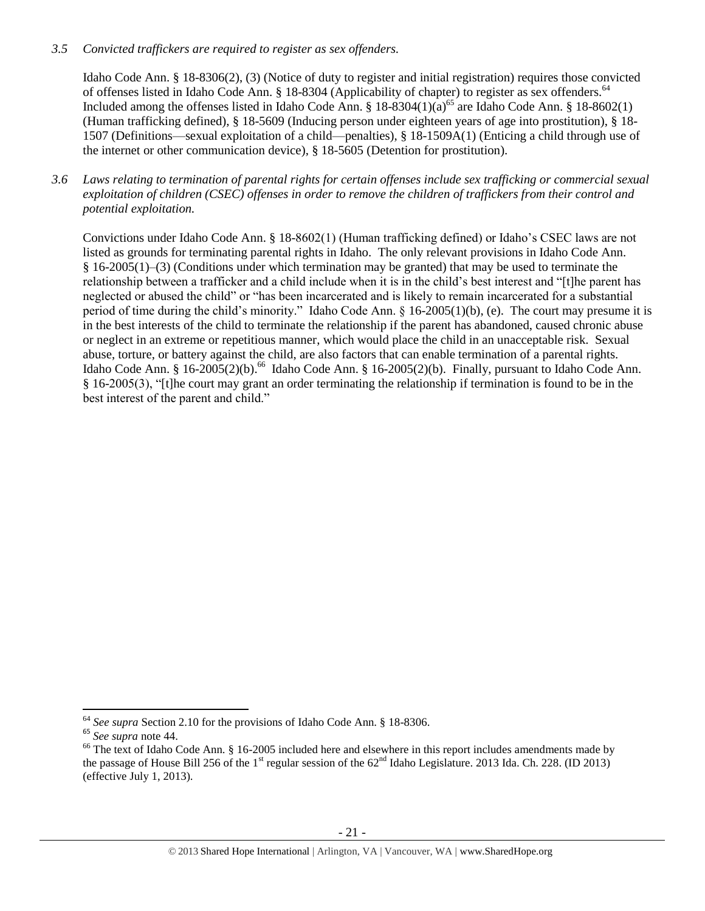*3.5 Convicted traffickers are required to register as sex offenders.*

Idaho Code Ann. § 18-8306(2), (3) (Notice of duty to register and initial registration) requires those convicted of offenses listed in Idaho Code Ann. § 18-8304 (Applicability of chapter) to register as sex offenders.[64] Included among the offenses listed in Idaho Code Ann. § 18-8304(1)(a)[65] are Idaho Code Ann. § 18-8602(1) (Human trafficking defined), § 18-5609 (Inducing person under eighteen years of age into prostitution), § 18-1507 (Definitions—sexual exploitation of a child—penalties), § 18-1509A(1) (Enticing a child through use of the internet or other communication device), § 18-5605 (Detention for prostitution).

*3.6 Laws relating to termination of parental rights for certain offenses include sex trafficking or commercial sexual exploitation of children (CSEC) offenses in order to remove the children of traffickers from their control and potential exploitation.*

Convictions under Idaho Code Ann. § 18-8602(1) (Human trafficking defined) or Idaho's CSEC laws are not listed as grounds for terminating parental rights in Idaho. The only relevant provisions in Idaho Code Ann. § 16-2005(1)–(3) (Conditions under which termination may be granted) that may be used to terminate the relationship between a trafficker and a child include when it is in the child's best interest and "[t]he parent has neglected or abused the child" or "has been incarcerated and is likely to remain incarcerated for a substantial period of time during the child's minority." Idaho Code Ann. § 16-2005(1)(b), (e). The court may presume it is in the best interests of the child to terminate the relationship if the parent has abandoned, caused chronic abuse or neglect in an extreme or repetitious manner, which would place the child in an unacceptable risk. Sexual abuse, torture, or battery against the child, are also factors that can enable termination of a parental rights. Idaho Code Ann. § 16-2005(2)(b).[66] Idaho Code Ann. § 16-2005(2)(b). Finally, pursuant to Idaho Code Ann. § 16-2005(3), "[t]he court may grant an order terminating the relationship if termination is found to be in the best interest of the parent and child."

---

[64] *See supra* Section 2.10 for the provisions of Idaho Code Ann. § 18-8306.

[65] *See supra* note 44.

[66] The text of Idaho Code Ann. § 16-2005 included here and elsewhere in this report includes amendments made by the passage of House Bill 256 of the 1st regular session of the 62nd Idaho Legislature. 2013 Ida. Ch. 228. (ID 2013) (effective July 1, 2013).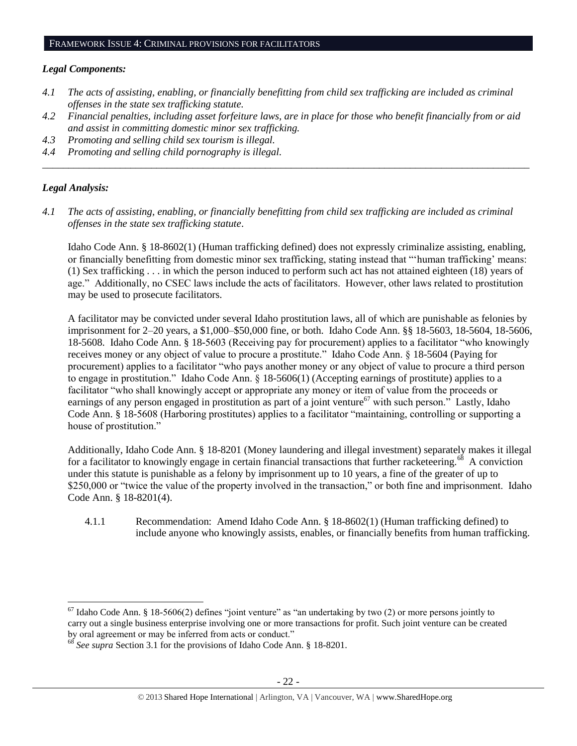## FRAMEWORK ISSUE 4: CRIMINAL PROVISIONS FOR FACILITATORS

### *Legal Components:*

*4.1 The acts of assisting, enabling, or financially benefitting from child sex trafficking are included as criminal offenses in the state sex trafficking statute.*

*4.2 Financial penalties, including asset forfeiture laws, are in place for those who benefit financially from or aid and assist in committing domestic minor sex trafficking.*

*4.3 Promoting and selling child sex tourism is illegal.*

*4.4 Promoting and selling child pornography is illegal.*

---

### *Legal Analysis:*

*4.1 The acts of assisting, enabling, or financially benefitting from child sex trafficking are included as criminal offenses in the state sex trafficking statute.*

Idaho Code Ann. § 18-8602(1) (Human trafficking defined) does not expressly criminalize assisting, enabling, or financially benefitting from domestic minor sex trafficking, stating instead that "'human trafficking' means: (1) Sex trafficking . . . in which the person induced to perform such act has not attained eighteen (18) years of age." Additionally, no CSEC laws include the acts of facilitators. However, other laws related to prostitution may be used to prosecute facilitators.

A facilitator may be convicted under several Idaho prostitution laws, all of which are punishable as felonies by imprisonment for 2–20 years, a $1,000–$50,000 fine, or both. Idaho Code Ann. §§ 18-5603, 18-5604, 18-5606, 18-5608. Idaho Code Ann. § 18-5603 (Receiving pay for procurement) applies to a facilitator "who knowingly receives money or any object of value to procure a prostitute." Idaho Code Ann. § 18-5604 (Paying for procurement) applies to a facilitator "who pays another money or any object of value to procure a third person to engage in prostitution." Idaho Code Ann. § 18-5606(1) (Accepting earnings of prostitute) applies to a facilitator "who shall knowingly accept or appropriate any money or item of value from the proceeds or earnings of any person engaged in prostitution as part of a joint venture[67] with such person." Lastly, Idaho Code Ann. § 18-5608 (Harboring prostitutes) applies to a facilitator "maintaining, controlling or supporting a house of prostitution."

Additionally, Idaho Code Ann. § 18-8201 (Money laundering and illegal investment) separately makes it illegal for a facilitator to knowingly engage in certain financial transactions that further racketeering.[68] A conviction under this statute is punishable as a felony by imprisonment up to 10 years, a fine of the greater of up to $250,000 or "twice the value of the property involved in the transaction," or both fine and imprisonment. Idaho Code Ann. § 18-8201(4).

4.1.1 Recommendation: Amend Idaho Code Ann. § 18-8602(1) (Human trafficking defined) to include anyone who knowingly assists, enables, or financially benefits from human trafficking.

---

[67] Idaho Code Ann. § 18-5606(2) defines "joint venture" as "an undertaking by two (2) or more persons jointly to carry out a single business enterprise involving one or more transactions for profit. Such joint venture can be created by oral agreement or may be inferred from acts or conduct."

[68] *See supra* Section 3.1 for the provisions of Idaho Code Ann. § 18-8201.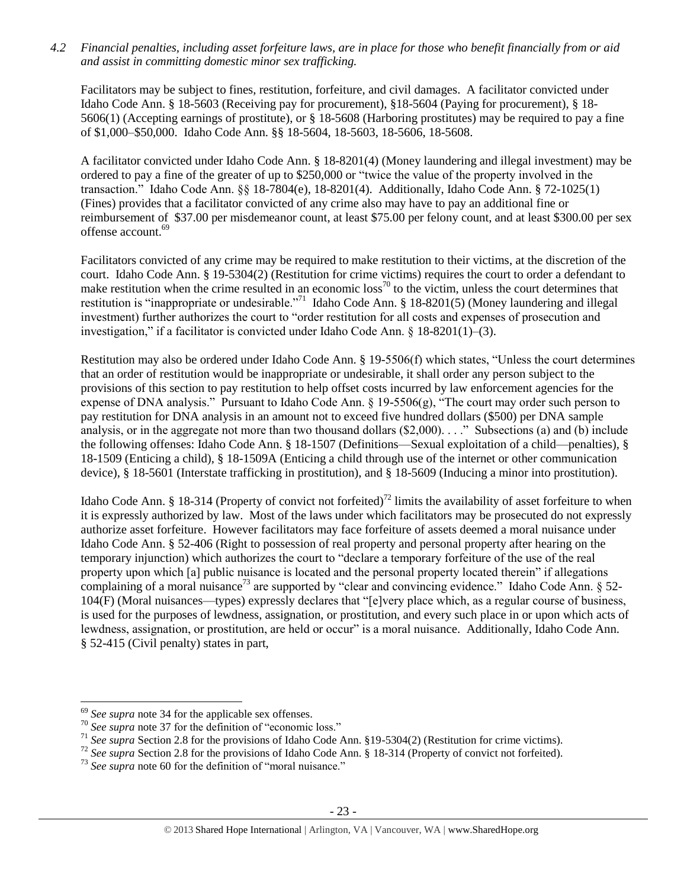*4.2 Financial penalties, including asset forfeiture laws, are in place for those who benefit financially from or aid and assist in committing domestic minor sex trafficking.*

Facilitators may be subject to fines, restitution, forfeiture, and civil damages. A facilitator convicted under Idaho Code Ann. § 18-5603 (Receiving pay for procurement), §18-5604 (Paying for procurement), § 18-5606(1) (Accepting earnings of prostitute), or § 18-5608 (Harboring prostitutes) may be required to pay a fine of $1,000–$50,000. Idaho Code Ann. §§ 18-5604, 18-5603, 18-5606, 18-5608.

A facilitator convicted under Idaho Code Ann. § 18-8201(4) (Money laundering and illegal investment) may be ordered to pay a fine of the greater of up to $250,000 or "twice the value of the property involved in the transaction." Idaho Code Ann. §§ 18-7804(e), 18-8201(4). Additionally, Idaho Code Ann. § 72-1025(1) (Fines) provides that a facilitator convicted of any crime also may have to pay an additional fine or reimbursement of $37.00 per misdemeanor count, at least $75.00 per felony count, and at least $300.00 per sex offense account.[69]

Facilitators convicted of any crime may be required to make restitution to their victims, at the discretion of the court. Idaho Code Ann. § 19-5304(2) (Restitution for crime victims) requires the court to order a defendant to make restitution when the crime resulted in an economic loss[70] to the victim, unless the court determines that restitution is "inappropriate or undesirable."[71] Idaho Code Ann. § 18-8201(5) (Money laundering and illegal investment) further authorizes the court to "order restitution for all costs and expenses of prosecution and investigation," if a facilitator is convicted under Idaho Code Ann. § 18-8201(1)–(3).

Restitution may also be ordered under Idaho Code Ann. § 19-5506(f) which states, "Unless the court determines that an order of restitution would be inappropriate or undesirable, it shall order any person subject to the provisions of this section to pay restitution to help offset costs incurred by law enforcement agencies for the expense of DNA analysis." Pursuant to Idaho Code Ann. § 19-5506(g), "The court may order such person to pay restitution for DNA analysis in an amount not to exceed five hundred dollars ($500) per DNA sample analysis, or in the aggregate not more than two thousand dollars ($2,000). . . ." Subsections (a) and (b) include the following offenses: Idaho Code Ann. § 18-1507 (Definitions—Sexual exploitation of a child—penalties), § 18-1509 (Enticing a child), § 18-1509A (Enticing a child through use of the internet or other communication device), § 18-5601 (Interstate trafficking in prostitution), and § 18-5609 (Inducing a minor into prostitution).

Idaho Code Ann. § 18-314 (Property of convict not forfeited)[72] limits the availability of asset forfeiture to when it is expressly authorized by law. Most of the laws under which facilitators may be prosecuted do not expressly authorize asset forfeiture. However facilitators may face forfeiture of assets deemed a moral nuisance under Idaho Code Ann. § 52-406 (Right to possession of real property and personal property after hearing on the temporary injunction) which authorizes the court to "declare a temporary forfeiture of the use of the real property upon which [a] public nuisance is located and the personal property located therein" if allegations complaining of a moral nuisance[73] are supported by "clear and convincing evidence." Idaho Code Ann. § 52-104(F) (Moral nuisances—types) expressly declares that "[e]very place which, as a regular course of business, is used for the purposes of lewdness, assignation, or prostitution, and every such place in or upon which acts of lewdness, assignation, or prostitution, are held or occur" is a moral nuisance. Additionally, Idaho Code Ann. § 52-415 (Civil penalty) states in part,

---

[69] *See supra* note 34 for the applicable sex offenses.

[70] *See supra* note 37 for the definition of "economic loss."

[71] *See supra* Section 2.8 for the provisions of Idaho Code Ann. §19-5304(2) (Restitution for crime victims).

[72] *See supra* Section 2.8 for the provisions of Idaho Code Ann. § 18-314 (Property of convict not forfeited).

[73] *See supra* note 60 for the definition of "moral nuisance."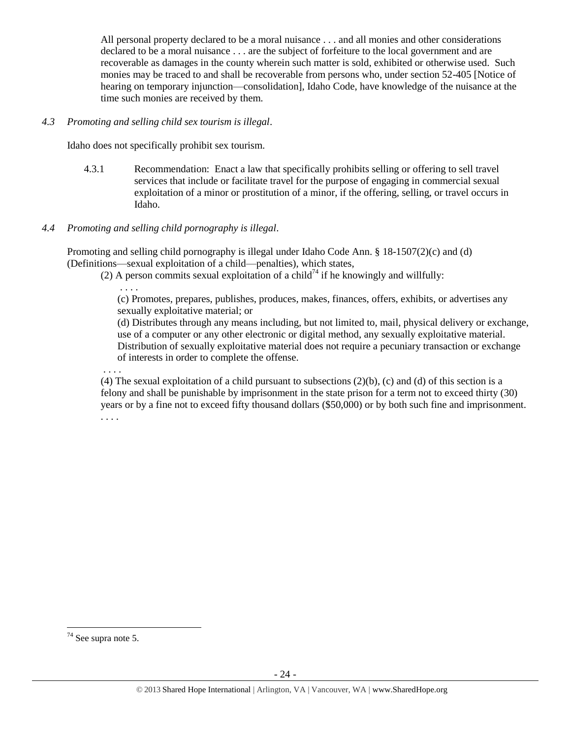> All personal property declared to be a moral nuisance . . . and all monies and other considerations declared to be a moral nuisance . . . are the subject of forfeiture to the local government and are recoverable as damages in the county wherein such matter is sold, exhibited or otherwise used. Such monies may be traced to and shall be recoverable from persons who, under section 52-405 [Notice of hearing on temporary injunction—consolidation], Idaho Code, have knowledge of the nuisance at the time such monies are received by them.

*4.3 Promoting and selling child sex tourism is illegal*.

Idaho does not specifically prohibit sex tourism.

4.3.1 Recommendation: Enact a law that specifically prohibits selling or offering to sell travel services that include or facilitate travel for the purpose of engaging in commercial sexual exploitation of a minor or prostitution of a minor, if the offering, selling, or travel occurs in Idaho.

*4.4 Promoting and selling child pornography is illegal*.

Promoting and selling child pornography is illegal under Idaho Code Ann. § 18-1507(2)(c) and (d) (Definitions—sexual exploitation of a child—penalties), which states,

> (2) A person commits sexual exploitation of a child[74] if he knowingly and willfully:
>
> . . . .
>
> (c) Promotes, prepares, publishes, produces, makes, finances, offers, exhibits, or advertises any sexually exploitative material; or
>
> (d) Distributes through any means including, but not limited to, mail, physical delivery or exchange, use of a computer or any other electronic or digital method, any sexually exploitative material. Distribution of sexually exploitative material does not require a pecuniary transaction or exchange of interests in order to complete the offense.
>
> . . . .
>
> (4) The sexual exploitation of a child pursuant to subsections (2)(b), (c) and (d) of this section is a felony and shall be punishable by imprisonment in the state prison for a term not to exceed thirty (30) years or by a fine not to exceed fifty thousand dollars ($50,000) or by both such fine and imprisonment.
>
> . . . .

---

[74] See supra note 5.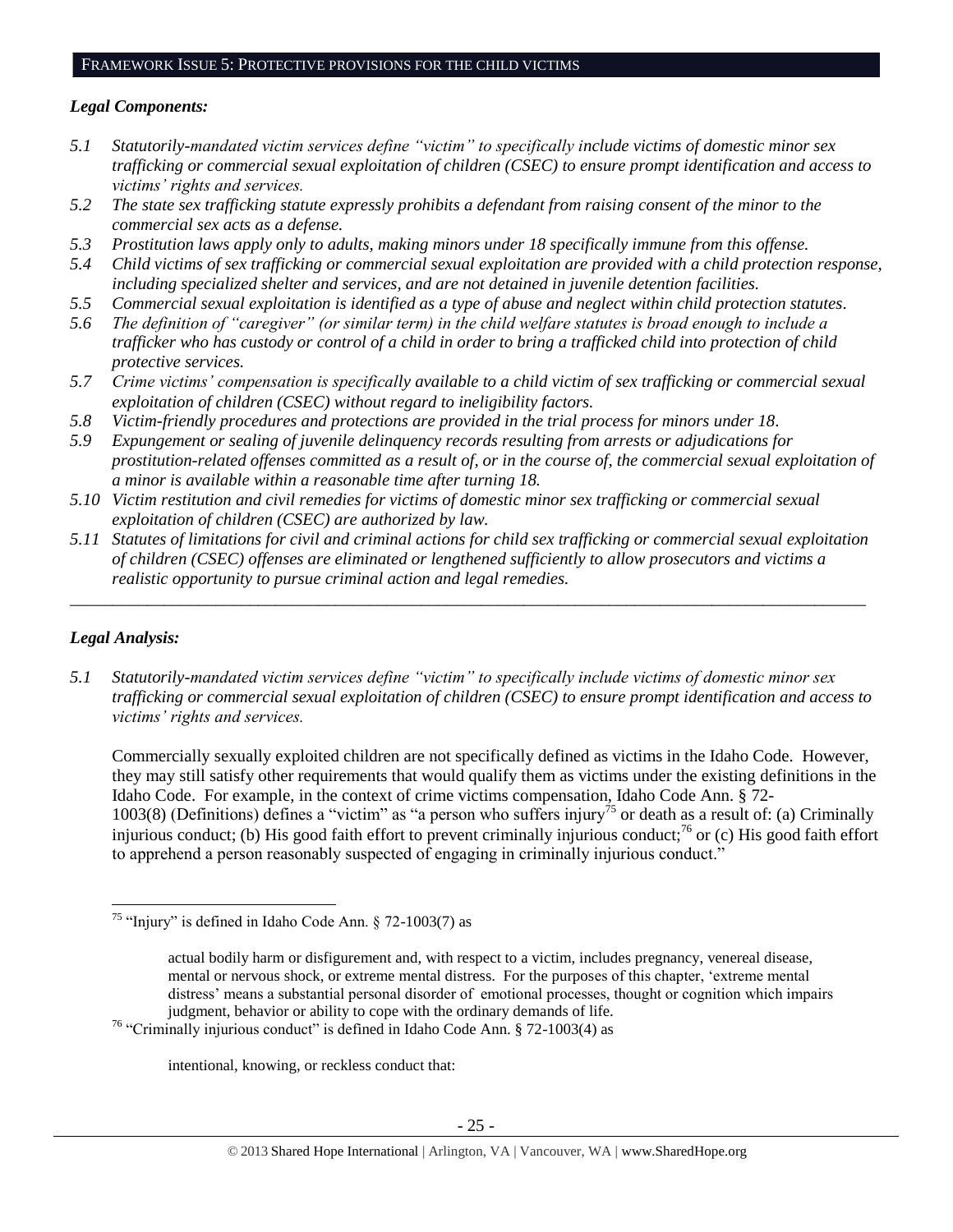## FRAMEWORK ISSUE 5: PROTECTIVE PROVISIONS FOR THE CHILD VICTIMS

### *Legal Components:*

*5.1 Statutorily-mandated victim services define "victim" to specifically include victims of domestic minor sex trafficking or commercial sexual exploitation of children (CSEC) to ensure prompt identification and access to victims' rights and services.*

*5.2 The state sex trafficking statute expressly prohibits a defendant from raising consent of the minor to the commercial sex acts as a defense.*

*5.3 Prostitution laws apply only to adults, making minors under 18 specifically immune from this offense.*

*5.4 Child victims of sex trafficking or commercial sexual exploitation are provided with a child protection response, including specialized shelter and services, and are not detained in juvenile detention facilities.*

*5.5 Commercial sexual exploitation is identified as a type of abuse and neglect within child protection statutes.*

*5.6 The definition of "caregiver" (or similar term) in the child welfare statutes is broad enough to include a trafficker who has custody or control of a child in order to bring a trafficked child into protection of child protective services.*

*5.7 Crime victims' compensation is specifically available to a child victim of sex trafficking or commercial sexual exploitation of children (CSEC) without regard to ineligibility factors.*

*5.8 Victim-friendly procedures and protections are provided in the trial process for minors under 18.*

*5.9 Expungement or sealing of juvenile delinquency records resulting from arrests or adjudications for prostitution-related offenses committed as a result of, or in the course of, the commercial sexual exploitation of a minor is available within a reasonable time after turning 18.*

*5.10 Victim restitution and civil remedies for victims of domestic minor sex trafficking or commercial sexual exploitation of children (CSEC) are authorized by law.*

*5.11 Statutes of limitations for civil and criminal actions for child sex trafficking or commercial sexual exploitation of children (CSEC) offenses are eliminated or lengthened sufficiently to allow prosecutors and victims a realistic opportunity to pursue criminal action and legal remedies.*

---

### *Legal Analysis:*

*5.1 Statutorily-mandated victim services define "victim" to specifically include victims of domestic minor sex trafficking or commercial sexual exploitation of children (CSEC) to ensure prompt identification and access to victims' rights and services.*

Commercially sexually exploited children are not specifically defined as victims in the Idaho Code. However, they may still satisfy other requirements that would qualify them as victims under the existing definitions in the Idaho Code. For example, in the context of crime victims compensation, Idaho Code Ann. § 72-1003(8) (Definitions) defines a "victim" as "a person who suffers injury[75] or death as a result of: (a) Criminally injurious conduct; (b) His good faith effort to prevent criminally injurious conduct;[76] or (c) His good faith effort to apprehend a person reasonably suspected of engaging in criminally injurious conduct."

---

[75] "Injury" is defined in Idaho Code Ann. § 72-1003(7) as

> actual bodily harm or disfigurement and, with respect to a victim, includes pregnancy, venereal disease, mental or nervous shock, or extreme mental distress. For the purposes of this chapter, 'extreme mental distress' means a substantial personal disorder of emotional processes, thought or cognition which impairs judgment, behavior or ability to cope with the ordinary demands of life.

[76] "Criminally injurious conduct" is defined in Idaho Code Ann. § 72-1003(4) as

> intentional, knowing, or reckless conduct that: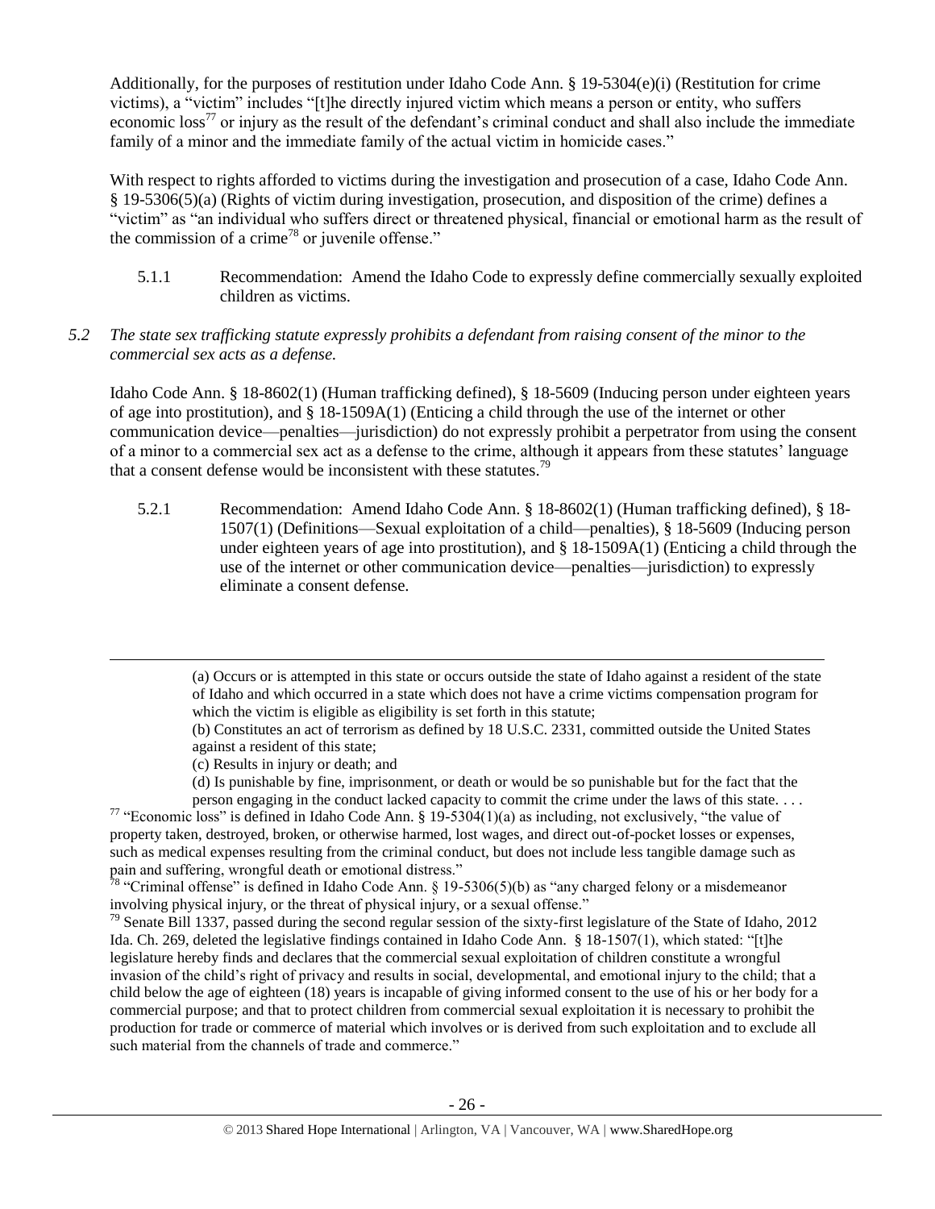Additionally, for the purposes of restitution under Idaho Code Ann. § 19-5304(e)(i) (Restitution for crime victims), a "victim" includes "[t]he directly injured victim which means a person or entity, who suffers economic loss[77] or injury as the result of the defendant's criminal conduct and shall also include the immediate family of a minor and the immediate family of the actual victim in homicide cases."

With respect to rights afforded to victims during the investigation and prosecution of a case, Idaho Code Ann. § 19-5306(5)(a) (Rights of victim during investigation, prosecution, and disposition of the crime) defines a "victim" as "an individual who suffers direct or threatened physical, financial or emotional harm as the result of the commission of a crime[78] or juvenile offense."

5.1.1 Recommendation: Amend the Idaho Code to expressly define commercially sexually exploited children as victims.

*5.2 The state sex trafficking statute expressly prohibits a defendant from raising consent of the minor to the commercial sex acts as a defense.*

Idaho Code Ann. § 18-8602(1) (Human trafficking defined), § 18-5609 (Inducing person under eighteen years of age into prostitution), and § 18-1509A(1) (Enticing a child through the use of the internet or other communication device—penalties—jurisdiction) do not expressly prohibit a perpetrator from using the consent of a minor to a commercial sex act as a defense to the crime, although it appears from these statutes' language that a consent defense would be inconsistent with these statutes.[79]

5.2.1 Recommendation: Amend Idaho Code Ann. § 18-8602(1) (Human trafficking defined), § 18-1507(1) (Definitions—Sexual exploitation of a child—penalties), § 18-5609 (Inducing person under eighteen years of age into prostitution), and § 18-1509A(1) (Enticing a child through the use of the internet or other communication device—penalties—jurisdiction) to expressly eliminate a consent defense.

---

(a) Occurs or is attempted in this state or occurs outside the state of Idaho against a resident of the state of Idaho and which occurred in a state which does not have a crime victims compensation program for which the victim is eligible as eligibility is set forth in this statute;

(b) Constitutes an act of terrorism as defined by 18 U.S.C. 2331, committed outside the United States against a resident of this state;

(c) Results in injury or death; and

(d) Is punishable by fine, imprisonment, or death or would be so punishable but for the fact that the person engaging in the conduct lacked capacity to commit the crime under the laws of this state. . . .

[77] "Economic loss" is defined in Idaho Code Ann. § 19-5304(1)(a) as including, not exclusively, "the value of property taken, destroyed, broken, or otherwise harmed, lost wages, and direct out-of-pocket losses or expenses, such as medical expenses resulting from the criminal conduct, but does not include less tangible damage such as pain and suffering, wrongful death or emotional distress."

[78] "Criminal offense" is defined in Idaho Code Ann. § 19-5306(5)(b) as "any charged felony or a misdemeanor involving physical injury, or the threat of physical injury, or a sexual offense."

[79] Senate Bill 1337, passed during the second regular session of the sixty-first legislature of the State of Idaho, 2012 Ida. Ch. 269, deleted the legislative findings contained in Idaho Code Ann. § 18-1507(1), which stated: "[t]he legislature hereby finds and declares that the commercial sexual exploitation of children constitute a wrongful invasion of the child's right of privacy and results in social, developmental, and emotional injury to the child; that a child below the age of eighteen (18) years is incapable of giving informed consent to the use of his or her body for a commercial purpose; and that to protect children from commercial sexual exploitation it is necessary to prohibit the production for trade or commerce of material which involves or is derived from such exploitation and to exclude all such material from the channels of trade and commerce."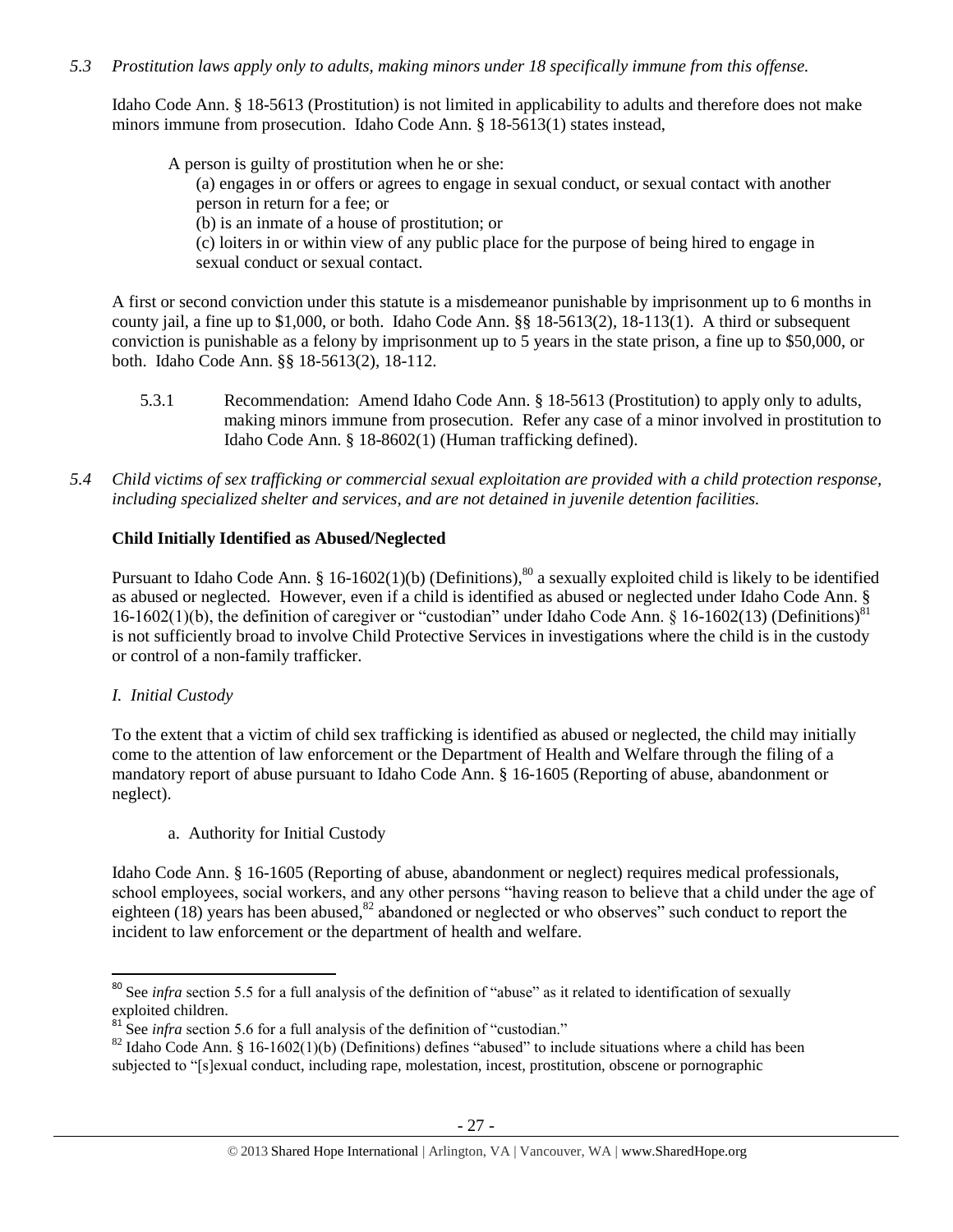*5.3 Prostitution laws apply only to adults, making minors under 18 specifically immune from this offense.*

Idaho Code Ann. § 18-5613 (Prostitution) is not limited in applicability to adults and therefore does not make minors immune from prosecution. Idaho Code Ann. § 18-5613(1) states instead,

> A person is guilty of prostitution when he or she:
>
> (a) engages in or offers or agrees to engage in sexual conduct, or sexual contact with another person in return for a fee; or
>
> (b) is an inmate of a house of prostitution; or
>
> (c) loiters in or within view of any public place for the purpose of being hired to engage in sexual conduct or sexual contact.

A first or second conviction under this statute is a misdemeanor punishable by imprisonment up to 6 months in county jail, a fine up to $1,000, or both. Idaho Code Ann. §§ 18-5613(2), 18-113(1). A third or subsequent conviction is punishable as a felony by imprisonment up to 5 years in the state prison, a fine up to $50,000, or both. Idaho Code Ann. §§ 18-5613(2), 18-112.

5.3.1 Recommendation: Amend Idaho Code Ann. § 18-5613 (Prostitution) to apply only to adults, making minors immune from prosecution. Refer any case of a minor involved in prostitution to Idaho Code Ann. § 18-8602(1) (Human trafficking defined).

*5.4 Child victims of sex trafficking or commercial sexual exploitation are provided with a child protection response, including specialized shelter and services, and are not detained in juvenile detention facilities.*

**Child Initially Identified as Abused/Neglected**

Pursuant to Idaho Code Ann. § 16-1602(1)(b) (Definitions),[80] a sexually exploited child is likely to be identified as abused or neglected. However, even if a child is identified as abused or neglected under Idaho Code Ann. § 16-1602(1)(b), the definition of caregiver or "custodian" under Idaho Code Ann. § 16-1602(13) (Definitions)[81] is not sufficiently broad to involve Child Protective Services in investigations where the child is in the custody or control of a non-family trafficker.

*I. Initial Custody*

To the extent that a victim of child sex trafficking is identified as abused or neglected, the child may initially come to the attention of law enforcement or the Department of Health and Welfare through the filing of a mandatory report of abuse pursuant to Idaho Code Ann. § 16-1605 (Reporting of abuse, abandonment or neglect).

a. Authority for Initial Custody

Idaho Code Ann. § 16-1605 (Reporting of abuse, abandonment or neglect) requires medical professionals, school employees, social workers, and any other persons "having reason to believe that a child under the age of eighteen (18) years has been abused,[82] abandoned or neglected or who observes" such conduct to report the incident to law enforcement or the department of health and welfare.

---

[80] See *infra* section 5.5 for a full analysis of the definition of "abuse" as it related to identification of sexually exploited children.

[81] See *infra* section 5.6 for a full analysis of the definition of "custodian."

[82] Idaho Code Ann. § 16-1602(1)(b) (Definitions) defines "abused" to include situations where a child has been subjected to "[s]exual conduct, including rape, molestation, incest, prostitution, obscene or pornographic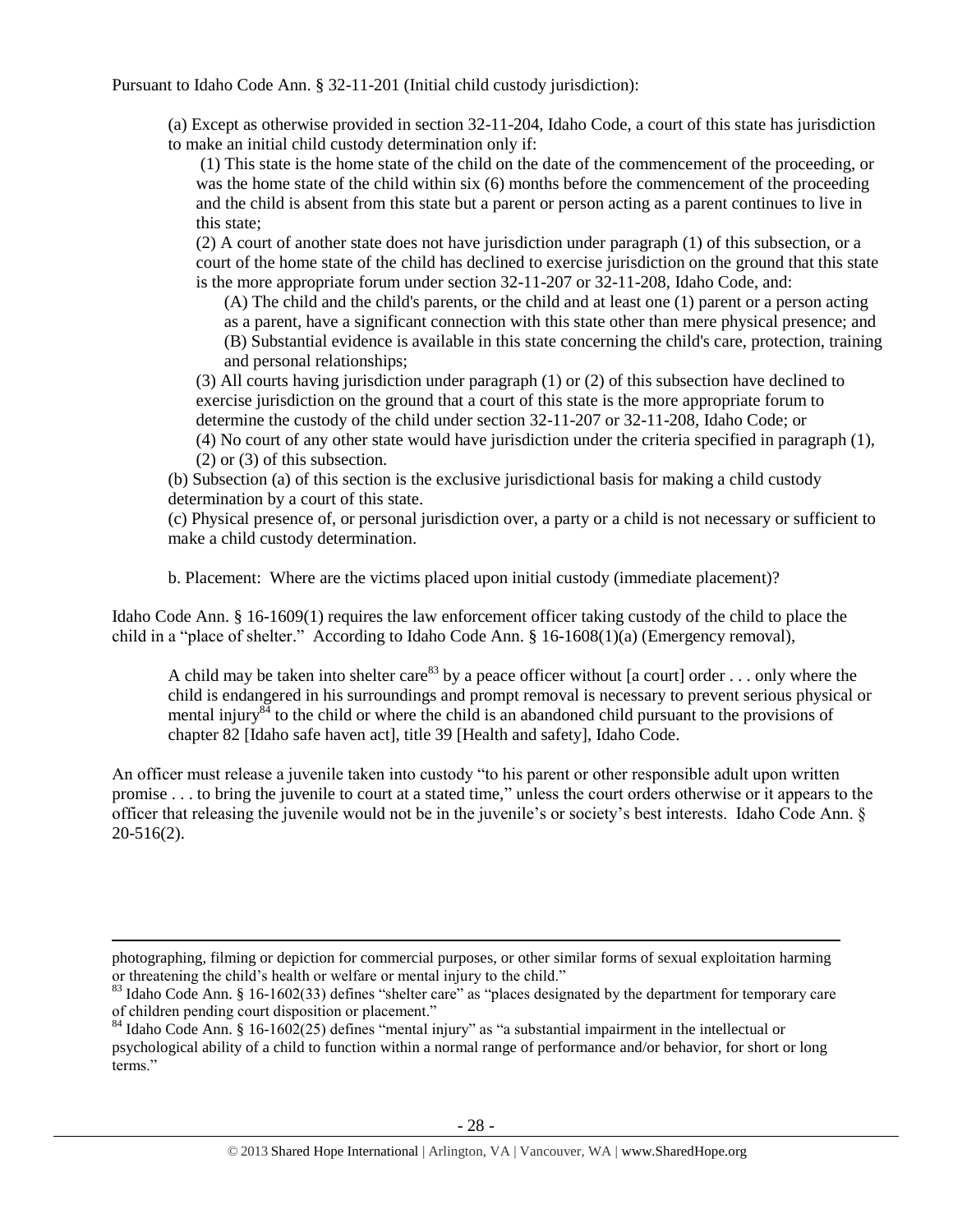Pursuant to Idaho Code Ann. § 32-11-201 (Initial child custody jurisdiction):

> (a) Except as otherwise provided in section 32-11-204, Idaho Code, a court of this state has jurisdiction to make an initial child custody determination only if:
>
> (1) This state is the home state of the child on the date of the commencement of the proceeding, or was the home state of the child within six (6) months before the commencement of the proceeding and the child is absent from this state but a parent or person acting as a parent continues to live in this state;
>
> (2) A court of another state does not have jurisdiction under paragraph (1) of this subsection, or a court of the home state of the child has declined to exercise jurisdiction on the ground that this state is the more appropriate forum under section 32-11-207 or 32-11-208, Idaho Code, and:
>
> (A) The child and the child's parents, or the child and at least one (1) parent or a person acting as a parent, have a significant connection with this state other than mere physical presence; and
>
> (B) Substantial evidence is available in this state concerning the child's care, protection, training and personal relationships;
>
> (3) All courts having jurisdiction under paragraph (1) or (2) of this subsection have declined to exercise jurisdiction on the ground that a court of this state is the more appropriate forum to determine the custody of the child under section 32-11-207 or 32-11-208, Idaho Code; or
>
> (4) No court of any other state would have jurisdiction under the criteria specified in paragraph (1), (2) or (3) of this subsection.
>
> (b) Subsection (a) of this section is the exclusive jurisdictional basis for making a child custody determination by a court of this state.
>
> (c) Physical presence of, or personal jurisdiction over, a party or a child is not necessary or sufficient to make a child custody determination.

b. Placement: Where are the victims placed upon initial custody (immediate placement)?

Idaho Code Ann. § 16-1609(1) requires the law enforcement officer taking custody of the child to place the child in a "place of shelter." According to Idaho Code Ann. § 16-1608(1)(a) (Emergency removal),

> A child may be taken into shelter care[83] by a peace officer without [a court] order . . . only where the child is endangered in his surroundings and prompt removal is necessary to prevent serious physical or mental injury[84] to the child or where the child is an abandoned child pursuant to the provisions of chapter 82 [Idaho safe haven act], title 39 [Health and safety], Idaho Code.

An officer must release a juvenile taken into custody "to his parent or other responsible adult upon written promise . . . to bring the juvenile to court at a stated time," unless the court orders otherwise or it appears to the officer that releasing the juvenile would not be in the juvenile's or society's best interests. Idaho Code Ann. § 20-516(2).

---

photographing, filming or depiction for commercial purposes, or other similar forms of sexual exploitation harming or threatening the child's health or welfare or mental injury to the child."

[83] Idaho Code Ann. § 16-1602(33) defines "shelter care" as "places designated by the department for temporary care of children pending court disposition or placement."

[84] Idaho Code Ann. § 16-1602(25) defines "mental injury" as "a substantial impairment in the intellectual or psychological ability of a child to function within a normal range of performance and/or behavior, for short or long terms."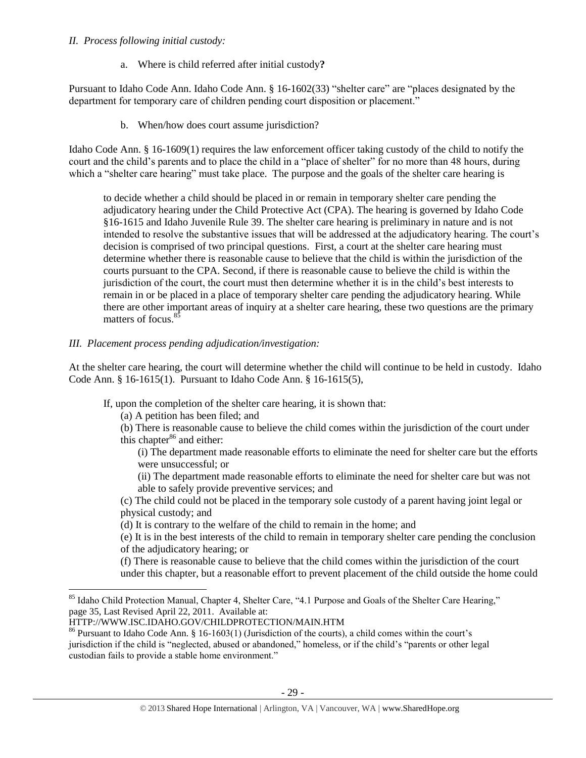*II. Process following initial custody:*

a. Where is child referred after initial custody**?**

Pursuant to Idaho Code Ann. Idaho Code Ann. § 16-1602(33) "shelter care" are "places designated by the department for temporary care of children pending court disposition or placement."

b. When/how does court assume jurisdiction?

Idaho Code Ann. § 16-1609(1) requires the law enforcement officer taking custody of the child to notify the court and the child's parents and to place the child in a "place of shelter" for no more than 48 hours, during which a "shelter care hearing" must take place. The purpose and the goals of the shelter care hearing is

> to decide whether a child should be placed in or remain in temporary shelter care pending the adjudicatory hearing under the Child Protective Act (CPA). The hearing is governed by Idaho Code §16-1615 and Idaho Juvenile Rule 39. The shelter care hearing is preliminary in nature and is not intended to resolve the substantive issues that will be addressed at the adjudicatory hearing. The court's decision is comprised of two principal questions. First, a court at the shelter care hearing must determine whether there is reasonable cause to believe that the child is within the jurisdiction of the courts pursuant to the CPA. Second, if there is reasonable cause to believe the child is within the jurisdiction of the court, the court must then determine whether it is in the child's best interests to remain in or be placed in a place of temporary shelter care pending the adjudicatory hearing. While there are other important areas of inquiry at a shelter care hearing, these two questions are the primary matters of focus.[85]

*III. Placement process pending adjudication/investigation:*

At the shelter care hearing, the court will determine whether the child will continue to be held in custody. Idaho Code Ann. § 16-1615(1). Pursuant to Idaho Code Ann. § 16-1615(5),

> If, upon the completion of the shelter care hearing, it is shown that:
>
> (a) A petition has been filed; and
>
> (b) There is reasonable cause to believe the child comes within the jurisdiction of the court under this chapter[86] and either:
>
> (i) The department made reasonable efforts to eliminate the need for shelter care but the efforts were unsuccessful; or
>
> (ii) The department made reasonable efforts to eliminate the need for shelter care but was not able to safely provide preventive services; and
>
> (c) The child could not be placed in the temporary sole custody of a parent having joint legal or physical custody; and
>
> (d) It is contrary to the welfare of the child to remain in the home; and
>
> (e) It is in the best interests of the child to remain in temporary shelter care pending the conclusion of the adjudicatory hearing; or
>
> (f) There is reasonable cause to believe that the child comes within the jurisdiction of the court under this chapter, but a reasonable effort to prevent placement of the child outside the home could

---

[85] Idaho Child Protection Manual, Chapter 4, Shelter Care, "4.1 Purpose and Goals of the Shelter Care Hearing," page 35, Last Revised April 22, 2011. Available at: HTTP://WWW.ISC.IDAHO.GOV/CHILDPROTECTION/MAIN.HTM

[86] Pursuant to Idaho Code Ann. § 16-1603(1) (Jurisdiction of the courts), a child comes within the court's jurisdiction if the child is "neglected, abused or abandoned," homeless, or if the child's "parents or other legal custodian fails to provide a stable home environment."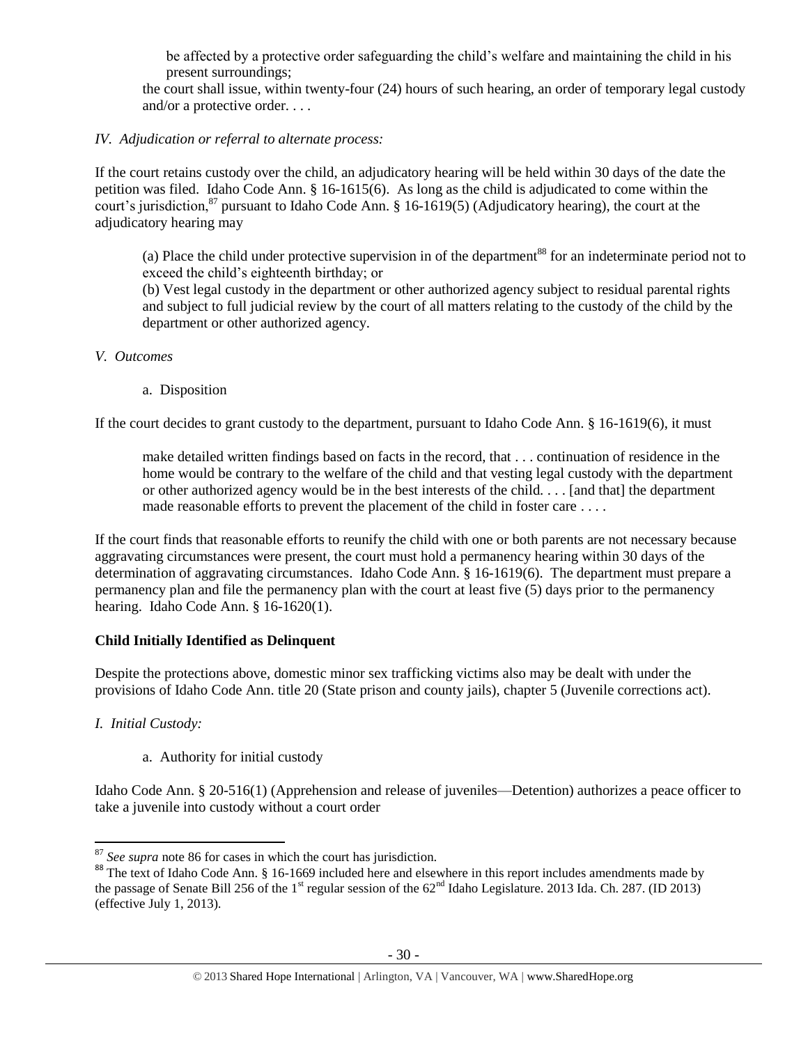> be affected by a protective order safeguarding the child's welfare and maintaining the child in his present surroundings;
>
> the court shall issue, within twenty-four (24) hours of such hearing, an order of temporary legal custody and/or a protective order. . . .

*IV. Adjudication or referral to alternate process:*

If the court retains custody over the child, an adjudicatory hearing will be held within 30 days of the date the petition was filed. Idaho Code Ann. § 16-1615(6). As long as the child is adjudicated to come within the court's jurisdiction,[87] pursuant to Idaho Code Ann. § 16-1619(5) (Adjudicatory hearing), the court at the adjudicatory hearing may

> (a) Place the child under protective supervision in of the department[88] for an indeterminate period not to exceed the child's eighteenth birthday; or
>
> (b) Vest legal custody in the department or other authorized agency subject to residual parental rights and subject to full judicial review by the court of all matters relating to the custody of the child by the department or other authorized agency.

*V. Outcomes*

a. Disposition

If the court decides to grant custody to the department, pursuant to Idaho Code Ann. § 16-1619(6), it must

> make detailed written findings based on facts in the record, that . . . continuation of residence in the home would be contrary to the welfare of the child and that vesting legal custody with the department or other authorized agency would be in the best interests of the child. . . . [and that] the department made reasonable efforts to prevent the placement of the child in foster care . . . .

If the court finds that reasonable efforts to reunify the child with one or both parents are not necessary because aggravating circumstances were present, the court must hold a permanency hearing within 30 days of the determination of aggravating circumstances. Idaho Code Ann. § 16-1619(6). The department must prepare a permanency plan and file the permanency plan with the court at least five (5) days prior to the permanency hearing. Idaho Code Ann. § 16-1620(1).

**Child Initially Identified as Delinquent**

Despite the protections above, domestic minor sex trafficking victims also may be dealt with under the provisions of Idaho Code Ann. title 20 (State prison and county jails), chapter 5 (Juvenile corrections act).

*I. Initial Custody:*

a. Authority for initial custody

Idaho Code Ann. § 20-516(1) (Apprehension and release of juveniles—Detention) authorizes a peace officer to take a juvenile into custody without a court order

---

[87] *See supra* note 86 for cases in which the court has jurisdiction.

[88] The text of Idaho Code Ann. § 16-1669 included here and elsewhere in this report includes amendments made by the passage of Senate Bill 256 of the 1st regular session of the 62nd Idaho Legislature. 2013 Ida. Ch. 287. (ID 2013) (effective July 1, 2013).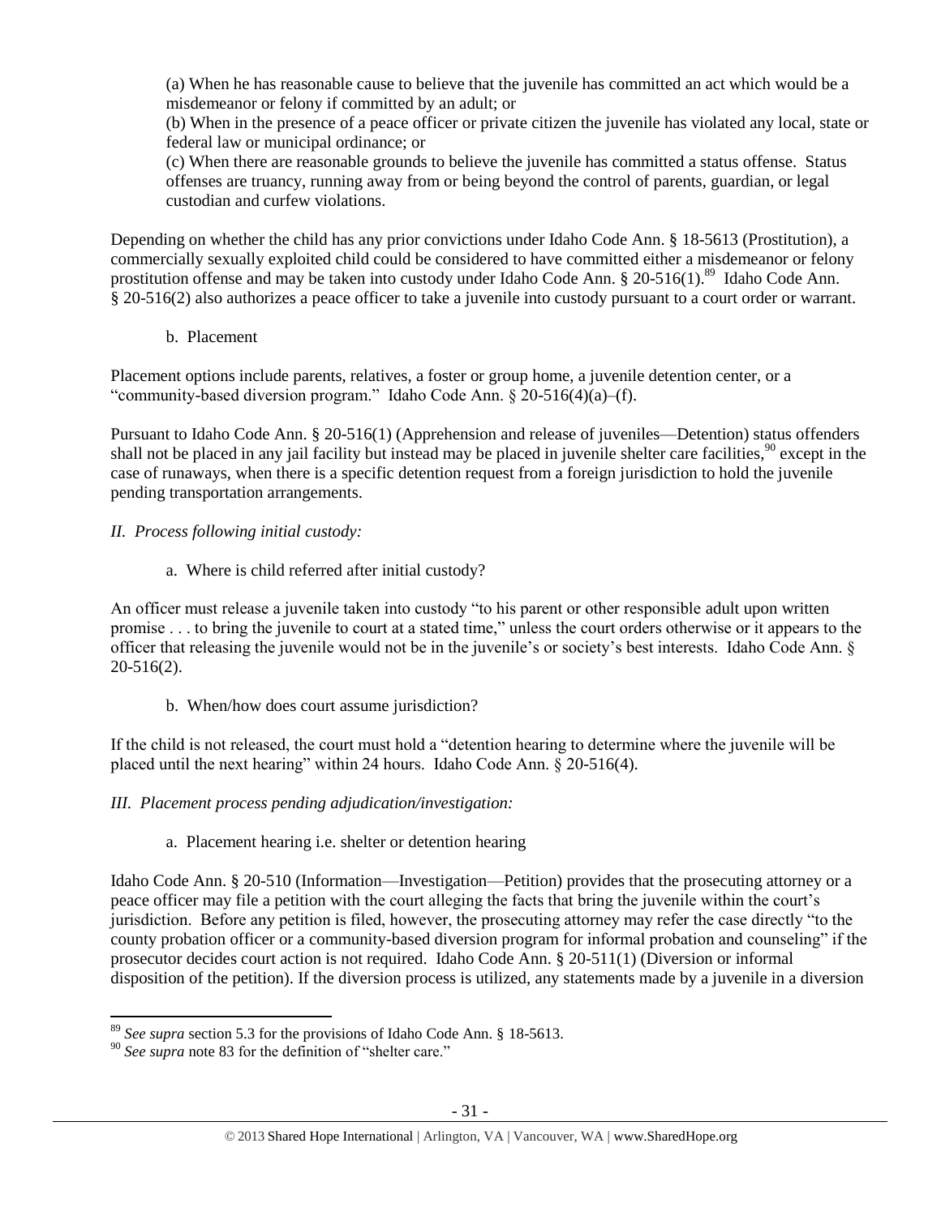(a) When he has reasonable cause to believe that the juvenile has committed an act which would be a misdemeanor or felony if committed by an adult; or

(b) When in the presence of a peace officer or private citizen the juvenile has violated any local, state or federal law or municipal ordinance; or

(c) When there are reasonable grounds to believe the juvenile has committed a status offense. Status offenses are truancy, running away from or being beyond the control of parents, guardian, or legal custodian and curfew violations.

Depending on whether the child has any prior convictions under Idaho Code Ann. § 18-5613 (Prostitution), a commercially sexually exploited child could be considered to have committed either a misdemeanor or felony prostitution offense and may be taken into custody under Idaho Code Ann. § 20-516(1).[89] Idaho Code Ann. § 20-516(2) also authorizes a peace officer to take a juvenile into custody pursuant to a court order or warrant.

b. Placement

Placement options include parents, relatives, a foster or group home, a juvenile detention center, or a "community-based diversion program." Idaho Code Ann. § 20-516(4)(a)–(f).

Pursuant to Idaho Code Ann. § 20-516(1) (Apprehension and release of juveniles—Detention) status offenders shall not be placed in any jail facility but instead may be placed in juvenile shelter care facilities,[90] except in the case of runaways, when there is a specific detention request from a foreign jurisdiction to hold the juvenile pending transportation arrangements.

*II. Process following initial custody:*

a. Where is child referred after initial custody?

An officer must release a juvenile taken into custody "to his parent or other responsible adult upon written promise . . . to bring the juvenile to court at a stated time," unless the court orders otherwise or it appears to the officer that releasing the juvenile would not be in the juvenile's or society's best interests. Idaho Code Ann. § 20-516(2).

b. When/how does court assume jurisdiction?

If the child is not released, the court must hold a "detention hearing to determine where the juvenile will be placed until the next hearing" within 24 hours. Idaho Code Ann. § 20-516(4).

*III. Placement process pending adjudication/investigation:*

a. Placement hearing i.e. shelter or detention hearing

Idaho Code Ann. § 20-510 (Information—Investigation—Petition) provides that the prosecuting attorney or a peace officer may file a petition with the court alleging the facts that bring the juvenile within the court's jurisdiction. Before any petition is filed, however, the prosecuting attorney may refer the case directly "to the county probation officer or a community-based diversion program for informal probation and counseling" if the prosecutor decides court action is not required. Idaho Code Ann. § 20-511(1) (Diversion or informal disposition of the petition). If the diversion process is utilized, any statements made by a juvenile in a diversion

---

[89] *See supra* section 5.3 for the provisions of Idaho Code Ann. § 18-5613.

[90] *See supra* note 83 for the definition of "shelter care."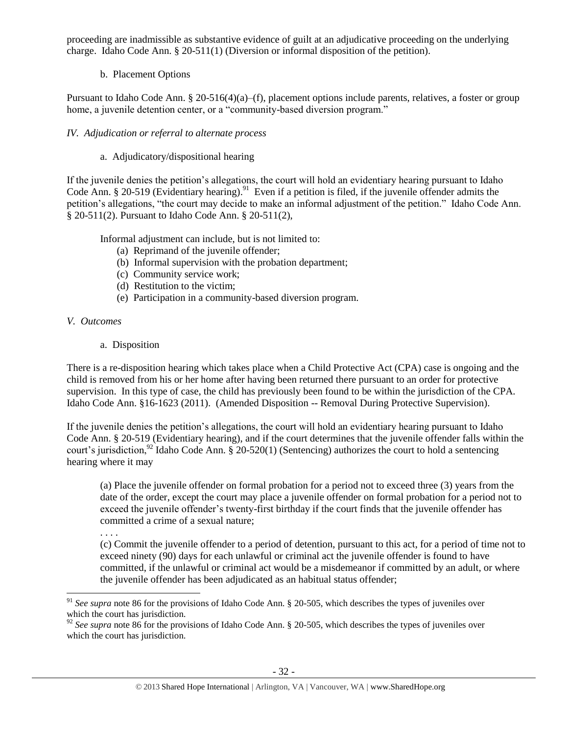proceeding are inadmissible as substantive evidence of guilt at an adjudicative proceeding on the underlying charge. Idaho Code Ann. § 20-511(1) (Diversion or informal disposition of the petition).

b. Placement Options

Pursuant to Idaho Code Ann. § 20-516(4)(a)–(f), placement options include parents, relatives, a foster or group home, a juvenile detention center, or a "community-based diversion program."

*IV. Adjudication or referral to alternate process*

a. Adjudicatory/dispositional hearing

If the juvenile denies the petition's allegations, the court will hold an evidentiary hearing pursuant to Idaho Code Ann. § 20-519 (Evidentiary hearing).[91] Even if a petition is filed, if the juvenile offender admits the petition's allegations, "the court may decide to make an informal adjustment of the petition." Idaho Code Ann. § 20-511(2). Pursuant to Idaho Code Ann. § 20-511(2),

> Informal adjustment can include, but is not limited to:
> (a) Reprimand of the juvenile offender;
> (b) Informal supervision with the probation department;
> (c) Community service work;
> (d) Restitution to the victim;
> (e) Participation in a community-based diversion program.

*V. Outcomes*

a. Disposition

There is a re-disposition hearing which takes place when a Child Protective Act (CPA) case is ongoing and the child is removed from his or her home after having been returned there pursuant to an order for protective supervision. In this type of case, the child has previously been found to be within the jurisdiction of the CPA. Idaho Code Ann. §16-1623 (2011). (Amended Disposition -- Removal During Protective Supervision).

If the juvenile denies the petition's allegations, the court will hold an evidentiary hearing pursuant to Idaho Code Ann. § 20-519 (Evidentiary hearing), and if the court determines that the juvenile offender falls within the court's jurisdiction,[92] Idaho Code Ann. § 20-520(1) (Sentencing) authorizes the court to hold a sentencing hearing where it may

> (a) Place the juvenile offender on formal probation for a period not to exceed three (3) years from the date of the order, except the court may place a juvenile offender on formal probation for a period not to exceed the juvenile offender's twenty-first birthday if the court finds that the juvenile offender has committed a crime of a sexual nature;
>
> . . . .
>
> (c) Commit the juvenile offender to a period of detention, pursuant to this act, for a period of time not to exceed ninety (90) days for each unlawful or criminal act the juvenile offender is found to have committed, if the unlawful or criminal act would be a misdemeanor if committed by an adult, or where the juvenile offender has been adjudicated as an habitual status offender;

---

[91] *See supra* note 86 for the provisions of Idaho Code Ann. § 20-505, which describes the types of juveniles over which the court has jurisdiction.

[92] *See supra* note 86 for the provisions of Idaho Code Ann. § 20-505, which describes the types of juveniles over which the court has jurisdiction.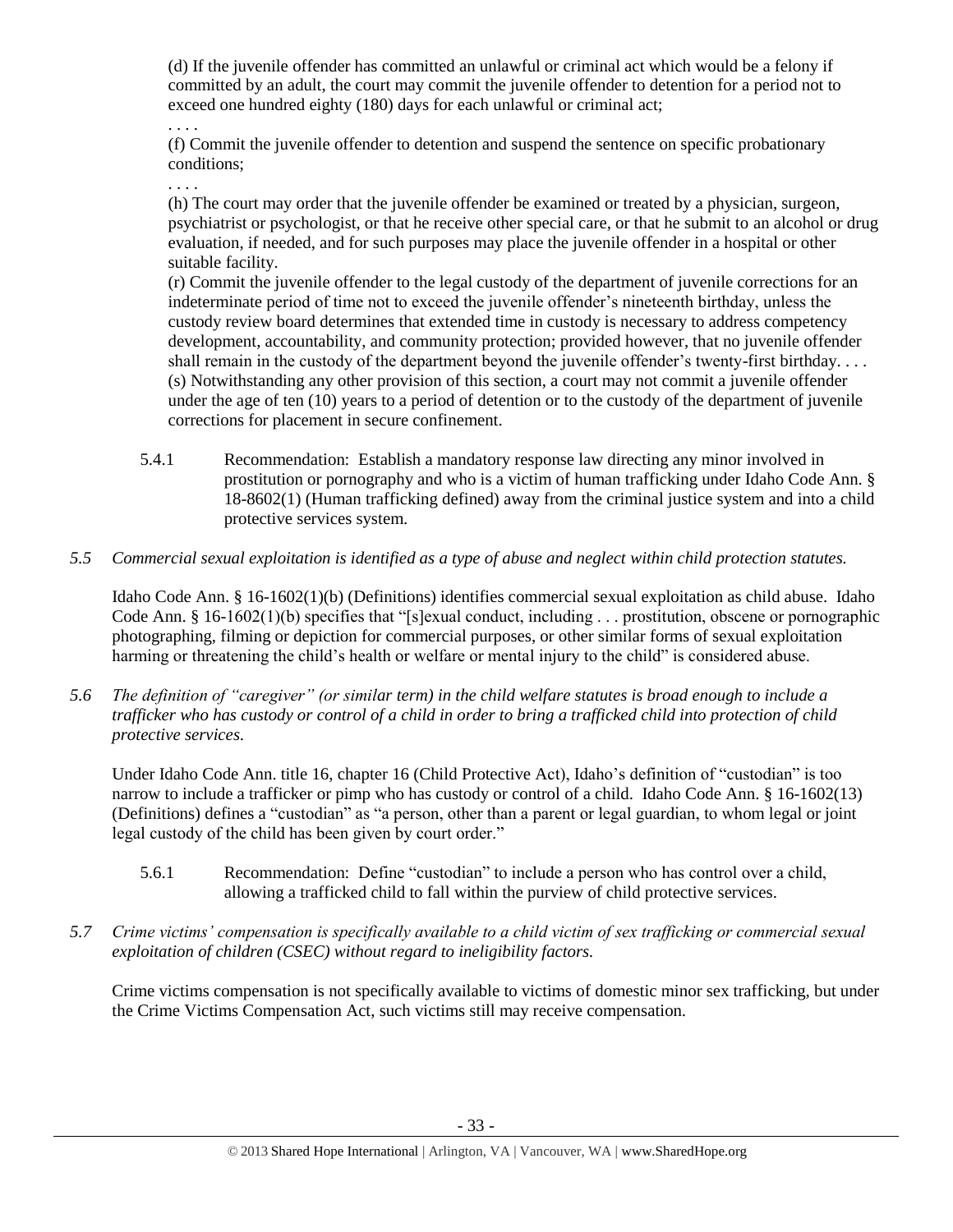(d) If the juvenile offender has committed an unlawful or criminal act which would be a felony if committed by an adult, the court may commit the juvenile offender to detention for a period not to exceed one hundred eighty (180) days for each unlawful or criminal act;

. . . .

(f) Commit the juvenile offender to detention and suspend the sentence on specific probationary conditions;

. . . .

(h) The court may order that the juvenile offender be examined or treated by a physician, surgeon, psychiatrist or psychologist, or that he receive other special care, or that he submit to an alcohol or drug evaluation, if needed, and for such purposes may place the juvenile offender in a hospital or other suitable facility.

(r) Commit the juvenile offender to the legal custody of the department of juvenile corrections for an indeterminate period of time not to exceed the juvenile offender's nineteenth birthday, unless the custody review board determines that extended time in custody is necessary to address competency development, accountability, and community protection; provided however, that no juvenile offender shall remain in the custody of the department beyond the juvenile offender's twenty-first birthday. . . .

(s) Notwithstanding any other provision of this section, a court may not commit a juvenile offender under the age of ten (10) years to a period of detention or to the custody of the department of juvenile corrections for placement in secure confinement.

5.4.1 Recommendation: Establish a mandatory response law directing any minor involved in prostitution or pornography and who is a victim of human trafficking under Idaho Code Ann. § 18-8602(1) (Human trafficking defined) away from the criminal justice system and into a child protective services system.

*5.5 Commercial sexual exploitation is identified as a type of abuse and neglect within child protection statutes.*

Idaho Code Ann. § 16-1602(1)(b) (Definitions) identifies commercial sexual exploitation as child abuse. Idaho Code Ann. § 16-1602(1)(b) specifies that "[s]exual conduct, including . . . prostitution, obscene or pornographic photographing, filming or depiction for commercial purposes, or other similar forms of sexual exploitation harming or threatening the child's health or welfare or mental injury to the child" is considered abuse.

*5.6 The definition of "caregiver" (or similar term) in the child welfare statutes is broad enough to include a trafficker who has custody or control of a child in order to bring a trafficked child into protection of child protective services.*

Under Idaho Code Ann. title 16, chapter 16 (Child Protective Act), Idaho's definition of "custodian" is too narrow to include a trafficker or pimp who has custody or control of a child. Idaho Code Ann. § 16-1602(13) (Definitions) defines a "custodian" as "a person, other than a parent or legal guardian, to whom legal or joint legal custody of the child has been given by court order."

5.6.1 Recommendation: Define "custodian" to include a person who has control over a child, allowing a trafficked child to fall within the purview of child protective services.

*5.7 Crime victims' compensation is specifically available to a child victim of sex trafficking or commercial sexual exploitation of children (CSEC) without regard to ineligibility factors.*

Crime victims compensation is not specifically available to victims of domestic minor sex trafficking, but under the Crime Victims Compensation Act, such victims still may receive compensation.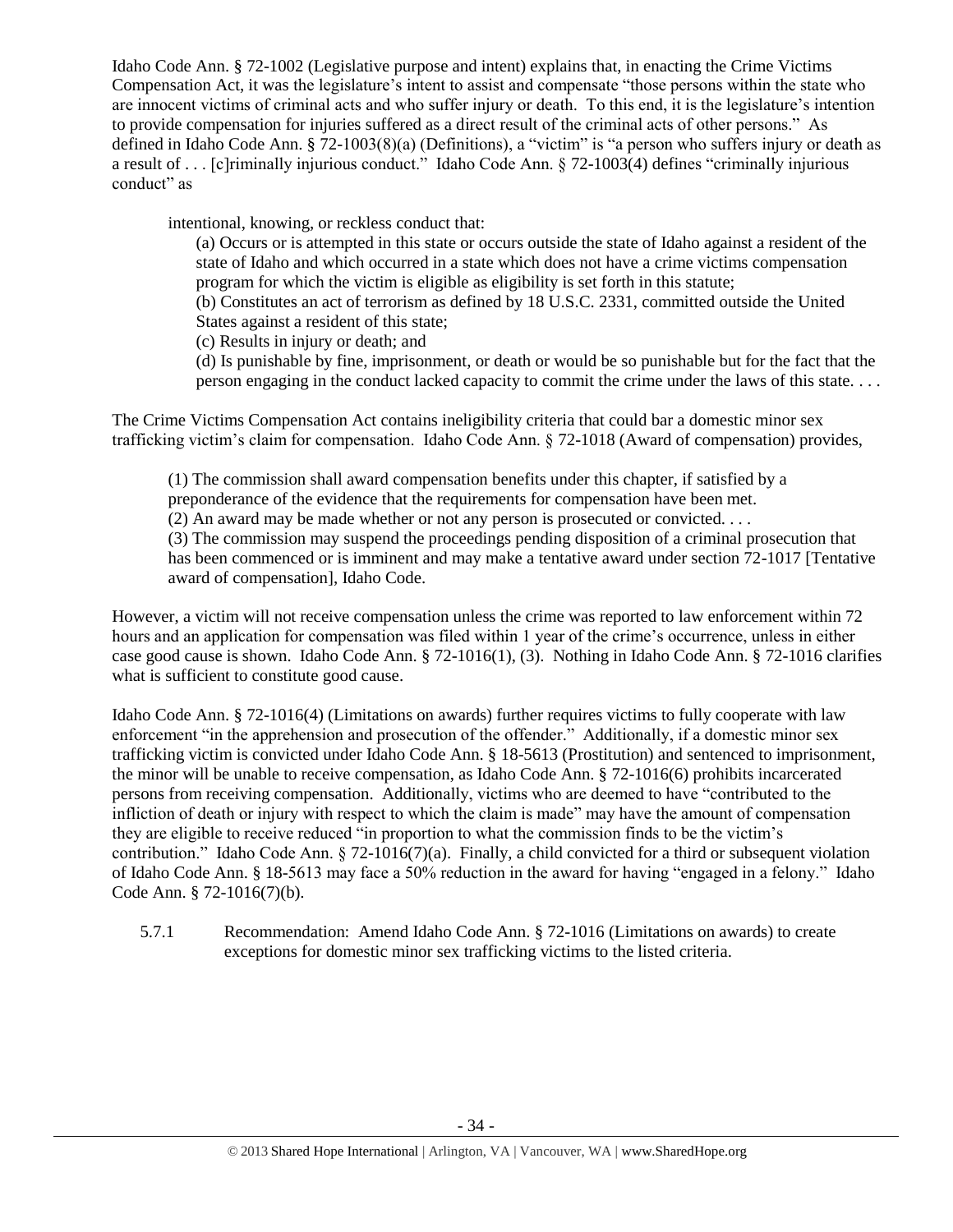Idaho Code Ann. § 72-1002 (Legislative purpose and intent) explains that, in enacting the Crime Victims Compensation Act, it was the legislature's intent to assist and compensate "those persons within the state who are innocent victims of criminal acts and who suffer injury or death. To this end, it is the legislature's intention to provide compensation for injuries suffered as a direct result of the criminal acts of other persons." As defined in Idaho Code Ann. § 72-1003(8)(a) (Definitions), a "victim" is "a person who suffers injury or death as a result of . . . [c]riminally injurious conduct." Idaho Code Ann. § 72-1003(4) defines "criminally injurious conduct" as

> intentional, knowing, or reckless conduct that:
>
> (a) Occurs or is attempted in this state or occurs outside the state of Idaho against a resident of the state of Idaho and which occurred in a state which does not have a crime victims compensation program for which the victim is eligible as eligibility is set forth in this statute;
>
> (b) Constitutes an act of terrorism as defined by 18 U.S.C. 2331, committed outside the United States against a resident of this state;
>
> (c) Results in injury or death; and
>
> (d) Is punishable by fine, imprisonment, or death or would be so punishable but for the fact that the person engaging in the conduct lacked capacity to commit the crime under the laws of this state. . . .

The Crime Victims Compensation Act contains ineligibility criteria that could bar a domestic minor sex trafficking victim's claim for compensation. Idaho Code Ann. § 72-1018 (Award of compensation) provides,

> (1) The commission shall award compensation benefits under this chapter, if satisfied by a preponderance of the evidence that the requirements for compensation have been met.
>
> (2) An award may be made whether or not any person is prosecuted or convicted. . . .
>
> (3) The commission may suspend the proceedings pending disposition of a criminal prosecution that has been commenced or is imminent and may make a tentative award under section 72-1017 [Tentative award of compensation], Idaho Code.

However, a victim will not receive compensation unless the crime was reported to law enforcement within 72 hours and an application for compensation was filed within 1 year of the crime's occurrence, unless in either case good cause is shown. Idaho Code Ann. § 72-1016(1), (3). Nothing in Idaho Code Ann. § 72-1016 clarifies what is sufficient to constitute good cause.

Idaho Code Ann. § 72-1016(4) (Limitations on awards) further requires victims to fully cooperate with law enforcement "in the apprehension and prosecution of the offender." Additionally, if a domestic minor sex trafficking victim is convicted under Idaho Code Ann. § 18-5613 (Prostitution) and sentenced to imprisonment, the minor will be unable to receive compensation, as Idaho Code Ann. § 72-1016(6) prohibits incarcerated persons from receiving compensation. Additionally, victims who are deemed to have "contributed to the infliction of death or injury with respect to which the claim is made" may have the amount of compensation they are eligible to receive reduced "in proportion to what the commission finds to be the victim's contribution." Idaho Code Ann. § 72-1016(7)(a). Finally, a child convicted for a third or subsequent violation of Idaho Code Ann. § 18-5613 may face a 50% reduction in the award for having "engaged in a felony." Idaho Code Ann. § 72-1016(7)(b).

5.7.1 Recommendation: Amend Idaho Code Ann. § 72-1016 (Limitations on awards) to create exceptions for domestic minor sex trafficking victims to the listed criteria.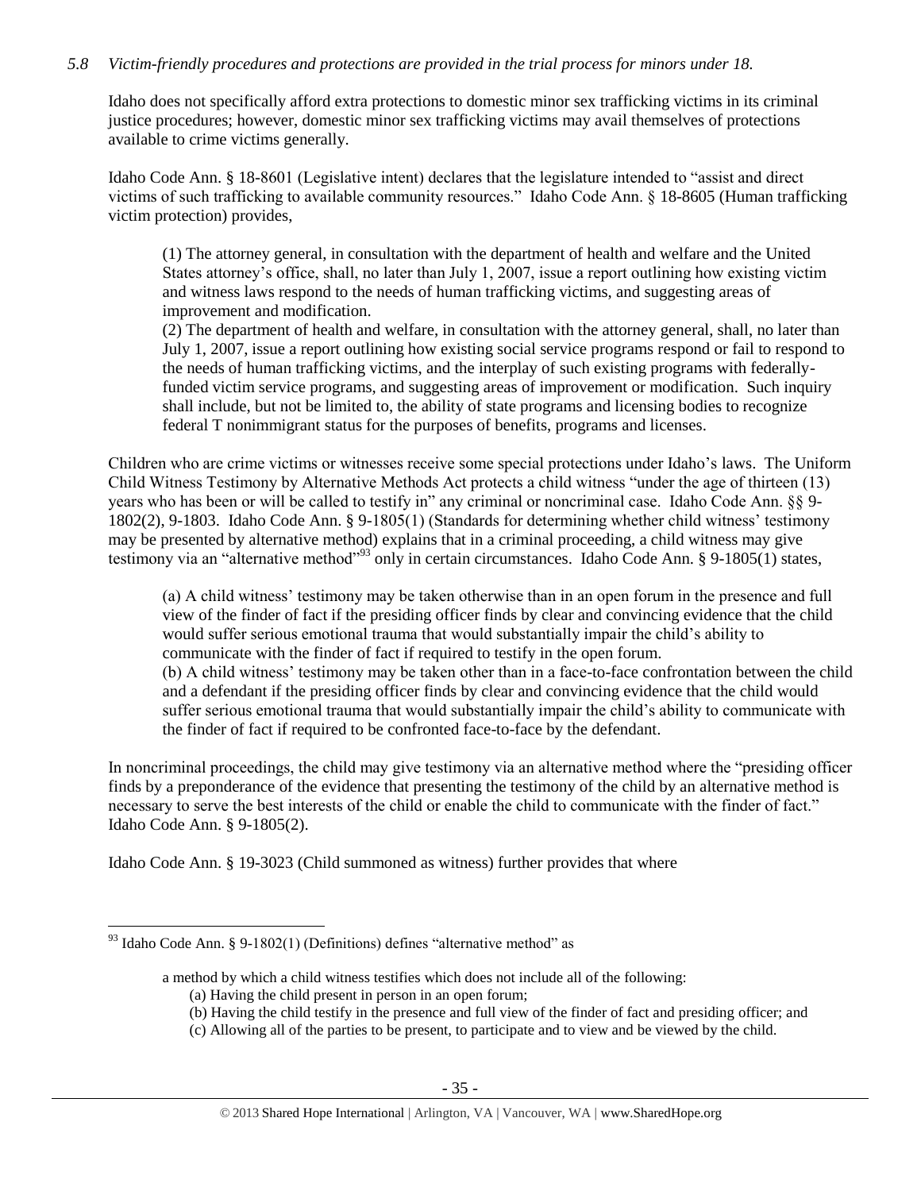*5.8 Victim-friendly procedures and protections are provided in the trial process for minors under 18.*

Idaho does not specifically afford extra protections to domestic minor sex trafficking victims in its criminal justice procedures; however, domestic minor sex trafficking victims may avail themselves of protections available to crime victims generally.

Idaho Code Ann. § 18-8601 (Legislative intent) declares that the legislature intended to "assist and direct victims of such trafficking to available community resources." Idaho Code Ann. § 18-8605 (Human trafficking victim protection) provides,

> (1) The attorney general, in consultation with the department of health and welfare and the United States attorney's office, shall, no later than July 1, 2007, issue a report outlining how existing victim and witness laws respond to the needs of human trafficking victims, and suggesting areas of improvement and modification.
>
> (2) The department of health and welfare, in consultation with the attorney general, shall, no later than July 1, 2007, issue a report outlining how existing social service programs respond or fail to respond to the needs of human trafficking victims, and the interplay of such existing programs with federally-funded victim service programs, and suggesting areas of improvement or modification. Such inquiry shall include, but not be limited to, the ability of state programs and licensing bodies to recognize federal T nonimmigrant status for the purposes of benefits, programs and licenses.

Children who are crime victims or witnesses receive some special protections under Idaho's laws. The Uniform Child Witness Testimony by Alternative Methods Act protects a child witness "under the age of thirteen (13) years who has been or will be called to testify in" any criminal or noncriminal case. Idaho Code Ann. §§ 9-1802(2), 9-1803. Idaho Code Ann. § 9-1805(1) (Standards for determining whether child witness' testimony may be presented by alternative method) explains that in a criminal proceeding, a child witness may give testimony via an "alternative method"[93] only in certain circumstances. Idaho Code Ann. § 9-1805(1) states,

> (a) A child witness' testimony may be taken otherwise than in an open forum in the presence and full view of the finder of fact if the presiding officer finds by clear and convincing evidence that the child would suffer serious emotional trauma that would substantially impair the child's ability to communicate with the finder of fact if required to testify in the open forum.
>
> (b) A child witness' testimony may be taken other than in a face-to-face confrontation between the child and a defendant if the presiding officer finds by clear and convincing evidence that the child would suffer serious emotional trauma that would substantially impair the child's ability to communicate with the finder of fact if required to be confronted face-to-face by the defendant.

In noncriminal proceedings, the child may give testimony via an alternative method where the "presiding officer finds by a preponderance of the evidence that presenting the testimony of the child by an alternative method is necessary to serve the best interests of the child or enable the child to communicate with the finder of fact." Idaho Code Ann. § 9-1805(2).

Idaho Code Ann. § 19-3023 (Child summoned as witness) further provides that where

---

[93] Idaho Code Ann. § 9-1802(1) (Definitions) defines "alternative method" as

> a method by which a child witness testifies which does not include all of the following:
>
> (a) Having the child present in person in an open forum;
>
> (b) Having the child testify in the presence and full view of the finder of fact and presiding officer; and
>
> (c) Allowing all of the parties to be present, to participate and to view and be viewed by the child.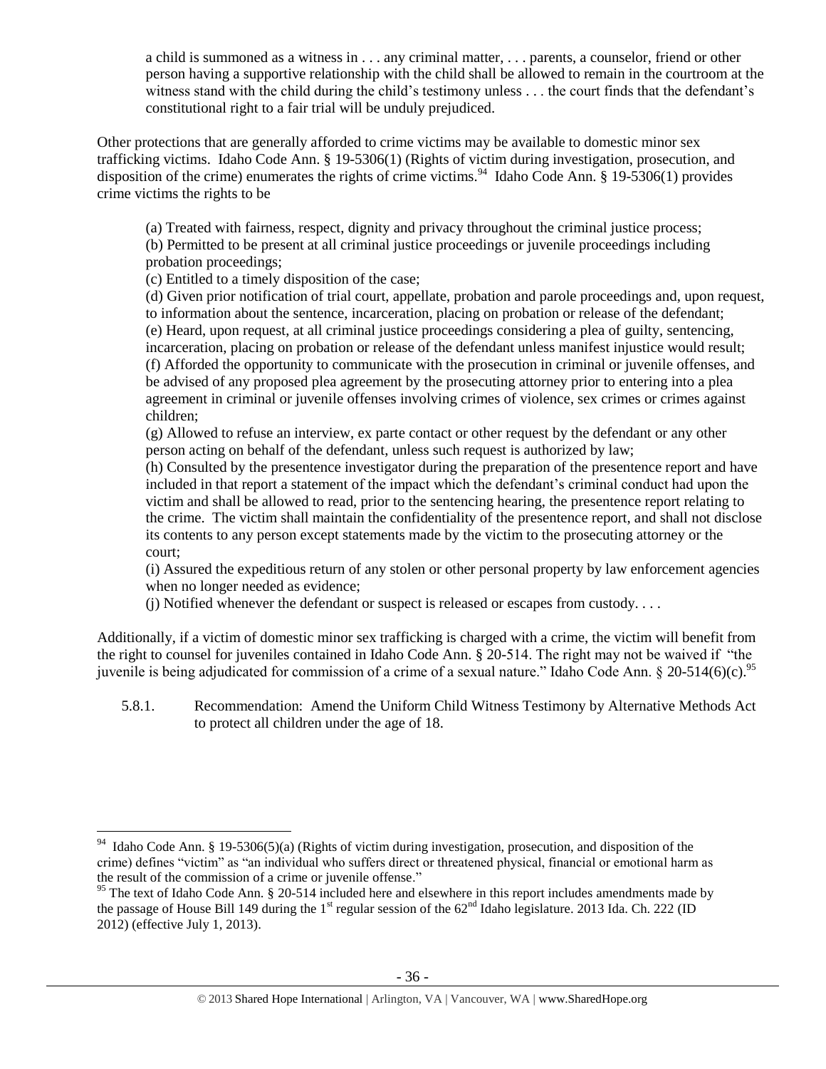> a child is summoned as a witness in . . . any criminal matter, . . . parents, a counselor, friend or other person having a supportive relationship with the child shall be allowed to remain in the courtroom at the witness stand with the child during the child's testimony unless . . . the court finds that the defendant's constitutional right to a fair trial will be unduly prejudiced.

Other protections that are generally afforded to crime victims may be available to domestic minor sex trafficking victims. Idaho Code Ann. § 19-5306(1) (Rights of victim during investigation, prosecution, and disposition of the crime) enumerates the rights of crime victims.[94] Idaho Code Ann. § 19-5306(1) provides crime victims the rights to be

> (a) Treated with fairness, respect, dignity and privacy throughout the criminal justice process;
> (b) Permitted to be present at all criminal justice proceedings or juvenile proceedings including probation proceedings;
> (c) Entitled to a timely disposition of the case;
> (d) Given prior notification of trial court, appellate, probation and parole proceedings and, upon request, to information about the sentence, incarceration, placing on probation or release of the defendant;
> (e) Heard, upon request, at all criminal justice proceedings considering a plea of guilty, sentencing, incarceration, placing on probation or release of the defendant unless manifest injustice would result;
> (f) Afforded the opportunity to communicate with the prosecution in criminal or juvenile offenses, and be advised of any proposed plea agreement by the prosecuting attorney prior to entering into a plea agreement in criminal or juvenile offenses involving crimes of violence, sex crimes or crimes against children;
> (g) Allowed to refuse an interview, ex parte contact or other request by the defendant or any other person acting on behalf of the defendant, unless such request is authorized by law;
> (h) Consulted by the presentence investigator during the preparation of the presentence report and have included in that report a statement of the impact which the defendant's criminal conduct had upon the victim and shall be allowed to read, prior to the sentencing hearing, the presentence report relating to the crime. The victim shall maintain the confidentiality of the presentence report, and shall not disclose its contents to any person except statements made by the victim to the prosecuting attorney or the court;
> (i) Assured the expeditious return of any stolen or other personal property by law enforcement agencies when no longer needed as evidence;
> (j) Notified whenever the defendant or suspect is released or escapes from custody. . . .

Additionally, if a victim of domestic minor sex trafficking is charged with a crime, the victim will benefit from the right to counsel for juveniles contained in Idaho Code Ann. § 20-514. The right may not be waived if "the juvenile is being adjudicated for commission of a crime of a sexual nature." Idaho Code Ann. § 20-514(6)(c).[95]

5.8.1. Recommendation: Amend the Uniform Child Witness Testimony by Alternative Methods Act to protect all children under the age of 18.

---

[94] Idaho Code Ann. § 19-5306(5)(a) (Rights of victim during investigation, prosecution, and disposition of the crime) defines "victim" as "an individual who suffers direct or threatened physical, financial or emotional harm as the result of the commission of a crime or juvenile offense."

[95] The text of Idaho Code Ann. § 20-514 included here and elsewhere in this report includes amendments made by the passage of House Bill 149 during the 1st regular session of the 62nd Idaho legislature. 2013 Ida. Ch. 222 (ID 2012) (effective July 1, 2013).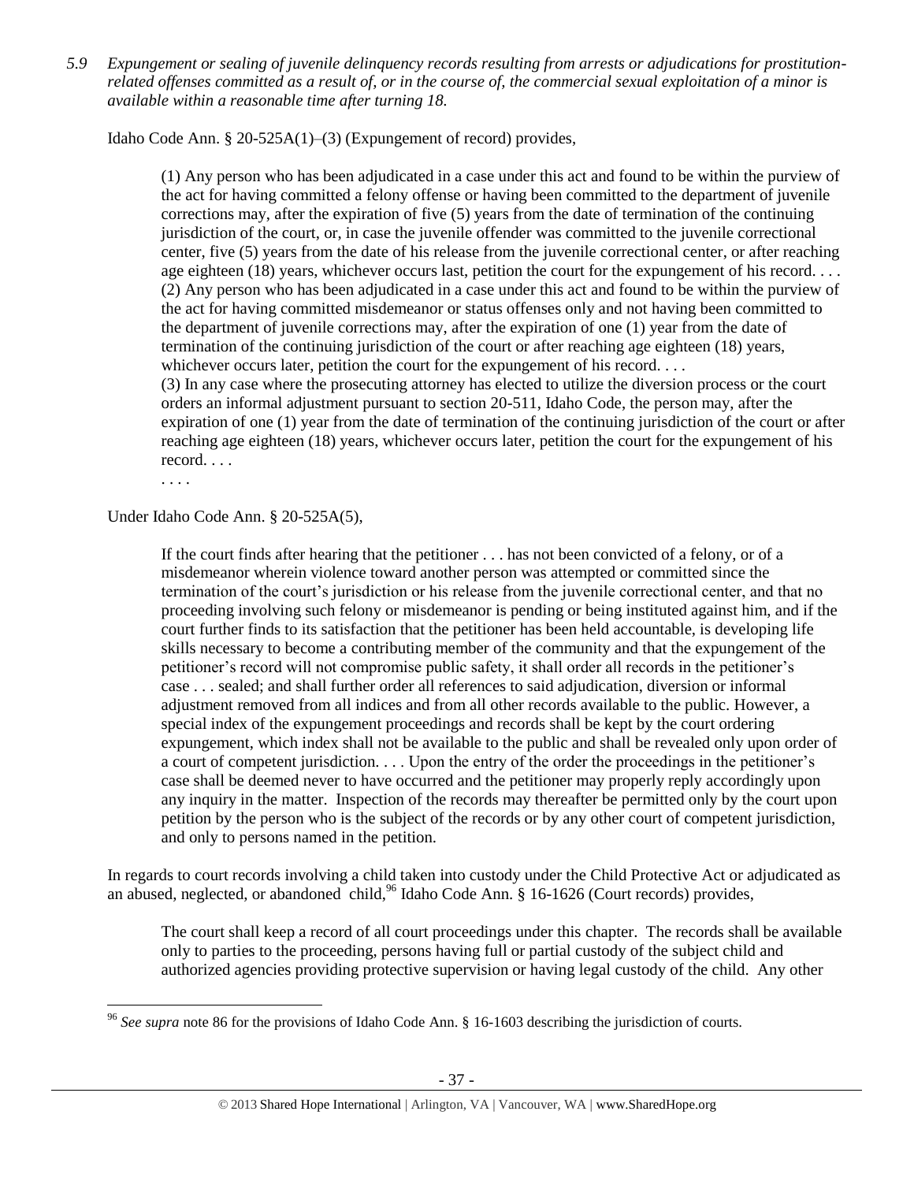*5.9 Expungement or sealing of juvenile delinquency records resulting from arrests or adjudications for prostitution-related offenses committed as a result of, or in the course of, the commercial sexual exploitation of a minor is available within a reasonable time after turning 18.*

Idaho Code Ann. § 20-525A(1)–(3) (Expungement of record) provides,

> (1) Any person who has been adjudicated in a case under this act and found to be within the purview of the act for having committed a felony offense or having been committed to the department of juvenile corrections may, after the expiration of five (5) years from the date of termination of the continuing jurisdiction of the court, or, in case the juvenile offender was committed to the juvenile correctional center, five (5) years from the date of his release from the juvenile correctional center, or after reaching age eighteen (18) years, whichever occurs last, petition the court for the expungement of his record. . . .
> (2) Any person who has been adjudicated in a case under this act and found to be within the purview of the act for having committed misdemeanor or status offenses only and not having been committed to the department of juvenile corrections may, after the expiration of one (1) year from the date of termination of the continuing jurisdiction of the court or after reaching age eighteen (18) years, whichever occurs later, petition the court for the expungement of his record. . . .
> (3) In any case where the prosecuting attorney has elected to utilize the diversion process or the court orders an informal adjustment pursuant to section 20-511, Idaho Code, the person may, after the expiration of one (1) year from the date of termination of the continuing jurisdiction of the court or after reaching age eighteen (18) years, whichever occurs later, petition the court for the expungement of his record. . . .
> . . . .

Under Idaho Code Ann. § 20-525A(5),

> If the court finds after hearing that the petitioner . . . has not been convicted of a felony, or of a misdemeanor wherein violence toward another person was attempted or committed since the termination of the court's jurisdiction or his release from the juvenile correctional center, and that no proceeding involving such felony or misdemeanor is pending or being instituted against him, and if the court further finds to its satisfaction that the petitioner has been held accountable, is developing life skills necessary to become a contributing member of the community and that the expungement of the petitioner's record will not compromise public safety, it shall order all records in the petitioner's case . . . sealed; and shall further order all references to said adjudication, diversion or informal adjustment removed from all indices and from all other records available to the public. However, a special index of the expungement proceedings and records shall be kept by the court ordering expungement, which index shall not be available to the public and shall be revealed only upon order of a court of competent jurisdiction. . . . Upon the entry of the order the proceedings in the petitioner's case shall be deemed never to have occurred and the petitioner may properly reply accordingly upon any inquiry in the matter. Inspection of the records may thereafter be permitted only by the court upon petition by the person who is the subject of the records or by any other court of competent jurisdiction, and only to persons named in the petition.

In regards to court records involving a child taken into custody under the Child Protective Act or adjudicated as an abused, neglected, or abandoned child,[96] Idaho Code Ann. § 16-1626 (Court records) provides,

> The court shall keep a record of all court proceedings under this chapter. The records shall be available only to parties to the proceeding, persons having full or partial custody of the subject child and authorized agencies providing protective supervision or having legal custody of the child. Any other

[96] *See supra* note 86 for the provisions of Idaho Code Ann. § 16-1603 describing the jurisdiction of courts.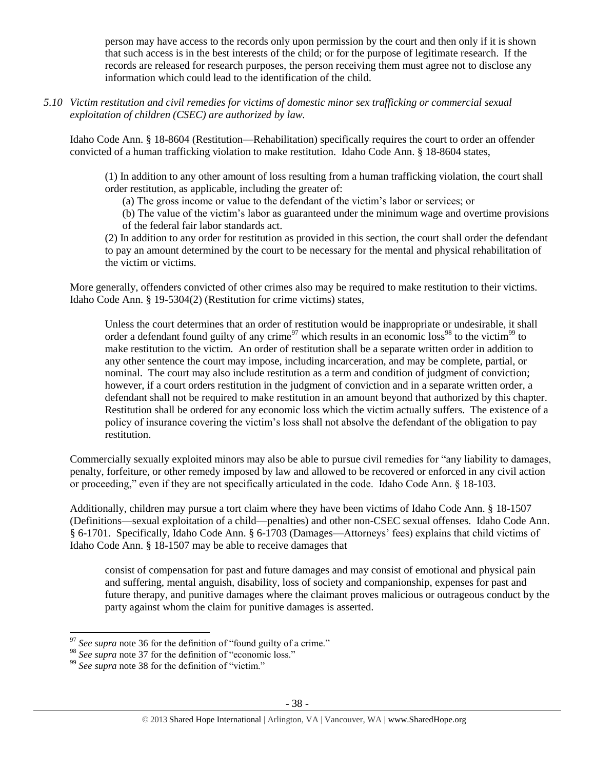person may have access to the records only upon permission by the court and then only if it is shown that such access is in the best interests of the child; or for the purpose of legitimate research. If the records are released for research purposes, the person receiving them must agree not to disclose any information which could lead to the identification of the child.

*5.10 Victim restitution and civil remedies for victims of domestic minor sex trafficking or commercial sexual exploitation of children (CSEC) are authorized by law.*

Idaho Code Ann. § 18-8604 (Restitution—Rehabilitation) specifically requires the court to order an offender convicted of a human trafficking violation to make restitution. Idaho Code Ann. § 18-8604 states,

> (1) In addition to any other amount of loss resulting from a human trafficking violation, the court shall order restitution, as applicable, including the greater of:
>
> (a) The gross income or value to the defendant of the victim's labor or services; or
>
> (b) The value of the victim's labor as guaranteed under the minimum wage and overtime provisions of the federal fair labor standards act.
>
> (2) In addition to any order for restitution as provided in this section, the court shall order the defendant to pay an amount determined by the court to be necessary for the mental and physical rehabilitation of the victim or victims.

More generally, offenders convicted of other crimes also may be required to make restitution to their victims. Idaho Code Ann. § 19-5304(2) (Restitution for crime victims) states,

> Unless the court determines that an order of restitution would be inappropriate or undesirable, it shall order a defendant found guilty of any crime[97] which results in an economic loss[98] to the victim[99] to make restitution to the victim. An order of restitution shall be a separate written order in addition to any other sentence the court may impose, including incarceration, and may be complete, partial, or nominal. The court may also include restitution as a term and condition of judgment of conviction; however, if a court orders restitution in the judgment of conviction and in a separate written order, a defendant shall not be required to make restitution in an amount beyond that authorized by this chapter. Restitution shall be ordered for any economic loss which the victim actually suffers. The existence of a policy of insurance covering the victim's loss shall not absolve the defendant of the obligation to pay restitution.

Commercially sexually exploited minors may also be able to pursue civil remedies for "any liability to damages, penalty, forfeiture, or other remedy imposed by law and allowed to be recovered or enforced in any civil action or proceeding," even if they are not specifically articulated in the code. Idaho Code Ann. § 18-103.

Additionally, children may pursue a tort claim where they have been victims of Idaho Code Ann. § 18-1507 (Definitions—sexual exploitation of a child—penalties) and other non-CSEC sexual offenses. Idaho Code Ann. § 6-1701. Specifically, Idaho Code Ann. § 6-1703 (Damages—Attorneys' fees) explains that child victims of Idaho Code Ann. § 18-1507 may be able to receive damages that

> consist of compensation for past and future damages and may consist of emotional and physical pain and suffering, mental anguish, disability, loss of society and companionship, expenses for past and future therapy, and punitive damages where the claimant proves malicious or outrageous conduct by the party against whom the claim for punitive damages is asserted.

---

[97] *See supra* note 36 for the definition of "found guilty of a crime."

[98] *See supra* note 37 for the definition of "economic loss."

[99] *See supra* note 38 for the definition of "victim."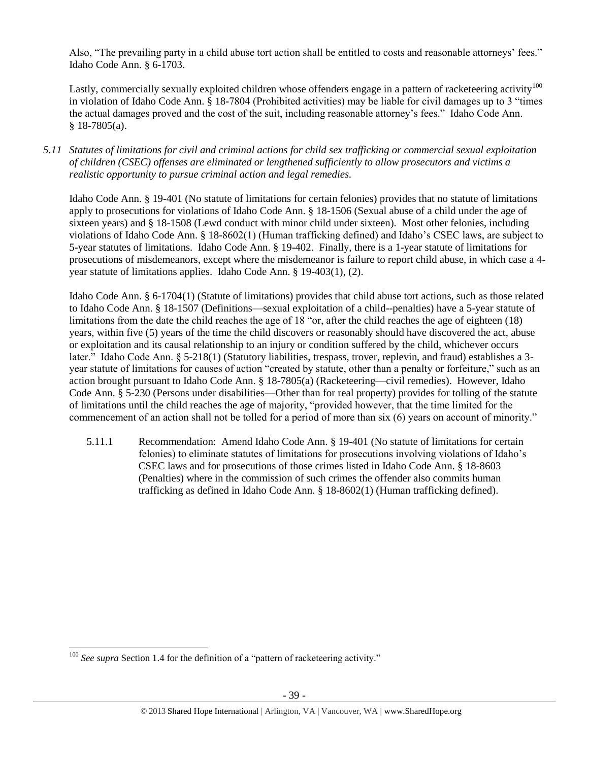Also, "The prevailing party in a child abuse tort action shall be entitled to costs and reasonable attorneys' fees." Idaho Code Ann. § 6-1703.

Lastly, commercially sexually exploited children whose offenders engage in a pattern of racketeering activity[100] in violation of Idaho Code Ann. § 18-7804 (Prohibited activities) may be liable for civil damages up to 3 "times the actual damages proved and the cost of the suit, including reasonable attorney's fees." Idaho Code Ann. § 18-7805(a).

*5.11 Statutes of limitations for civil and criminal actions for child sex trafficking or commercial sexual exploitation of children (CSEC) offenses are eliminated or lengthened sufficiently to allow prosecutors and victims a realistic opportunity to pursue criminal action and legal remedies.*

Idaho Code Ann. § 19-401 (No statute of limitations for certain felonies) provides that no statute of limitations apply to prosecutions for violations of Idaho Code Ann. § 18-1506 (Sexual abuse of a child under the age of sixteen years) and § 18-1508 (Lewd conduct with minor child under sixteen). Most other felonies, including violations of Idaho Code Ann. § 18-8602(1) (Human trafficking defined) and Idaho's CSEC laws, are subject to 5-year statutes of limitations. Idaho Code Ann. § 19-402. Finally, there is a 1-year statute of limitations for prosecutions of misdemeanors, except where the misdemeanor is failure to report child abuse, in which case a 4-year statute of limitations applies. Idaho Code Ann. § 19-403(1), (2).

Idaho Code Ann. § 6-1704(1) (Statute of limitations) provides that child abuse tort actions, such as those related to Idaho Code Ann. § 18-1507 (Definitions—sexual exploitation of a child--penalties) have a 5-year statute of limitations from the date the child reaches the age of 18 "or, after the child reaches the age of eighteen (18) years, within five (5) years of the time the child discovers or reasonably should have discovered the act, abuse or exploitation and its causal relationship to an injury or condition suffered by the child, whichever occurs later." Idaho Code Ann. § 5-218(1) (Statutory liabilities, trespass, trover, replevin, and fraud) establishes a 3-year statute of limitations for causes of action "created by statute, other than a penalty or forfeiture," such as an action brought pursuant to Idaho Code Ann. § 18-7805(a) (Racketeering—civil remedies). However, Idaho Code Ann. § 5-230 (Persons under disabilities—Other than for real property) provides for tolling of the statute of limitations until the child reaches the age of majority, "provided however, that the time limited for the commencement of an action shall not be tolled for a period of more than six (6) years on account of minority."

5.11.1 Recommendation: Amend Idaho Code Ann. § 19-401 (No statute of limitations for certain felonies) to eliminate statutes of limitations for prosecutions involving violations of Idaho's CSEC laws and for prosecutions of those crimes listed in Idaho Code Ann. § 18-8603 (Penalties) where in the commission of such crimes the offender also commits human trafficking as defined in Idaho Code Ann. § 18-8602(1) (Human trafficking defined).

---

[100] *See supra* Section 1.4 for the definition of a "pattern of racketeering activity."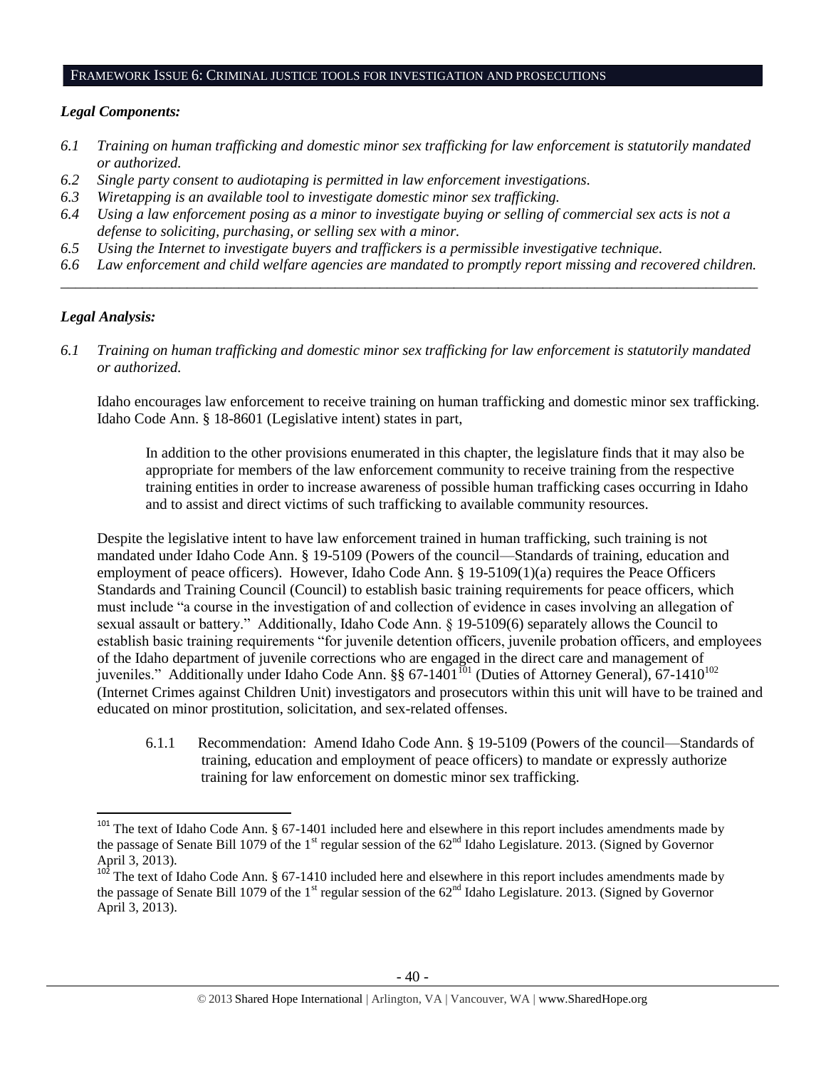## FRAMEWORK ISSUE 6: CRIMINAL JUSTICE TOOLS FOR INVESTIGATION AND PROSECUTIONS

### *Legal Components:*

*6.1 Training on human trafficking and domestic minor sex trafficking for law enforcement is statutorily mandated or authorized.*

*6.2 Single party consent to audiotaping is permitted in law enforcement investigations.*

*6.3 Wiretapping is an available tool to investigate domestic minor sex trafficking.*

*6.4 Using a law enforcement posing as a minor to investigate buying or selling of commercial sex acts is not a defense to soliciting, purchasing, or selling sex with a minor.*

*6.5 Using the Internet to investigate buyers and traffickers is a permissible investigative technique.*

*6.6 Law enforcement and child welfare agencies are mandated to promptly report missing and recovered children.*

---

### *Legal Analysis:*

*6.1 Training on human trafficking and domestic minor sex trafficking for law enforcement is statutorily mandated or authorized.*

Idaho encourages law enforcement to receive training on human trafficking and domestic minor sex trafficking. Idaho Code Ann. § 18-8601 (Legislative intent) states in part,

> In addition to the other provisions enumerated in this chapter, the legislature finds that it may also be appropriate for members of the law enforcement community to receive training from the respective training entities in order to increase awareness of possible human trafficking cases occurring in Idaho and to assist and direct victims of such trafficking to available community resources.

Despite the legislative intent to have law enforcement trained in human trafficking, such training is not mandated under Idaho Code Ann. § 19-5109 (Powers of the council—Standards of training, education and employment of peace officers). However, Idaho Code Ann. § 19-5109(1)(a) requires the Peace Officers Standards and Training Council (Council) to establish basic training requirements for peace officers, which must include "a course in the investigation of and collection of evidence in cases involving an allegation of sexual assault or battery." Additionally, Idaho Code Ann. § 19-5109(6) separately allows the Council to establish basic training requirements "for juvenile detention officers, juvenile probation officers, and employees of the Idaho department of juvenile corrections who are engaged in the direct care and management of juveniles." Additionally under Idaho Code Ann. §§ 67-1401[101] (Duties of Attorney General), 67-1410[102] (Internet Crimes against Children Unit) investigators and prosecutors within this unit will have to be trained and educated on minor prostitution, solicitation, and sex-related offenses.

6.1.1 Recommendation: Amend Idaho Code Ann. § 19-5109 (Powers of the council—Standards of training, education and employment of peace officers) to mandate or expressly authorize training for law enforcement on domestic minor sex trafficking.

---

[101] The text of Idaho Code Ann. § 67-1401 included here and elsewhere in this report includes amendments made by the passage of Senate Bill 1079 of the 1st regular session of the 62nd Idaho Legislature. 2013. (Signed by Governor April 3, 2013).

[102] The text of Idaho Code Ann. § 67-1410 included here and elsewhere in this report includes amendments made by the passage of Senate Bill 1079 of the 1st regular session of the 62nd Idaho Legislature. 2013. (Signed by Governor April 3, 2013).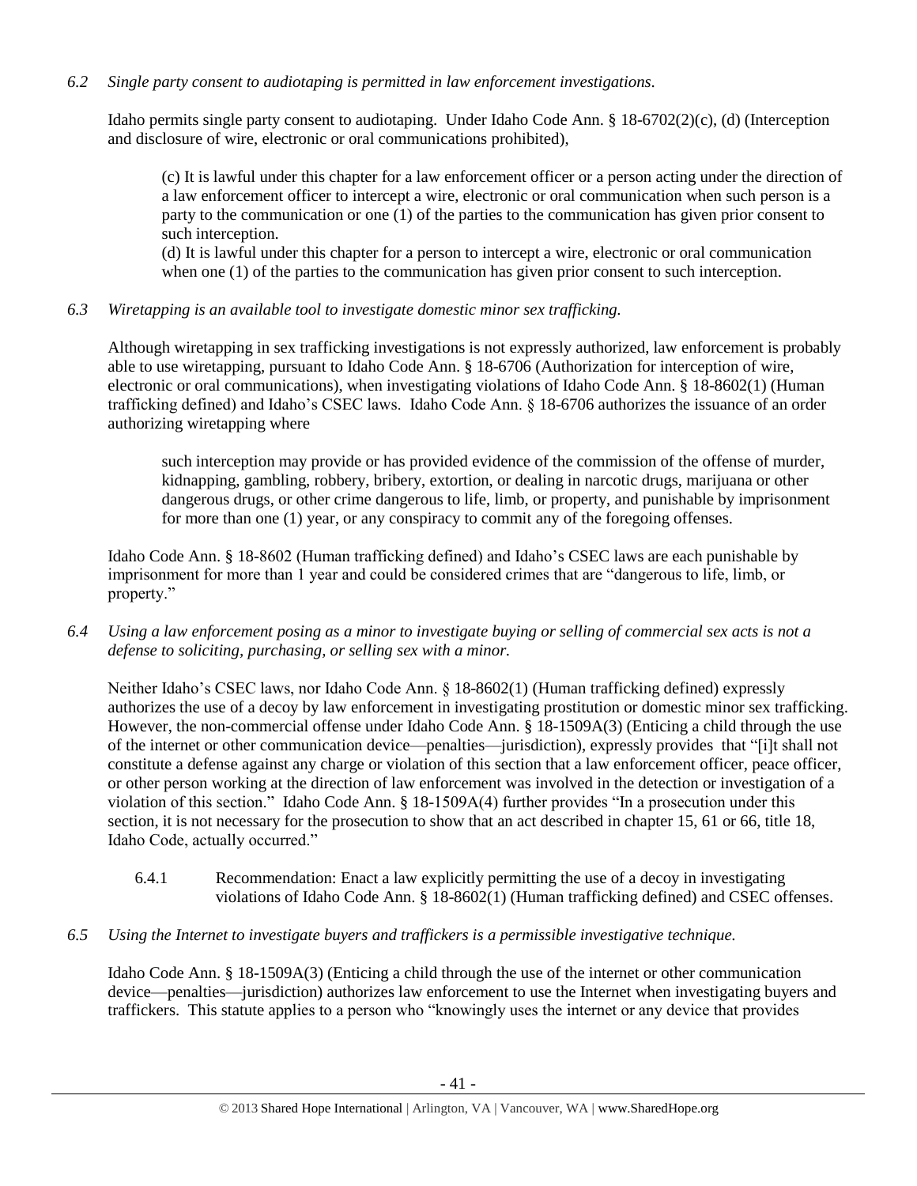*6.2 Single party consent to audiotaping is permitted in law enforcement investigations.*

Idaho permits single party consent to audiotaping. Under Idaho Code Ann. § 18-6702(2)(c), (d) (Interception and disclosure of wire, electronic or oral communications prohibited),

> (c) It is lawful under this chapter for a law enforcement officer or a person acting under the direction of a law enforcement officer to intercept a wire, electronic or oral communication when such person is a party to the communication or one (1) of the parties to the communication has given prior consent to such interception.
>
> (d) It is lawful under this chapter for a person to intercept a wire, electronic or oral communication when one (1) of the parties to the communication has given prior consent to such interception.

*6.3 Wiretapping is an available tool to investigate domestic minor sex trafficking.*

Although wiretapping in sex trafficking investigations is not expressly authorized, law enforcement is probably able to use wiretapping, pursuant to Idaho Code Ann. § 18-6706 (Authorization for interception of wire, electronic or oral communications), when investigating violations of Idaho Code Ann. § 18-8602(1) (Human trafficking defined) and Idaho's CSEC laws. Idaho Code Ann. § 18-6706 authorizes the issuance of an order authorizing wiretapping where

> such interception may provide or has provided evidence of the commission of the offense of murder, kidnapping, gambling, robbery, bribery, extortion, or dealing in narcotic drugs, marijuana or other dangerous drugs, or other crime dangerous to life, limb, or property, and punishable by imprisonment for more than one (1) year, or any conspiracy to commit any of the foregoing offenses.

Idaho Code Ann. § 18-8602 (Human trafficking defined) and Idaho's CSEC laws are each punishable by imprisonment for more than 1 year and could be considered crimes that are "dangerous to life, limb, or property."

*6.4 Using a law enforcement posing as a minor to investigate buying or selling of commercial sex acts is not a defense to soliciting, purchasing, or selling sex with a minor.*

Neither Idaho's CSEC laws, nor Idaho Code Ann. § 18-8602(1) (Human trafficking defined) expressly authorizes the use of a decoy by law enforcement in investigating prostitution or domestic minor sex trafficking. However, the non-commercial offense under Idaho Code Ann. § 18-1509A(3) (Enticing a child through the use of the internet or other communication device—penalties—jurisdiction), expressly provides that "[i]t shall not constitute a defense against any charge or violation of this section that a law enforcement officer, peace officer, or other person working at the direction of law enforcement was involved in the detection or investigation of a violation of this section." Idaho Code Ann. § 18-1509A(4) further provides "In a prosecution under this section, it is not necessary for the prosecution to show that an act described in chapter 15, 61 or 66, title 18, Idaho Code, actually occurred."

6.4.1 Recommendation: Enact a law explicitly permitting the use of a decoy in investigating violations of Idaho Code Ann. § 18-8602(1) (Human trafficking defined) and CSEC offenses.

*6.5 Using the Internet to investigate buyers and traffickers is a permissible investigative technique.*

Idaho Code Ann. § 18-1509A(3) (Enticing a child through the use of the internet or other communication device—penalties—jurisdiction) authorizes law enforcement to use the Internet when investigating buyers and traffickers. This statute applies to a person who "knowingly uses the internet or any device that provides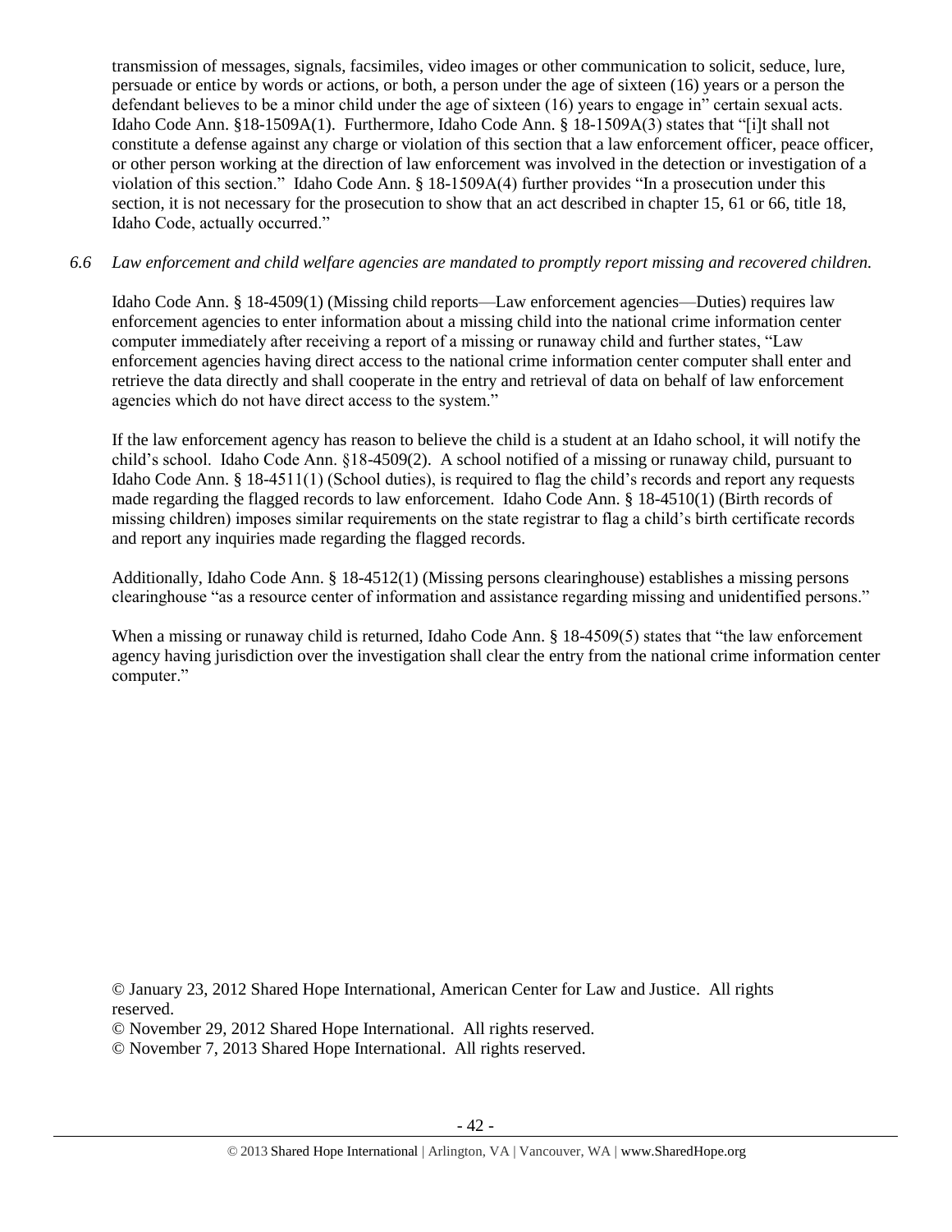transmission of messages, signals, facsimiles, video images or other communication to solicit, seduce, lure, persuade or entice by words or actions, or both, a person under the age of sixteen (16) years or a person the defendant believes to be a minor child under the age of sixteen (16) years to engage in" certain sexual acts. Idaho Code Ann. §18-1509A(1). Furthermore, Idaho Code Ann. § 18-1509A(3) states that "[i]t shall not constitute a defense against any charge or violation of this section that a law enforcement officer, peace officer, or other person working at the direction of law enforcement was involved in the detection or investigation of a violation of this section." Idaho Code Ann. § 18-1509A(4) further provides "In a prosecution under this section, it is not necessary for the prosecution to show that an act described in chapter 15, 61 or 66, title 18, Idaho Code, actually occurred."

*6.6 Law enforcement and child welfare agencies are mandated to promptly report missing and recovered children.*

Idaho Code Ann. § 18-4509(1) (Missing child reports—Law enforcement agencies—Duties) requires law enforcement agencies to enter information about a missing child into the national crime information center computer immediately after receiving a report of a missing or runaway child and further states, "Law enforcement agencies having direct access to the national crime information center computer shall enter and retrieve the data directly and shall cooperate in the entry and retrieval of data on behalf of law enforcement agencies which do not have direct access to the system."

If the law enforcement agency has reason to believe the child is a student at an Idaho school, it will notify the child's school. Idaho Code Ann. §18-4509(2). A school notified of a missing or runaway child, pursuant to Idaho Code Ann. § 18-4511(1) (School duties), is required to flag the child's records and report any requests made regarding the flagged records to law enforcement. Idaho Code Ann. § 18-4510(1) (Birth records of missing children) imposes similar requirements on the state registrar to flag a child's birth certificate records and report any inquiries made regarding the flagged records.

Additionally, Idaho Code Ann. § 18-4512(1) (Missing persons clearinghouse) establishes a missing persons clearinghouse "as a resource center of information and assistance regarding missing and unidentified persons."

When a missing or runaway child is returned, Idaho Code Ann. § 18-4509(5) states that "the law enforcement agency having jurisdiction over the investigation shall clear the entry from the national crime information center computer."

© January 23, 2012 Shared Hope International, American Center for Law and Justice. All rights reserved.
© November 29, 2012 Shared Hope International. All rights reserved.
© November 7, 2013 Shared Hope International. All rights reserved.